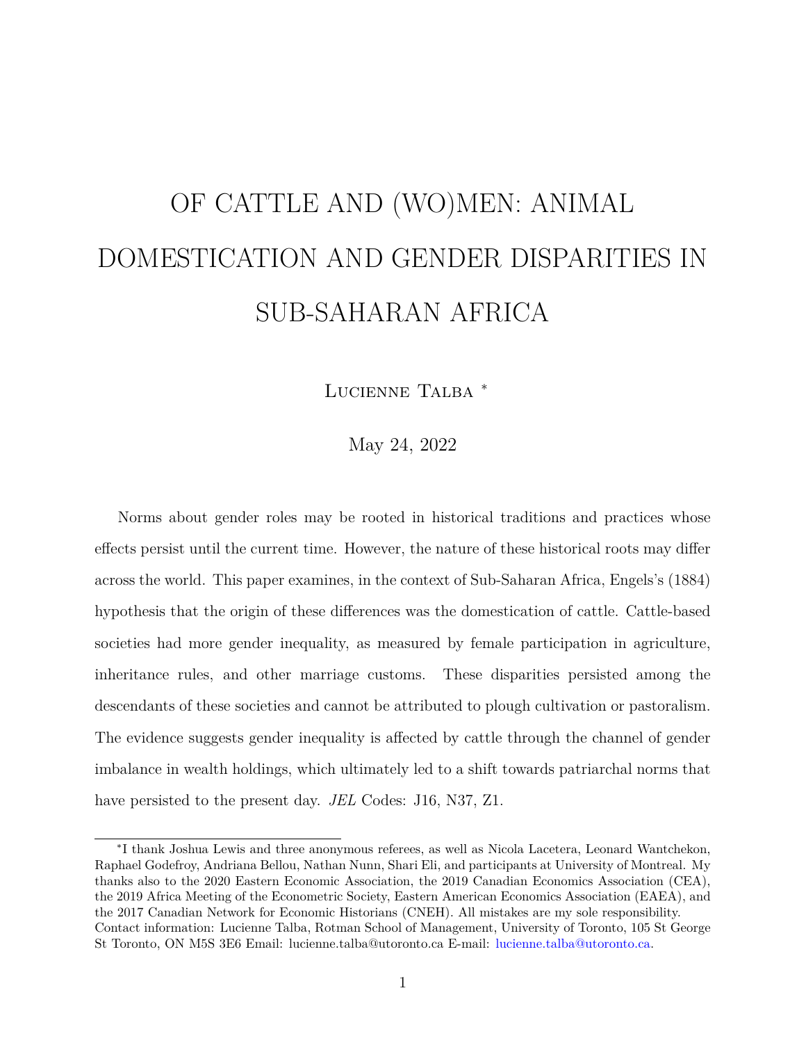# OF CATTLE AND (WO)MEN: ANIMAL DOMESTICATION AND GENDER DISPARITIES IN SUB-SAHARAN AFRICA

Lucienne Talba [*]

May 24, 2022

Norms about gender roles may be rooted in historical traditions and practices whose effects persist until the current time. However, the nature of these historical roots may differ across the world. This paper examines, in the context of Sub-Saharan Africa, Engels's (1884) hypothesis that the origin of these differences was the domestication of cattle. Cattle-based societies had more gender inequality, as measured by female participation in agriculture, inheritance rules, and other marriage customs. These disparities persisted among the descendants of these societies and cannot be attributed to plough cultivation or pastoralism. The evidence suggests gender inequality is affected by cattle through the channel of gender imbalance in wealth holdings, which ultimately led to a shift towards patriarchal norms that have persisted to the present day. *JEL* Codes: J16, N37, Z1.

[*] I thank Joshua Lewis and three anonymous referees, as well as Nicola Lacetera, Leonard Wantchekon, Raphael Godefroy, Andriana Bellou, Nathan Nunn, Shari Eli, and participants at University of Montreal. My thanks also to the 2020 Eastern Economic Association, the 2019 Canadian Economics Association (CEA), the 2019 Africa Meeting of the Econometric Society, Eastern American Economics Association (EAEA), and the 2017 Canadian Network for Economic Historians (CNEH). All mistakes are my sole responsibility. Contact information: Lucienne Talba, Rotman School of Management, University of Toronto, 105 St George St Toronto, ON M5S 3E6 Email: lucienne.talba@utoronto.ca E-mail: lucienne.talba@utoronto.ca.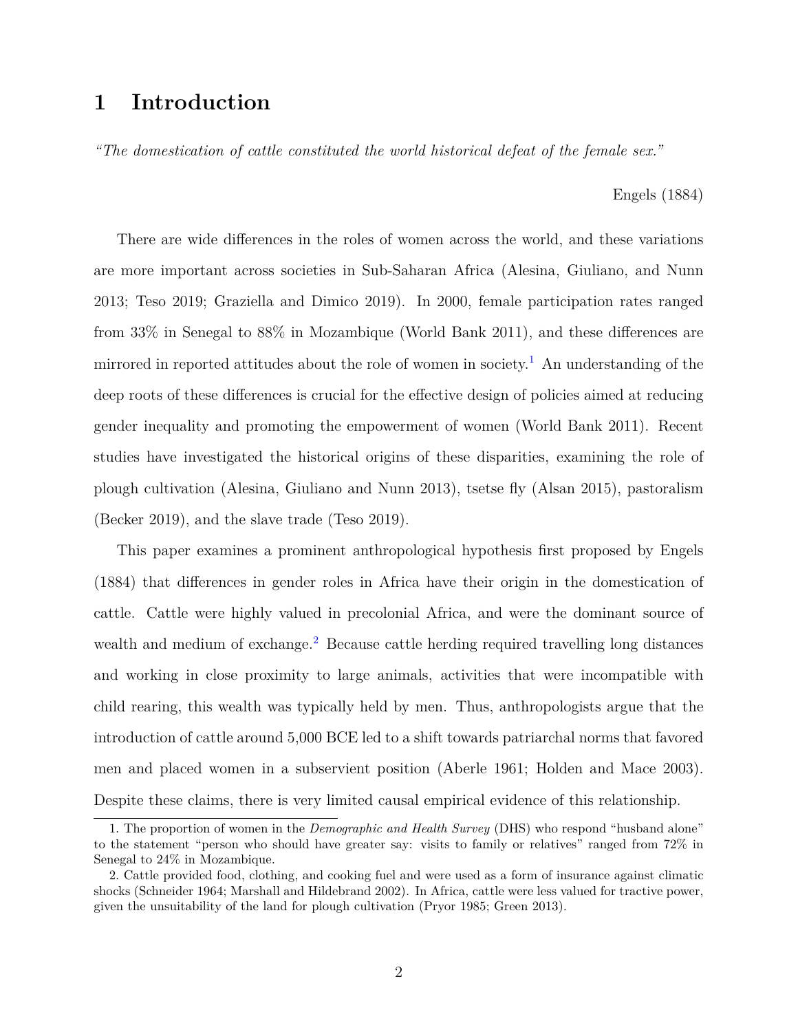# 1 Introduction

*"The domestication of cattle constituted the world historical defeat of the female sex."*

Engels (1884)

There are wide differences in the roles of women across the world, and these variations are more important across societies in Sub-Saharan Africa (Alesina, Giuliano, and Nunn 2013; Teso 2019; Graziella and Dimico 2019). In 2000, female participation rates ranged from 33% in Senegal to 88% in Mozambique (World Bank 2011), and these differences are mirrored in reported attitudes about the role of women in society.[1] An understanding of the deep roots of these differences is crucial for the effective design of policies aimed at reducing gender inequality and promoting the empowerment of women (World Bank 2011). Recent studies have investigated the historical origins of these disparities, examining the role of plough cultivation (Alesina, Giuliano and Nunn 2013), tsetse fly (Alsan 2015), pastoralism (Becker 2019), and the slave trade (Teso 2019).

This paper examines a prominent anthropological hypothesis first proposed by Engels (1884) that differences in gender roles in Africa have their origin in the domestication of cattle. Cattle were highly valued in precolonial Africa, and were the dominant source of wealth and medium of exchange.[2] Because cattle herding required travelling long distances and working in close proximity to large animals, activities that were incompatible with child rearing, this wealth was typically held by men. Thus, anthropologists argue that the introduction of cattle around 5,000 BCE led to a shift towards patriarchal norms that favored men and placed women in a subservient position (Aberle 1961; Holden and Mace 2003). Despite these claims, there is very limited causal empirical evidence of this relationship.

1. The proportion of women in the *Demographic and Health Survey* (DHS) who respond "husband alone" to the statement "person who should have greater say: visits to family or relatives" ranged from 72% in Senegal to 24% in Mozambique.

2. Cattle provided food, clothing, and cooking fuel and were used as a form of insurance against climatic shocks (Schneider 1964; Marshall and Hildebrand 2002). In Africa, cattle were less valued for tractive power, given the unsuitability of the land for plough cultivation (Pryor 1985; Green 2013).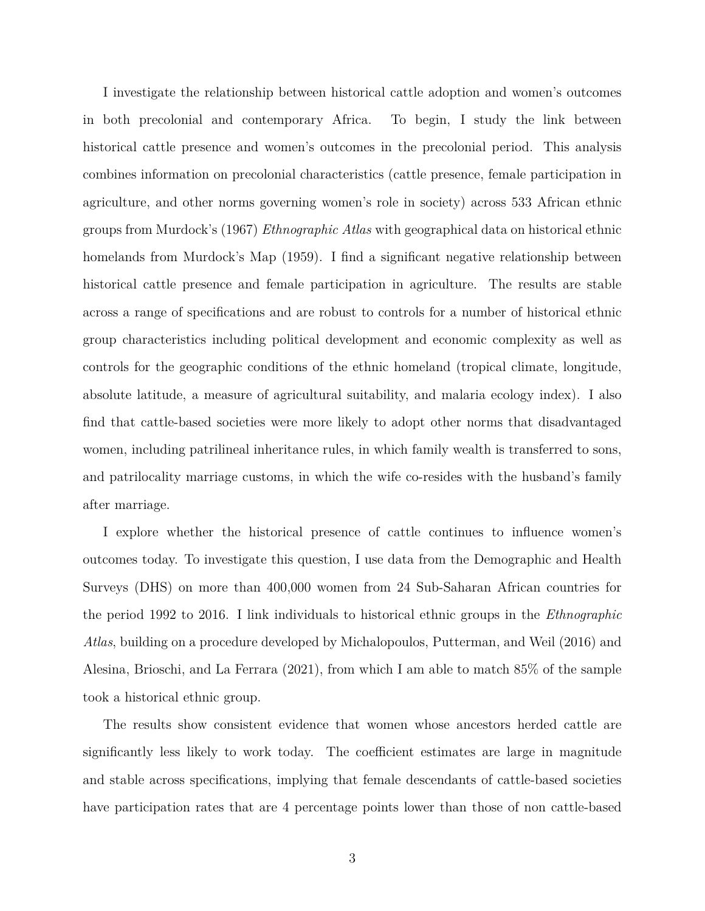I investigate the relationship between historical cattle adoption and women's outcomes in both precolonial and contemporary Africa. To begin, I study the link between historical cattle presence and women's outcomes in the precolonial period. This analysis combines information on precolonial characteristics (cattle presence, female participation in agriculture, and other norms governing women's role in society) across 533 African ethnic groups from Murdock's (1967) *Ethnographic Atlas* with geographical data on historical ethnic homelands from Murdock's Map (1959). I find a significant negative relationship between historical cattle presence and female participation in agriculture. The results are stable across a range of specifications and are robust to controls for a number of historical ethnic group characteristics including political development and economic complexity as well as controls for the geographic conditions of the ethnic homeland (tropical climate, longitude, absolute latitude, a measure of agricultural suitability, and malaria ecology index). I also find that cattle-based societies were more likely to adopt other norms that disadvantaged women, including patrilineal inheritance rules, in which family wealth is transferred to sons, and patrilocality marriage customs, in which the wife co-resides with the husband's family after marriage.

I explore whether the historical presence of cattle continues to influence women's outcomes today. To investigate this question, I use data from the Demographic and Health Surveys (DHS) on more than 400,000 women from 24 Sub-Saharan African countries for the period 1992 to 2016. I link individuals to historical ethnic groups in the *Ethnographic Atlas*, building on a procedure developed by Michalopoulos, Putterman, and Weil (2016) and Alesina, Brioschi, and La Ferrara (2021), from which I am able to match 85% of the sample took a historical ethnic group.

The results show consistent evidence that women whose ancestors herded cattle are significantly less likely to work today. The coefficient estimates are large in magnitude and stable across specifications, implying that female descendants of cattle-based societies have participation rates that are 4 percentage points lower than those of non cattle-based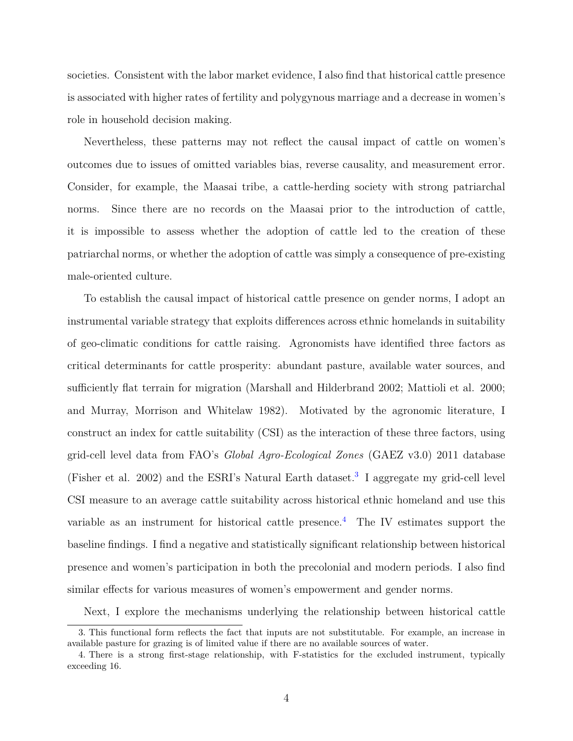societies. Consistent with the labor market evidence, I also find that historical cattle presence is associated with higher rates of fertility and polygynous marriage and a decrease in women's role in household decision making.

Nevertheless, these patterns may not reflect the causal impact of cattle on women's outcomes due to issues of omitted variables bias, reverse causality, and measurement error. Consider, for example, the Maasai tribe, a cattle-herding society with strong patriarchal norms. Since there are no records on the Maasai prior to the introduction of cattle, it is impossible to assess whether the adoption of cattle led to the creation of these patriarchal norms, or whether the adoption of cattle was simply a consequence of pre-existing male-oriented culture.

To establish the causal impact of historical cattle presence on gender norms, I adopt an instrumental variable strategy that exploits differences across ethnic homelands in suitability of geo-climatic conditions for cattle raising. Agronomists have identified three factors as critical determinants for cattle prosperity: abundant pasture, available water sources, and sufficiently flat terrain for migration (Marshall and Hilderbrand 2002; Mattioli et al. 2000; and Murray, Morrison and Whitelaw 1982). Motivated by the agronomic literature, I construct an index for cattle suitability (CSI) as the interaction of these three factors, using grid-cell level data from FAO's *Global Agro-Ecological Zones* (GAEZ v3.0) 2011 database (Fisher et al. 2002) and the ESRI's Natural Earth dataset.[3] I aggregate my grid-cell level CSI measure to an average cattle suitability across historical ethnic homeland and use this variable as an instrument for historical cattle presence.[4] The IV estimates support the baseline findings. I find a negative and statistically significant relationship between historical presence and women's participation in both the precolonial and modern periods. I also find similar effects for various measures of women's empowerment and gender norms.

Next, I explore the mechanisms underlying the relationship between historical cattle

3. This functional form reflects the fact that inputs are not substitutable. For example, an increase in available pasture for grazing is of limited value if there are no available sources of water.

4. There is a strong first-stage relationship, with F-statistics for the excluded instrument, typically exceeding 16.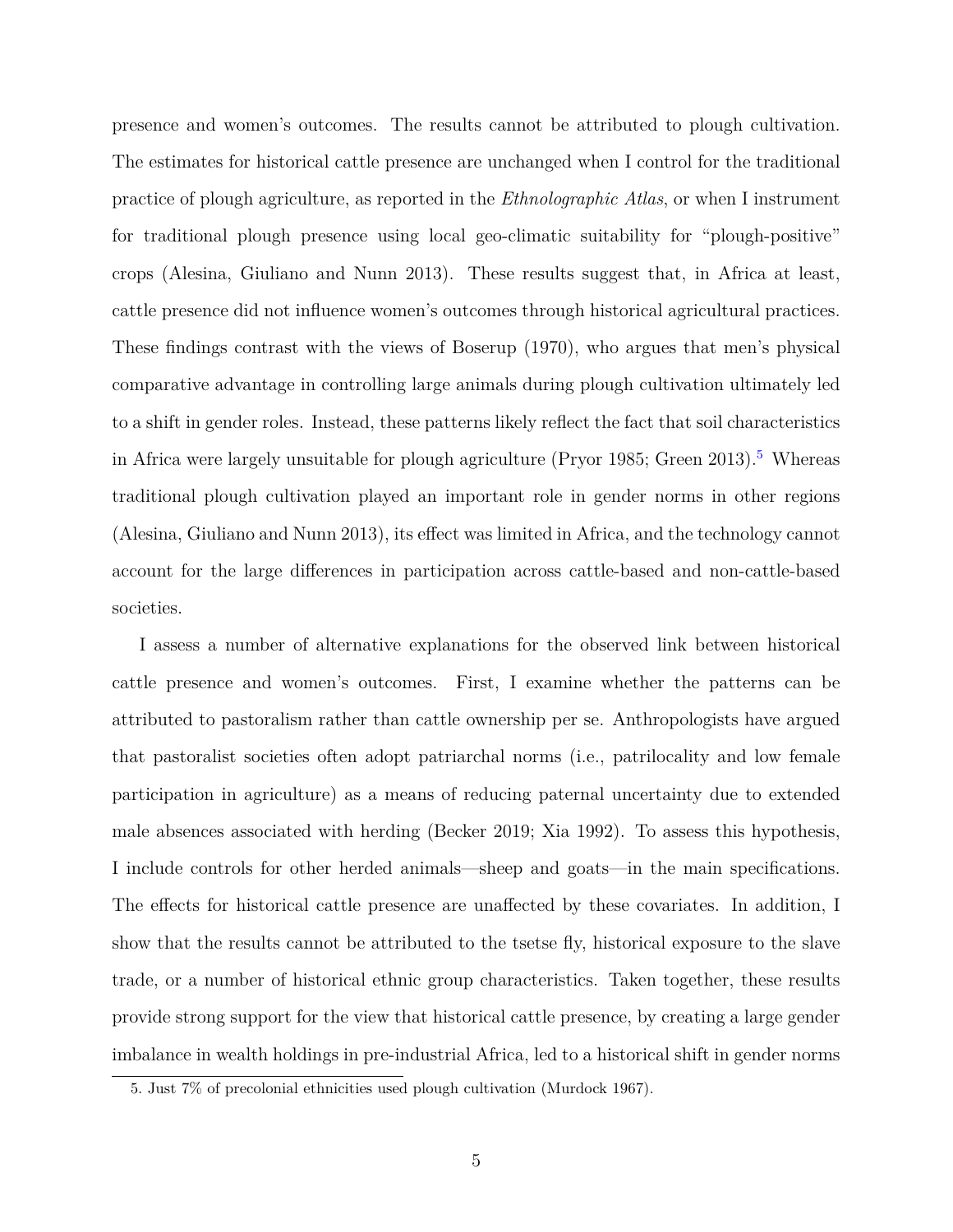presence and women's outcomes. The results cannot be attributed to plough cultivation. The estimates for historical cattle presence are unchanged when I control for the traditional practice of plough agriculture, as reported in the *Ethnolographic Atlas*, or when I instrument for traditional plough presence using local geo-climatic suitability for "plough-positive" crops (Alesina, Giuliano and Nunn 2013). These results suggest that, in Africa at least, cattle presence did not influence women's outcomes through historical agricultural practices. These findings contrast with the views of Boserup (1970), who argues that men's physical comparative advantage in controlling large animals during plough cultivation ultimately led to a shift in gender roles. Instead, these patterns likely reflect the fact that soil characteristics in Africa were largely unsuitable for plough agriculture (Pryor 1985; Green 2013).[5] Whereas traditional plough cultivation played an important role in gender norms in other regions (Alesina, Giuliano and Nunn 2013), its effect was limited in Africa, and the technology cannot account for the large differences in participation across cattle-based and non-cattle-based societies.

I assess a number of alternative explanations for the observed link between historical cattle presence and women's outcomes. First, I examine whether the patterns can be attributed to pastoralism rather than cattle ownership per se. Anthropologists have argued that pastoralist societies often adopt patriarchal norms (i.e., patrilocality and low female participation in agriculture) as a means of reducing paternal uncertainty due to extended male absences associated with herding (Becker 2019; Xia 1992). To assess this hypothesis, I include controls for other herded animals—sheep and goats—in the main specifications. The effects for historical cattle presence are unaffected by these covariates. In addition, I show that the results cannot be attributed to the tsetse fly, historical exposure to the slave trade, or a number of historical ethnic group characteristics. Taken together, these results provide strong support for the view that historical cattle presence, by creating a large gender imbalance in wealth holdings in pre-industrial Africa, led to a historical shift in gender norms

5. Just 7% of precolonial ethnicities used plough cultivation (Murdock 1967).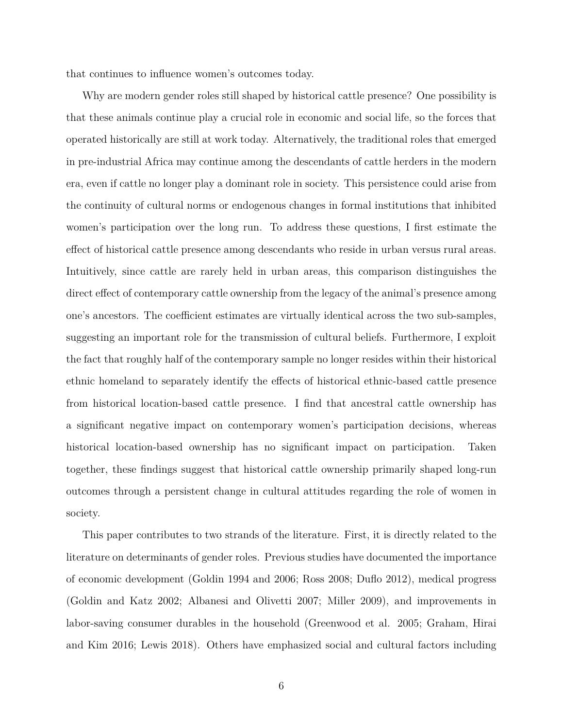that continues to influence women's outcomes today.

Why are modern gender roles still shaped by historical cattle presence? One possibility is that these animals continue play a crucial role in economic and social life, so the forces that operated historically are still at work today. Alternatively, the traditional roles that emerged in pre-industrial Africa may continue among the descendants of cattle herders in the modern era, even if cattle no longer play a dominant role in society. This persistence could arise from the continuity of cultural norms or endogenous changes in formal institutions that inhibited women's participation over the long run. To address these questions, I first estimate the effect of historical cattle presence among descendants who reside in urban versus rural areas. Intuitively, since cattle are rarely held in urban areas, this comparison distinguishes the direct effect of contemporary cattle ownership from the legacy of the animal's presence among one's ancestors. The coefficient estimates are virtually identical across the two sub-samples, suggesting an important role for the transmission of cultural beliefs. Furthermore, I exploit the fact that roughly half of the contemporary sample no longer resides within their historical ethnic homeland to separately identify the effects of historical ethnic-based cattle presence from historical location-based cattle presence. I find that ancestral cattle ownership has a significant negative impact on contemporary women's participation decisions, whereas historical location-based ownership has no significant impact on participation. Taken together, these findings suggest that historical cattle ownership primarily shaped long-run outcomes through a persistent change in cultural attitudes regarding the role of women in society.

This paper contributes to two strands of the literature. First, it is directly related to the literature on determinants of gender roles. Previous studies have documented the importance of economic development (Goldin 1994 and 2006; Ross 2008; Duflo 2012), medical progress (Goldin and Katz 2002; Albanesi and Olivetti 2007; Miller 2009), and improvements in labor-saving consumer durables in the household (Greenwood et al. 2005; Graham, Hirai and Kim 2016; Lewis 2018). Others have emphasized social and cultural factors including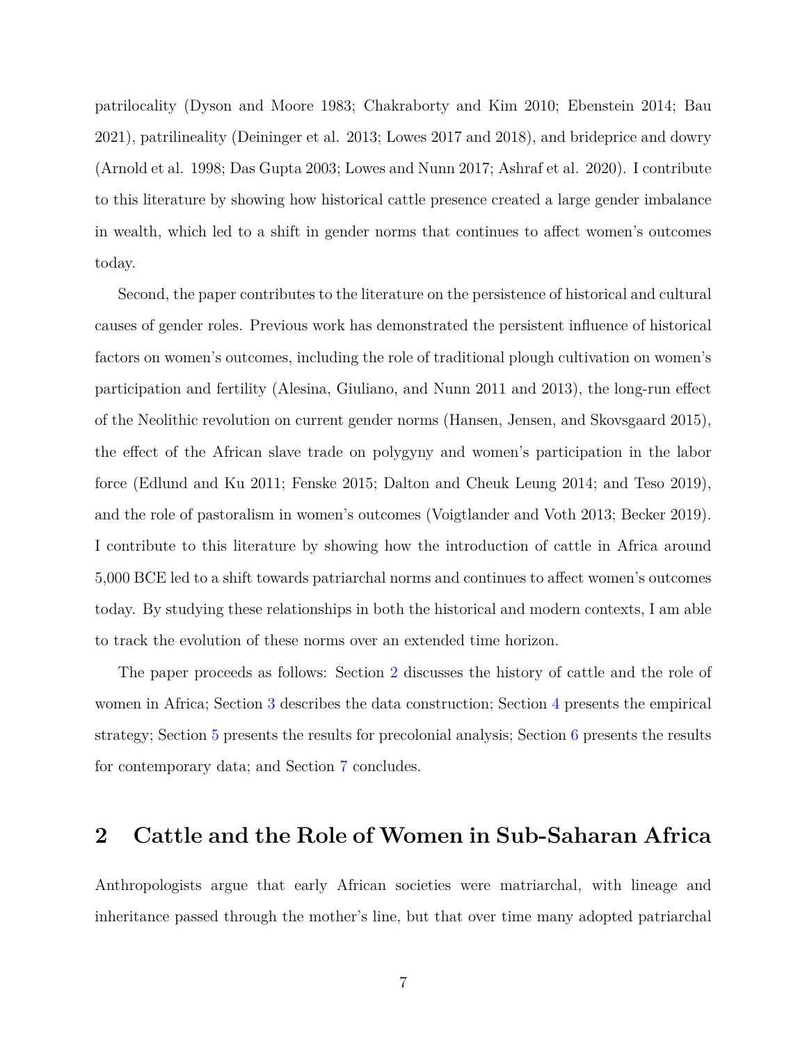patrilocality (Dyson and Moore 1983; Chakraborty and Kim 2010; Ebenstein 2014; Bau 2021), patrilineality (Deininger et al. 2013; Lowes 2017 and 2018), and brideprice and dowry (Arnold et al. 1998; Das Gupta 2003; Lowes and Nunn 2017; Ashraf et al. 2020). I contribute to this literature by showing how historical cattle presence created a large gender imbalance in wealth, which led to a shift in gender norms that continues to affect women's outcomes today.

Second, the paper contributes to the literature on the persistence of historical and cultural causes of gender roles. Previous work has demonstrated the persistent influence of historical factors on women's outcomes, including the role of traditional plough cultivation on women's participation and fertility (Alesina, Giuliano, and Nunn 2011 and 2013), the long-run effect of the Neolithic revolution on current gender norms (Hansen, Jensen, and Skovsgaard 2015), the effect of the African slave trade on polygyny and women's participation in the labor force (Edlund and Ku 2011; Fenske 2015; Dalton and Cheuk Leung 2014; and Teso 2019), and the role of pastoralism in women's outcomes (Voigtlander and Voth 2013; Becker 2019). I contribute to this literature by showing how the introduction of cattle in Africa around 5,000 BCE led to a shift towards patriarchal norms and continues to affect women's outcomes today. By studying these relationships in both the historical and modern contexts, I am able to track the evolution of these norms over an extended time horizon.

The paper proceeds as follows: Section 2 discusses the history of cattle and the role of women in Africa; Section 3 describes the data construction; Section 4 presents the empirical strategy; Section 5 presents the results for precolonial analysis; Section 6 presents the results for contemporary data; and Section 7 concludes.

## 2 Cattle and the Role of Women in Sub-Saharan Africa

Anthropologists argue that early African societies were matriarchal, with lineage and inheritance passed through the mother's line, but that over time many adopted patriarchal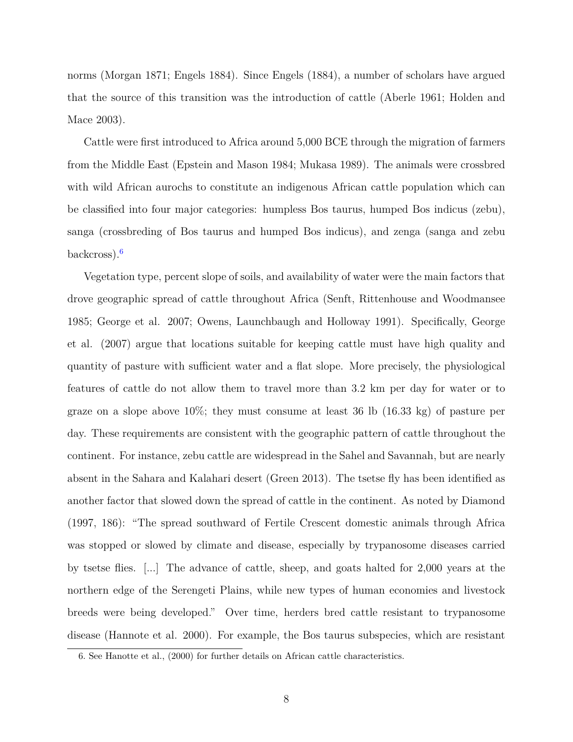norms (Morgan 1871; Engels 1884). Since Engels (1884), a number of scholars have argued that the source of this transition was the introduction of cattle (Aberle 1961; Holden and Mace 2003).

Cattle were first introduced to Africa around 5,000 BCE through the migration of farmers from the Middle East (Epstein and Mason 1984; Mukasa 1989). The animals were crossbred with wild African aurochs to constitute an indigenous African cattle population which can be classified into four major categories: humpless Bos taurus, humped Bos indicus (zebu), sanga (crossbreding of Bos taurus and humped Bos indicus), and zenga (sanga and zebu backcross).[6]

Vegetation type, percent slope of soils, and availability of water were the main factors that drove geographic spread of cattle throughout Africa (Senft, Rittenhouse and Woodmansee 1985; George et al. 2007; Owens, Launchbaugh and Holloway 1991). Specifically, George et al. (2007) argue that locations suitable for keeping cattle must have high quality and quantity of pasture with sufficient water and a flat slope. More precisely, the physiological features of cattle do not allow them to travel more than 3.2 km per day for water or to graze on a slope above 10%; they must consume at least 36 lb (16.33 kg) of pasture per day. These requirements are consistent with the geographic pattern of cattle throughout the continent. For instance, zebu cattle are widespread in the Sahel and Savannah, but are nearly absent in the Sahara and Kalahari desert (Green 2013). The tsetse fly has been identified as another factor that slowed down the spread of cattle in the continent. As noted by Diamond (1997, 186): "The spread southward of Fertile Crescent domestic animals through Africa was stopped or slowed by climate and disease, especially by trypanosome diseases carried by tsetse flies. [...] The advance of cattle, sheep, and goats halted for 2,000 years at the northern edge of the Serengeti Plains, while new types of human economies and livestock breeds were being developed." Over time, herders bred cattle resistant to trypanosome disease (Hannote et al. 2000). For example, the Bos taurus subspecies, which are resistant

6. See Hanotte et al., (2000) for further details on African cattle characteristics.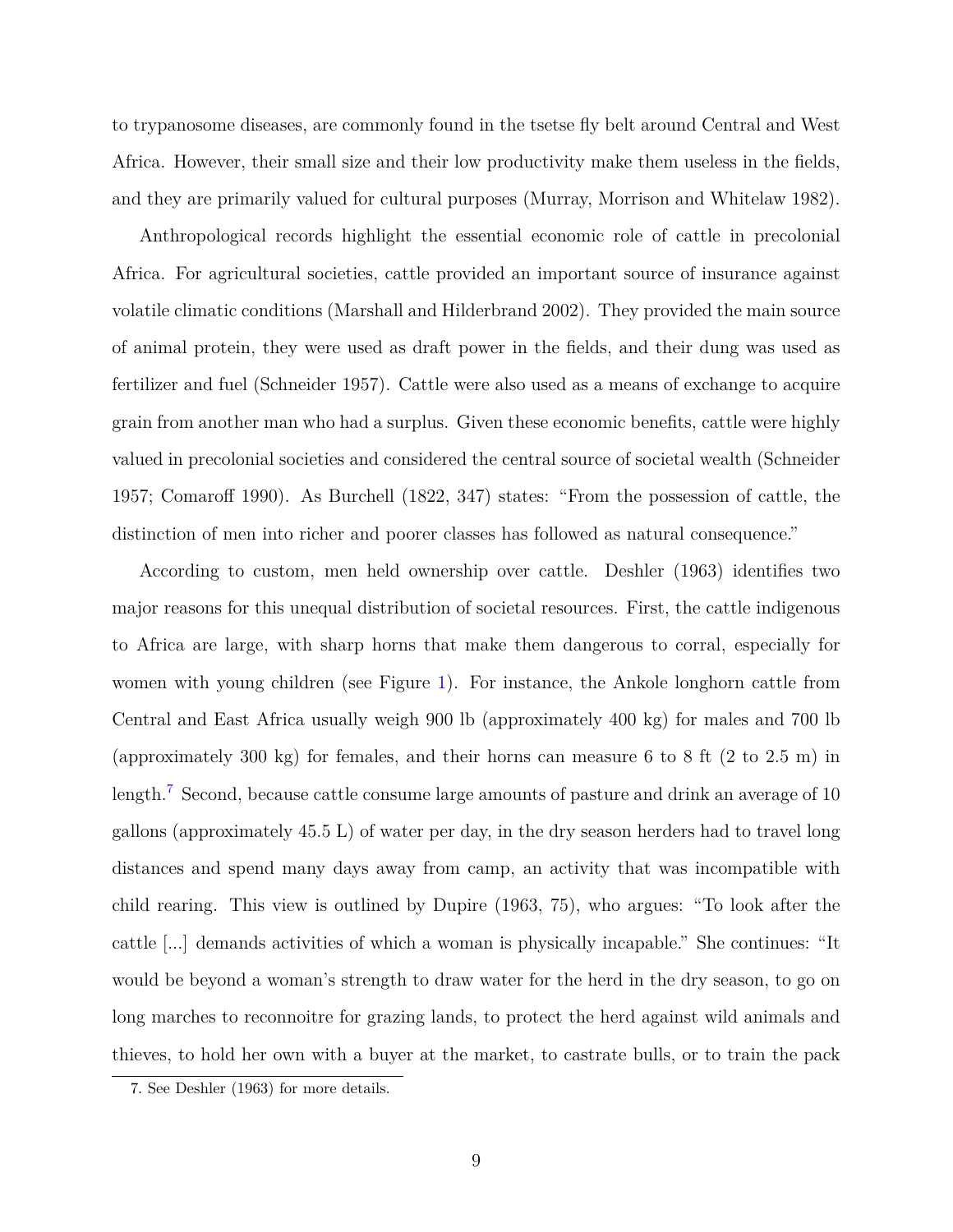to trypanosome diseases, are commonly found in the tsetse fly belt around Central and West Africa. However, their small size and their low productivity make them useless in the fields, and they are primarily valued for cultural purposes (Murray, Morrison and Whitelaw 1982).

Anthropological records highlight the essential economic role of cattle in precolonial Africa. For agricultural societies, cattle provided an important source of insurance against volatile climatic conditions (Marshall and Hilderbrand 2002). They provided the main source of animal protein, they were used as draft power in the fields, and their dung was used as fertilizer and fuel (Schneider 1957). Cattle were also used as a means of exchange to acquire grain from another man who had a surplus. Given these economic benefits, cattle were highly valued in precolonial societies and considered the central source of societal wealth (Schneider 1957; Comaroff 1990). As Burchell (1822, 347) states: "From the possession of cattle, the distinction of men into richer and poorer classes has followed as natural consequence."

According to custom, men held ownership over cattle. Deshler (1963) identifies two major reasons for this unequal distribution of societal resources. First, the cattle indigenous to Africa are large, with sharp horns that make them dangerous to corral, especially for women with young children (see Figure 1). For instance, the Ankole longhorn cattle from Central and East Africa usually weigh 900 lb (approximately 400 kg) for males and 700 lb (approximately 300 kg) for females, and their horns can measure 6 to 8 ft (2 to 2.5 m) in length.[7] Second, because cattle consume large amounts of pasture and drink an average of 10 gallons (approximately 45.5 L) of water per day, in the dry season herders had to travel long distances and spend many days away from camp, an activity that was incompatible with child rearing. This view is outlined by Dupire (1963, 75), who argues: "To look after the cattle [...] demands activities of which a woman is physically incapable." She continues: "It would be beyond a woman's strength to draw water for the herd in the dry season, to go on long marches to reconnoitre for grazing lands, to protect the herd against wild animals and thieves, to hold her own with a buyer at the market, to castrate bulls, or to train the pack

7. See Deshler (1963) for more details.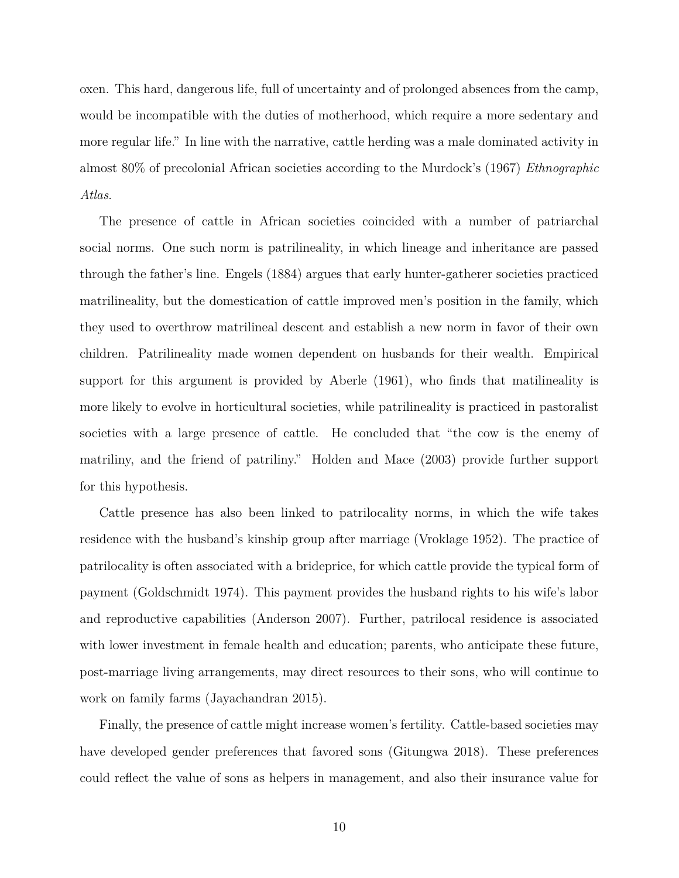oxen. This hard, dangerous life, full of uncertainty and of prolonged absences from the camp, would be incompatible with the duties of motherhood, which require a more sedentary and more regular life." In line with the narrative, cattle herding was a male dominated activity in almost 80% of precolonial African societies according to the Murdock's (1967) *Ethnographic Atlas*.

The presence of cattle in African societies coincided with a number of patriarchal social norms. One such norm is patrilineality, in which lineage and inheritance are passed through the father's line. Engels (1884) argues that early hunter-gatherer societies practiced matrilineality, but the domestication of cattle improved men's position in the family, which they used to overthrow matrilineal descent and establish a new norm in favor of their own children. Patrilineality made women dependent on husbands for their wealth. Empirical support for this argument is provided by Aberle (1961), who finds that matilineality is more likely to evolve in horticultural societies, while patrilineality is practiced in pastoralist societies with a large presence of cattle. He concluded that "the cow is the enemy of matriliny, and the friend of patriliny." Holden and Mace (2003) provide further support for this hypothesis.

Cattle presence has also been linked to patrilocality norms, in which the wife takes residence with the husband's kinship group after marriage (Vroklage 1952). The practice of patrilocality is often associated with a brideprice, for which cattle provide the typical form of payment (Goldschmidt 1974). This payment provides the husband rights to his wife's labor and reproductive capabilities (Anderson 2007). Further, patrilocal residence is associated with lower investment in female health and education; parents, who anticipate these future, post-marriage living arrangements, may direct resources to their sons, who will continue to work on family farms (Jayachandran 2015).

Finally, the presence of cattle might increase women's fertility. Cattle-based societies may have developed gender preferences that favored sons (Gitungwa 2018). These preferences could reflect the value of sons as helpers in management, and also their insurance value for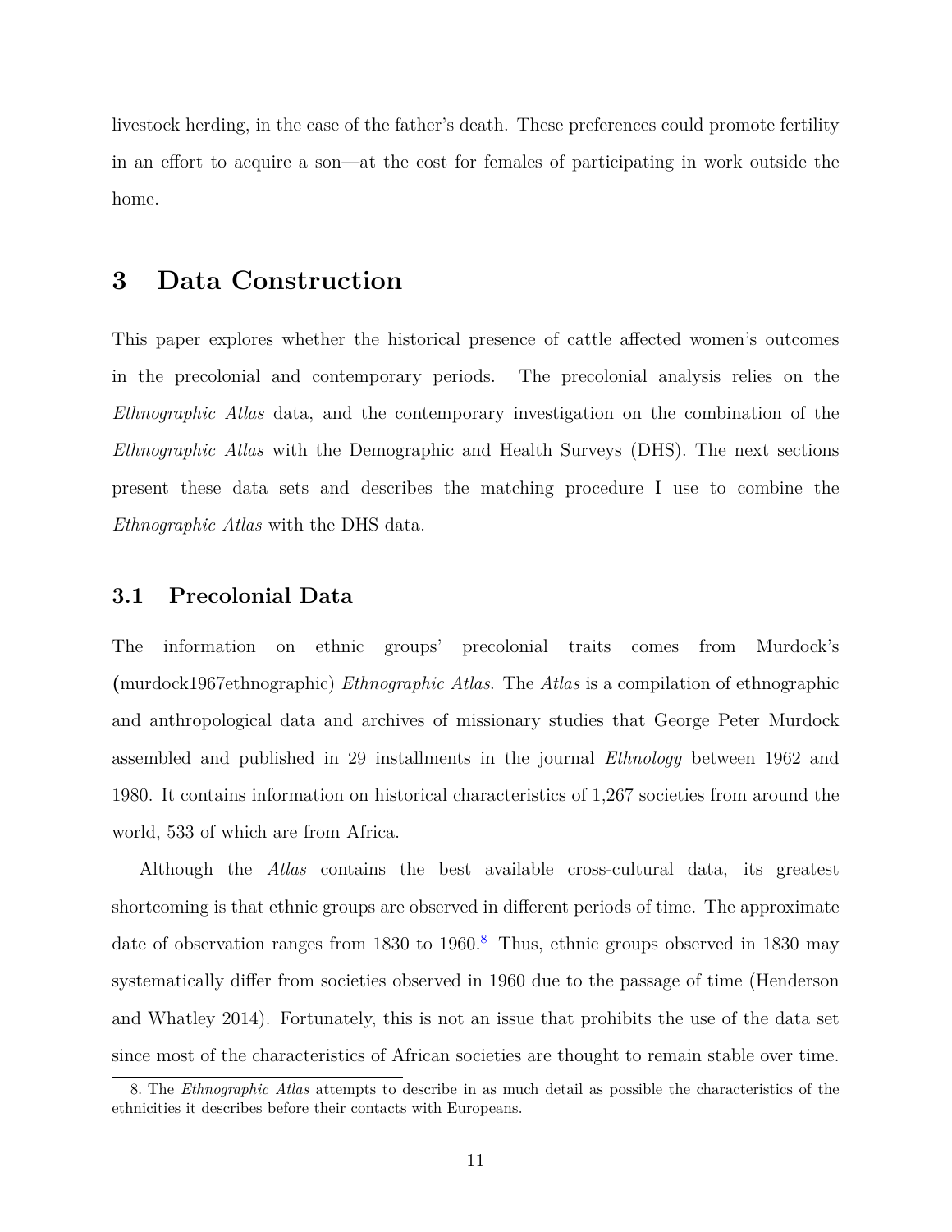livestock herding, in the case of the father's death. These preferences could promote fertility in an effort to acquire a son—at the cost for females of participating in work outside the home.

# 3 Data Construction

This paper explores whether the historical presence of cattle affected women's outcomes in the precolonial and contemporary periods. The precolonial analysis relies on the *Ethnographic Atlas* data, and the contemporary investigation on the combination of the *Ethnographic Atlas* with the Demographic and Health Surveys (DHS). The next sections present these data sets and describes the matching procedure I use to combine the *Ethnographic Atlas* with the DHS data.

## 3.1 Precolonial Data

The information on ethnic groups' precolonial traits comes from Murdock's (murdock1967ethnographic) *Ethnographic Atlas*. The *Atlas* is a compilation of ethnographic and anthropological data and archives of missionary studies that George Peter Murdock assembled and published in 29 installments in the journal *Ethnology* between 1962 and 1980. It contains information on historical characteristics of 1,267 societies from around the world, 533 of which are from Africa.

Although the *Atlas* contains the best available cross-cultural data, its greatest shortcoming is that ethnic groups are observed in different periods of time. The approximate date of observation ranges from 1830 to 1960.[8] Thus, ethnic groups observed in 1830 may systematically differ from societies observed in 1960 due to the passage of time (Henderson and Whatley 2014). Fortunately, this is not an issue that prohibits the use of the data set since most of the characteristics of African societies are thought to remain stable over time.

8. The *Ethnographic Atlas* attempts to describe in as much detail as possible the characteristics of the ethnicities it describes before their contacts with Europeans.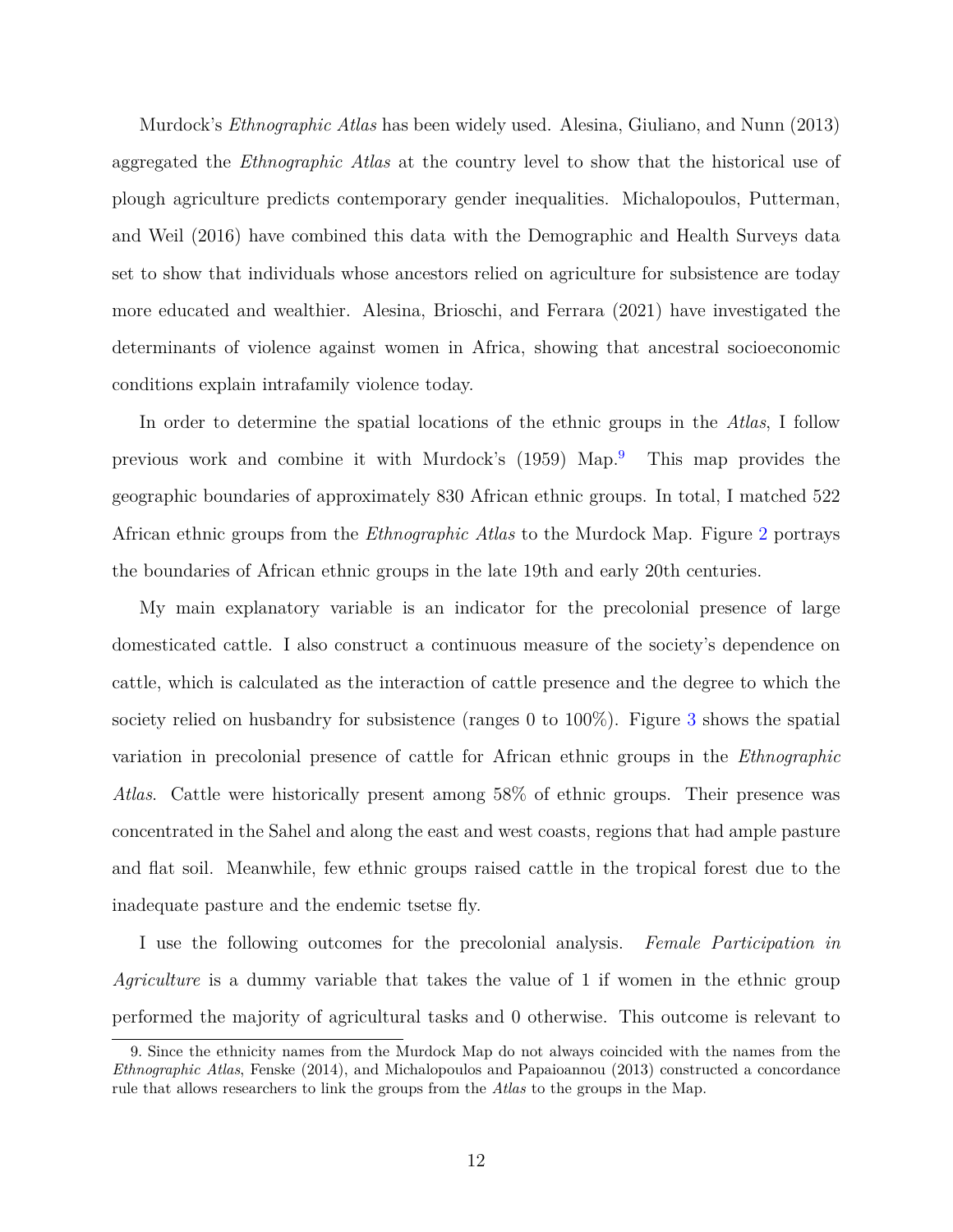Murdock's *Ethnographic Atlas* has been widely used. Alesina, Giuliano, and Nunn (2013) aggregated the *Ethnographic Atlas* at the country level to show that the historical use of plough agriculture predicts contemporary gender inequalities. Michalopoulos, Putterman, and Weil (2016) have combined this data with the Demographic and Health Surveys data set to show that individuals whose ancestors relied on agriculture for subsistence are today more educated and wealthier. Alesina, Brioschi, and Ferrara (2021) have investigated the determinants of violence against women in Africa, showing that ancestral socioeconomic conditions explain intrafamily violence today.

In order to determine the spatial locations of the ethnic groups in the *Atlas*, I follow previous work and combine it with Murdock's (1959) Map.[9] This map provides the geographic boundaries of approximately 830 African ethnic groups. In total, I matched 522 African ethnic groups from the *Ethnographic Atlas* to the Murdock Map. Figure 2 portrays the boundaries of African ethnic groups in the late 19th and early 20th centuries.

My main explanatory variable is an indicator for the precolonial presence of large domesticated cattle. I also construct a continuous measure of the society's dependence on cattle, which is calculated as the interaction of cattle presence and the degree to which the society relied on husbandry for subsistence (ranges 0 to 100%). Figure 3 shows the spatial variation in precolonial presence of cattle for African ethnic groups in the *Ethnographic Atlas*. Cattle were historically present among 58% of ethnic groups. Their presence was concentrated in the Sahel and along the east and west coasts, regions that had ample pasture and flat soil. Meanwhile, few ethnic groups raised cattle in the tropical forest due to the inadequate pasture and the endemic tsetse fly.

I use the following outcomes for the precolonial analysis. *Female Participation in Agriculture* is a dummy variable that takes the value of 1 if women in the ethnic group performed the majority of agricultural tasks and 0 otherwise. This outcome is relevant to

9. Since the ethnicity names from the Murdock Map do not always coincided with the names from the *Ethnographic Atlas*, Fenske (2014), and Michalopoulos and Papaioannou (2013) constructed a concordance rule that allows researchers to link the groups from the *Atlas* to the groups in the Map.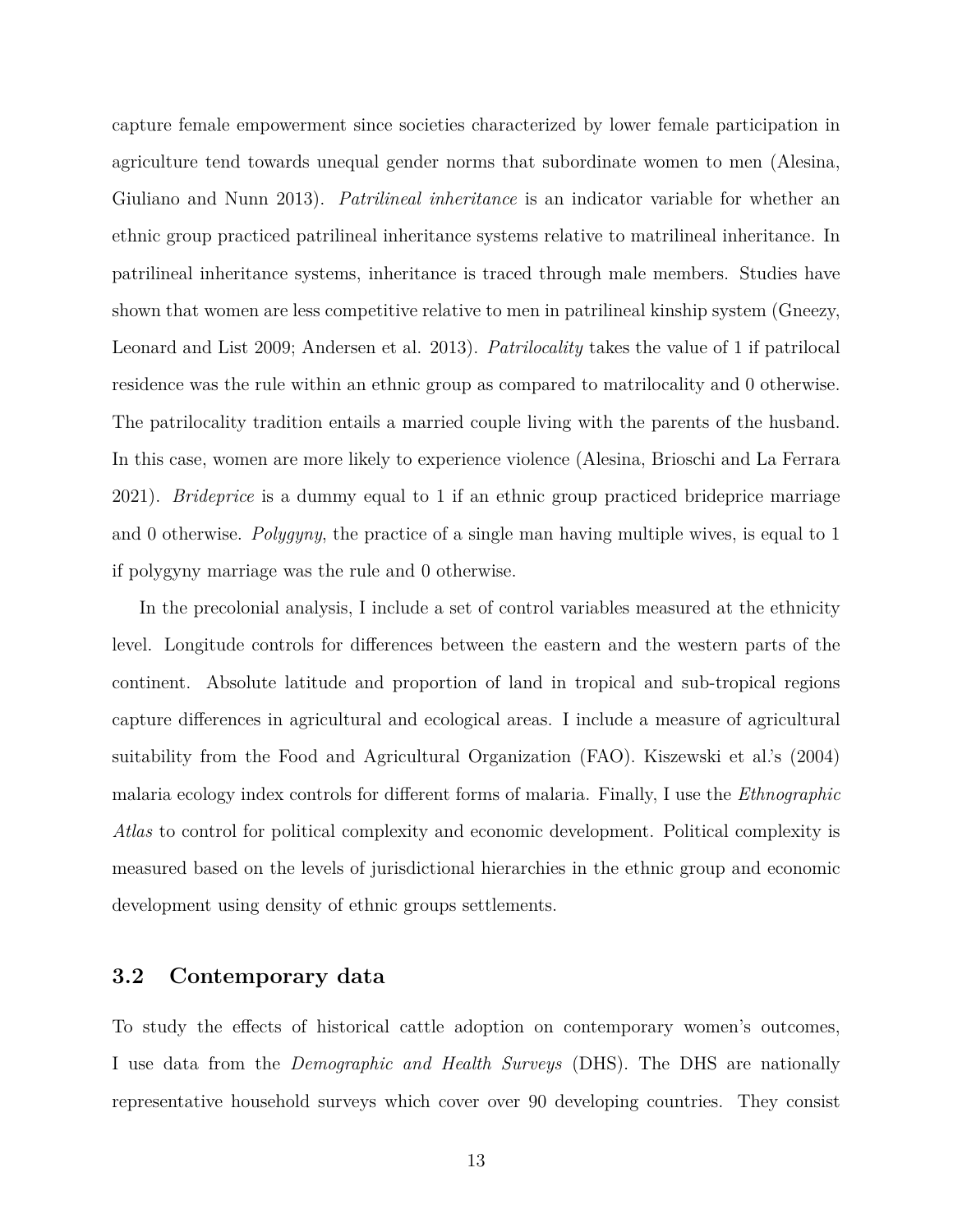capture female empowerment since societies characterized by lower female participation in agriculture tend towards unequal gender norms that subordinate women to men (Alesina, Giuliano and Nunn 2013). *Patrilineal inheritance* is an indicator variable for whether an ethnic group practiced patrilineal inheritance systems relative to matrilineal inheritance. In patrilineal inheritance systems, inheritance is traced through male members. Studies have shown that women are less competitive relative to men in patrilineal kinship system (Gneezy, Leonard and List 2009; Andersen et al. 2013). *Patrilocality* takes the value of 1 if patrilocal residence was the rule within an ethnic group as compared to matrilocality and 0 otherwise. The patrilocality tradition entails a married couple living with the parents of the husband. In this case, women are more likely to experience violence (Alesina, Brioschi and La Ferrara 2021). *Brideprice* is a dummy equal to 1 if an ethnic group practiced brideprice marriage and 0 otherwise. *Polygyny*, the practice of a single man having multiple wives, is equal to 1 if polygyny marriage was the rule and 0 otherwise.

In the precolonial analysis, I include a set of control variables measured at the ethnicity level. Longitude controls for differences between the eastern and the western parts of the continent. Absolute latitude and proportion of land in tropical and sub-tropical regions capture differences in agricultural and ecological areas. I include a measure of agricultural suitability from the Food and Agricultural Organization (FAO). Kiszewski et al.'s (2004) malaria ecology index controls for different forms of malaria. Finally, I use the *Ethnographic Atlas* to control for political complexity and economic development. Political complexity is measured based on the levels of jurisdictional hierarchies in the ethnic group and economic development using density of ethnic groups settlements.

### 3.2 Contemporary data

To study the effects of historical cattle adoption on contemporary women's outcomes, I use data from the *Demographic and Health Surveys* (DHS). The DHS are nationally representative household surveys which cover over 90 developing countries. They consist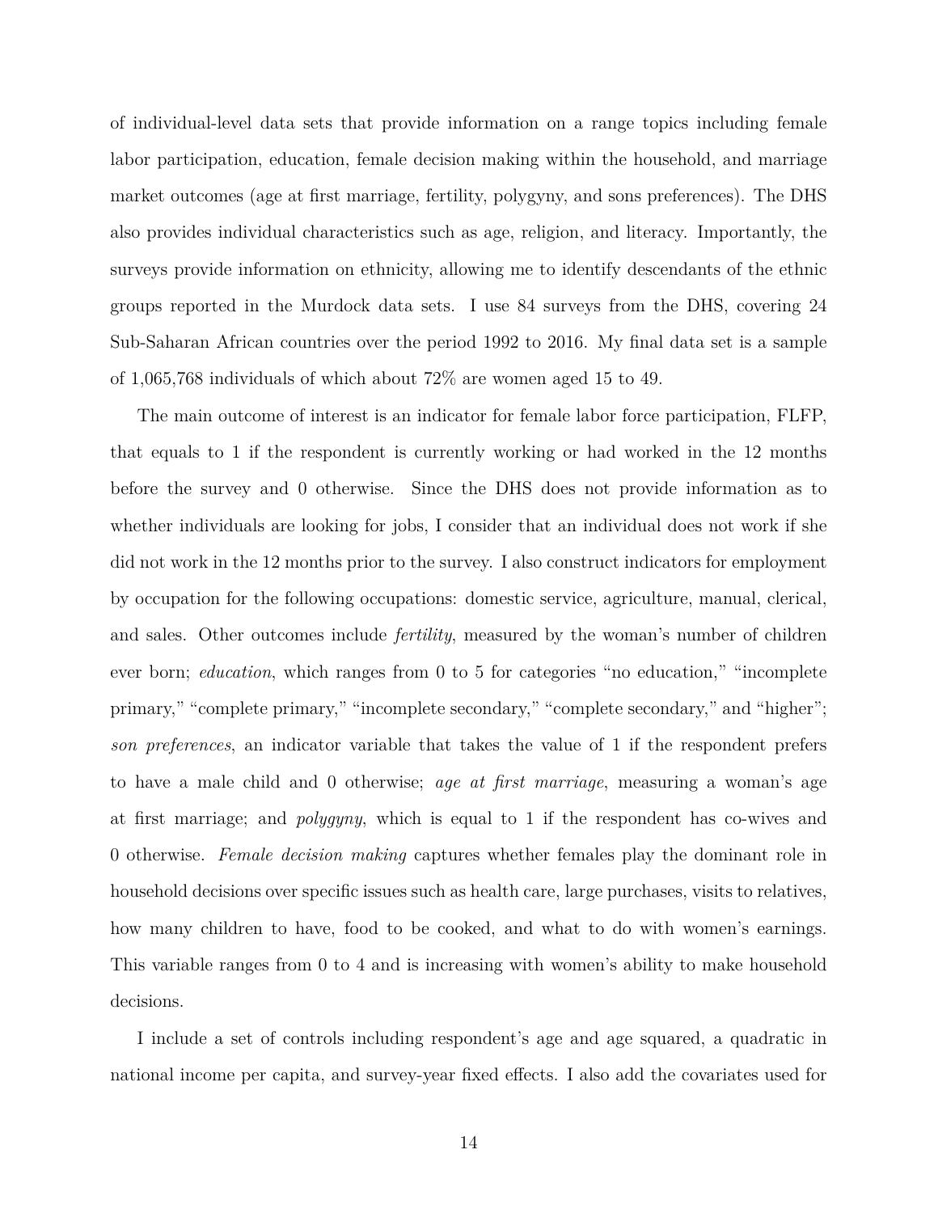of individual-level data sets that provide information on a range topics including female labor participation, education, female decision making within the household, and marriage market outcomes (age at first marriage, fertility, polygyny, and sons preferences). The DHS also provides individual characteristics such as age, religion, and literacy. Importantly, the surveys provide information on ethnicity, allowing me to identify descendants of the ethnic groups reported in the Murdock data sets. I use 84 surveys from the DHS, covering 24 Sub-Saharan African countries over the period 1992 to 2016. My final data set is a sample of 1,065,768 individuals of which about 72% are women aged 15 to 49.

The main outcome of interest is an indicator for female labor force participation, FLFP, that equals to 1 if the respondent is currently working or had worked in the 12 months before the survey and 0 otherwise. Since the DHS does not provide information as to whether individuals are looking for jobs, I consider that an individual does not work if she did not work in the 12 months prior to the survey. I also construct indicators for employment by occupation for the following occupations: domestic service, agriculture, manual, clerical, and sales. Other outcomes include *fertility*, measured by the woman's number of children ever born; *education*, which ranges from 0 to 5 for categories "no education," "incomplete primary," "complete primary," "incomplete secondary," "complete secondary," and "higher"; *son preferences*, an indicator variable that takes the value of 1 if the respondent prefers to have a male child and 0 otherwise; *age at first marriage*, measuring a woman's age at first marriage; and *polygyny*, which is equal to 1 if the respondent has co-wives and 0 otherwise. *Female decision making* captures whether females play the dominant role in household decisions over specific issues such as health care, large purchases, visits to relatives, how many children to have, food to be cooked, and what to do with women's earnings. This variable ranges from 0 to 4 and is increasing with women's ability to make household decisions.

I include a set of controls including respondent's age and age squared, a quadratic in national income per capita, and survey-year fixed effects. I also add the covariates used for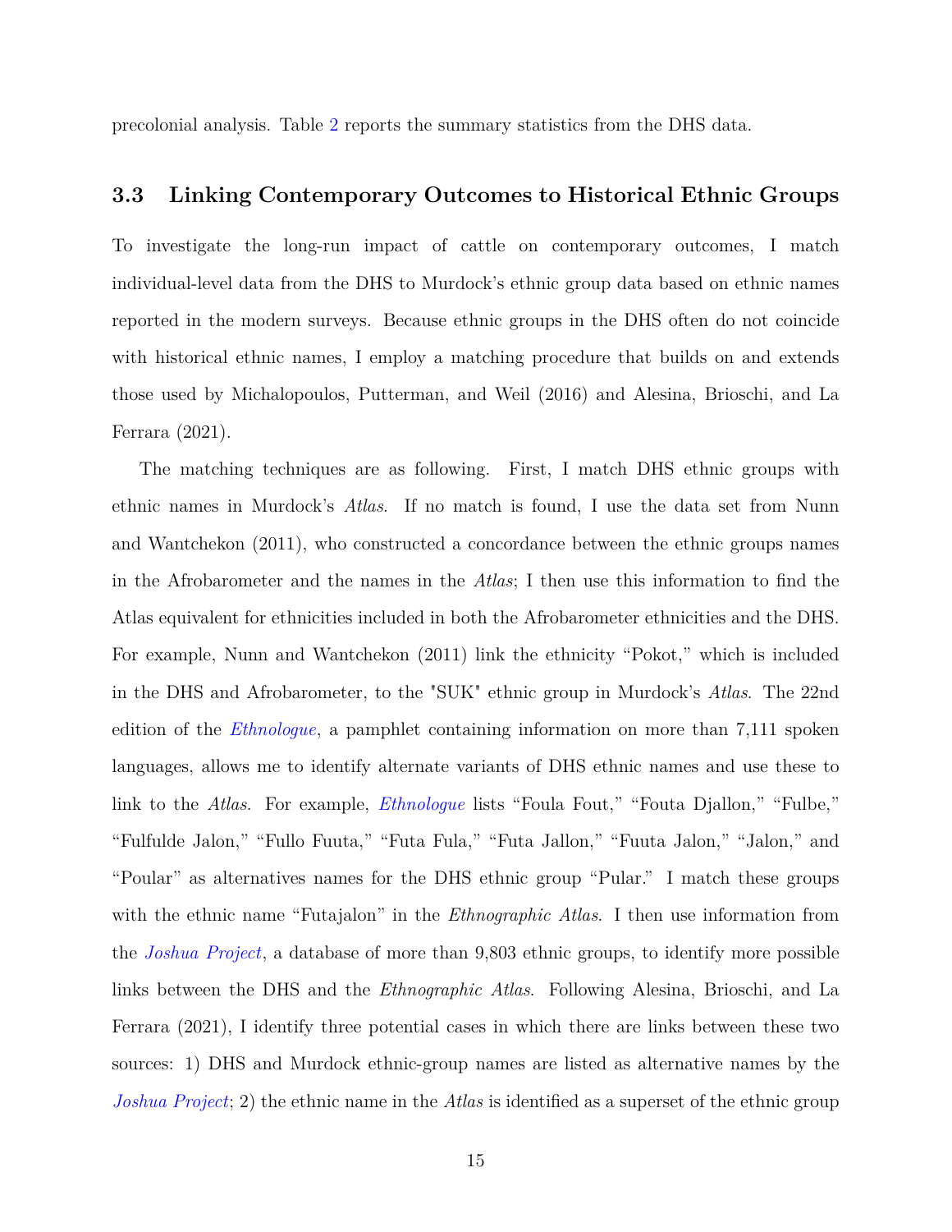precolonial analysis. Table 2 reports the summary statistics from the DHS data.

## 3.3 Linking Contemporary Outcomes to Historical Ethnic Groups

To investigate the long-run impact of cattle on contemporary outcomes, I match individual-level data from the DHS to Murdock's ethnic group data based on ethnic names reported in the modern surveys. Because ethnic groups in the DHS often do not coincide with historical ethnic names, I employ a matching procedure that builds on and extends those used by Michalopoulos, Putterman, and Weil (2016) and Alesina, Brioschi, and La Ferrara (2021).

The matching techniques are as following. First, I match DHS ethnic groups with ethnic names in Murdock's *Atlas*. If no match is found, I use the data set from Nunn and Wantchekon (2011), who constructed a concordance between the ethnic groups names in the Afrobarometer and the names in the *Atlas*; I then use this information to find the Atlas equivalent for ethnicities included in both the Afrobarometer ethnicities and the DHS. For example, Nunn and Wantchekon (2011) link the ethnicity "Pokot," which is included in the DHS and Afrobarometer, to the "SUK" ethnic group in Murdock's *Atlas*. The 22nd edition of the *Ethnologue*, a pamphlet containing information on more than 7,111 spoken languages, allows me to identify alternate variants of DHS ethnic names and use these to link to the *Atlas*. For example, *Ethnologue* lists "Foula Fout," "Fouta Djallon," "Fulbe," "Fulfulde Jalon," "Fullo Fuuta," "Futa Fula," "Futa Jallon," "Fuuta Jalon," "Jalon," and "Poular" as alternatives names for the DHS ethnic group "Pular." I match these groups with the ethnic name "Futajalon" in the *Ethnographic Atlas*. I then use information from the *Joshua Project*, a database of more than 9,803 ethnic groups, to identify more possible links between the DHS and the *Ethnographic Atlas*. Following Alesina, Brioschi, and La Ferrara (2021), I identify three potential cases in which there are links between these two sources: 1) DHS and Murdock ethnic-group names are listed as alternative names by the *Joshua Project*; 2) the ethnic name in the *Atlas* is identified as a superset of the ethnic group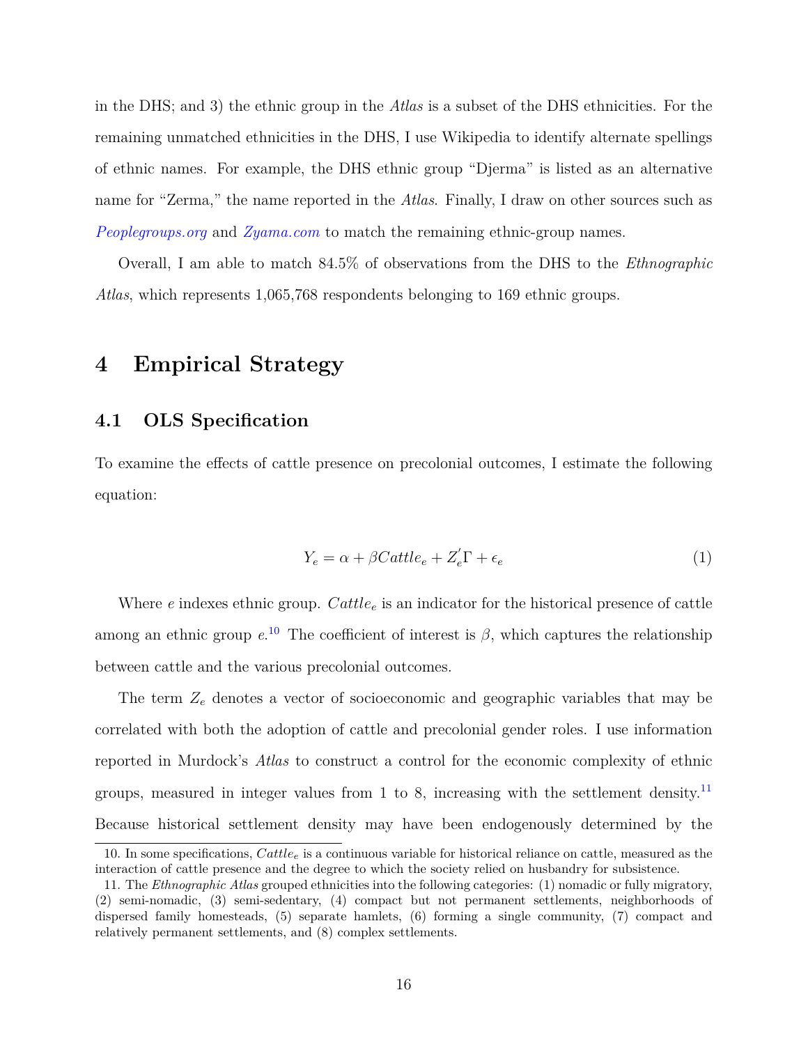in the DHS; and 3) the ethnic group in the *Atlas* is a subset of the DHS ethnicities. For the remaining unmatched ethnicities in the DHS, I use Wikipedia to identify alternate spellings of ethnic names. For example, the DHS ethnic group "Djerma" is listed as an alternative name for "Zerma," the name reported in the *Atlas*. Finally, I draw on other sources such as *Peoplegroups.org* and *Zyama.com* to match the remaining ethnic-group names.

Overall, I am able to match 84.5% of observations from the DHS to the *Ethnographic Atlas*, which represents 1,065,768 respondents belonging to 169 ethnic groups.

# 4 Empirical Strategy

## 4.1 OLS Specification

To examine the effects of cattle presence on precolonial outcomes, I estimate the following equation:

$$Y_e = \alpha + \beta Cattle_e + Z_e^{'}\Gamma + \epsilon_e \tag{1}$$

Where $e$ indexes ethnic group. $Cattle_e$ is an indicator for the historical presence of cattle among an ethnic group $e$.[10] The coefficient of interest is $\beta$, which captures the relationship between cattle and the various precolonial outcomes.

The term $Z_e$ denotes a vector of socioeconomic and geographic variables that may be correlated with both the adoption of cattle and precolonial gender roles. I use information reported in Murdock's *Atlas* to construct a control for the economic complexity of ethnic groups, measured in integer values from 1 to 8, increasing with the settlement density.[11] Because historical settlement density may have been endogenously determined by the

10. In some specifications, $Cattle_e$ is a continuous variable for historical reliance on cattle, measured as the interaction of cattle presence and the degree to which the society relied on husbandry for subsistence.

11. The *Ethnographic Atlas* grouped ethnicities into the following categories: (1) nomadic or fully migratory, (2) semi-nomadic, (3) semi-sedentary, (4) compact but not permanent settlements, neighborhoods of dispersed family homesteads, (5) separate hamlets, (6) forming a single community, (7) compact and relatively permanent settlements, and (8) complex settlements.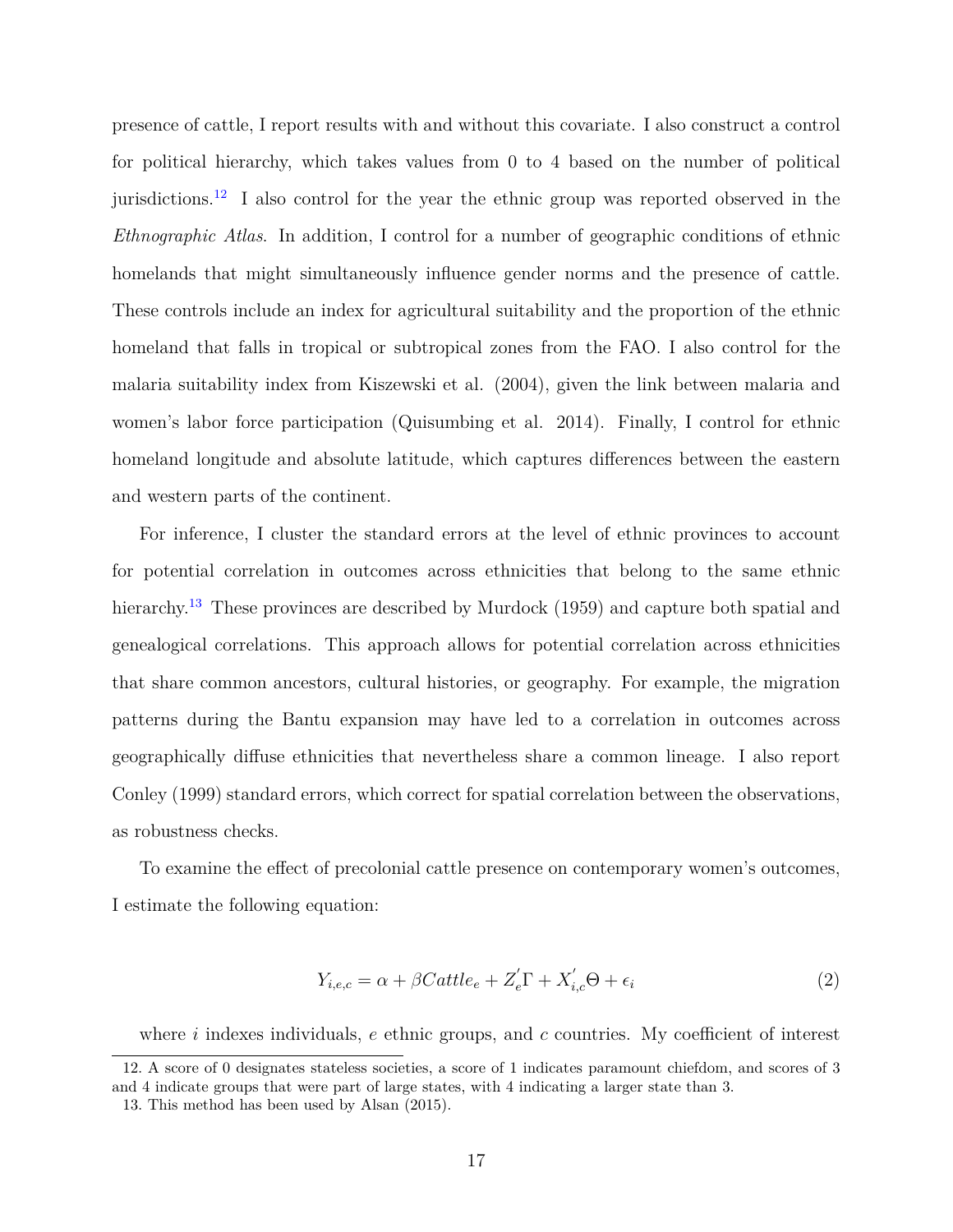presence of cattle, I report results with and without this covariate. I also construct a control for political hierarchy, which takes values from 0 to 4 based on the number of political jurisdictions.[12] I also control for the year the ethnic group was reported observed in the *Ethnographic Atlas*. In addition, I control for a number of geographic conditions of ethnic homelands that might simultaneously influence gender norms and the presence of cattle. These controls include an index for agricultural suitability and the proportion of the ethnic homeland that falls in tropical or subtropical zones from the FAO. I also control for the malaria suitability index from Kiszewski et al. (2004), given the link between malaria and women's labor force participation (Quisumbing et al. 2014). Finally, I control for ethnic homeland longitude and absolute latitude, which captures differences between the eastern and western parts of the continent.

For inference, I cluster the standard errors at the level of ethnic provinces to account for potential correlation in outcomes across ethnicities that belong to the same ethnic hierarchy.[13] These provinces are described by Murdock (1959) and capture both spatial and genealogical correlations. This approach allows for potential correlation across ethnicities that share common ancestors, cultural histories, or geography. For example, the migration patterns during the Bantu expansion may have led to a correlation in outcomes across geographically diffuse ethnicities that nevertheless share a common lineage. I also report Conley (1999) standard errors, which correct for spatial correlation between the observations, as robustness checks.

To examine the effect of precolonial cattle presence on contemporary women's outcomes, I estimate the following equation:

$$Y_{i,e,c} = \alpha + \beta Cattle_e + Z_e^{'}\Gamma + X_{i,c}^{'}\Theta + \epsilon_i \tag{2}$$

where $i$ indexes individuals, $e$ ethnic groups, and $c$ countries. My coefficient of interest

12. A score of 0 designates stateless societies, a score of 1 indicates paramount chiefdom, and scores of 3 and 4 indicate groups that were part of large states, with 4 indicating a larger state than 3.

13. This method has been used by Alsan (2015).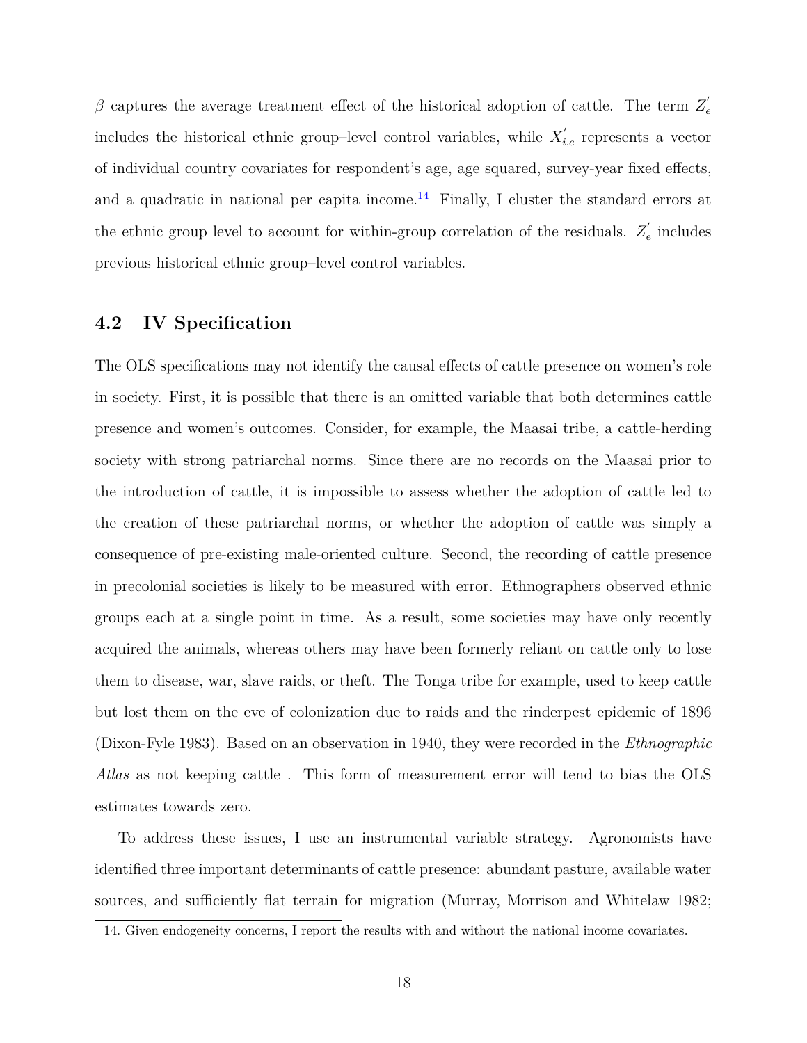$\beta$ captures the average treatment effect of the historical adoption of cattle. The term $Z_e^{'}$ includes the historical ethnic group–level control variables, while $X_{i,c}^{'}$ represents a vector of individual country covariates for respondent's age, age squared, survey-year fixed effects, and a quadratic in national per capita income.[14] Finally, I cluster the standard errors at the ethnic group level to account for within-group correlation of the residuals. $Z_e^{'}$ includes previous historical ethnic group–level control variables.

## 4.2 IV Specification

The OLS specifications may not identify the causal effects of cattle presence on women's role in society. First, it is possible that there is an omitted variable that both determines cattle presence and women's outcomes. Consider, for example, the Maasai tribe, a cattle-herding society with strong patriarchal norms. Since there are no records on the Maasai prior to the introduction of cattle, it is impossible to assess whether the adoption of cattle led to the creation of these patriarchal norms, or whether the adoption of cattle was simply a consequence of pre-existing male-oriented culture. Second, the recording of cattle presence in precolonial societies is likely to be measured with error. Ethnographers observed ethnic groups each at a single point in time. As a result, some societies may have only recently acquired the animals, whereas others may have been formerly reliant on cattle only to lose them to disease, war, slave raids, or theft. The Tonga tribe for example, used to keep cattle but lost them on the eve of colonization due to raids and the rinderpest epidemic of 1896 (Dixon-Fyle 1983). Based on an observation in 1940, they were recorded in the *Ethnographic Atlas* as not keeping cattle . This form of measurement error will tend to bias the OLS estimates towards zero.

To address these issues, I use an instrumental variable strategy. Agronomists have identified three important determinants of cattle presence: abundant pasture, available water sources, and sufficiently flat terrain for migration (Murray, Morrison and Whitelaw 1982;

14. Given endogeneity concerns, I report the results with and without the national income covariates.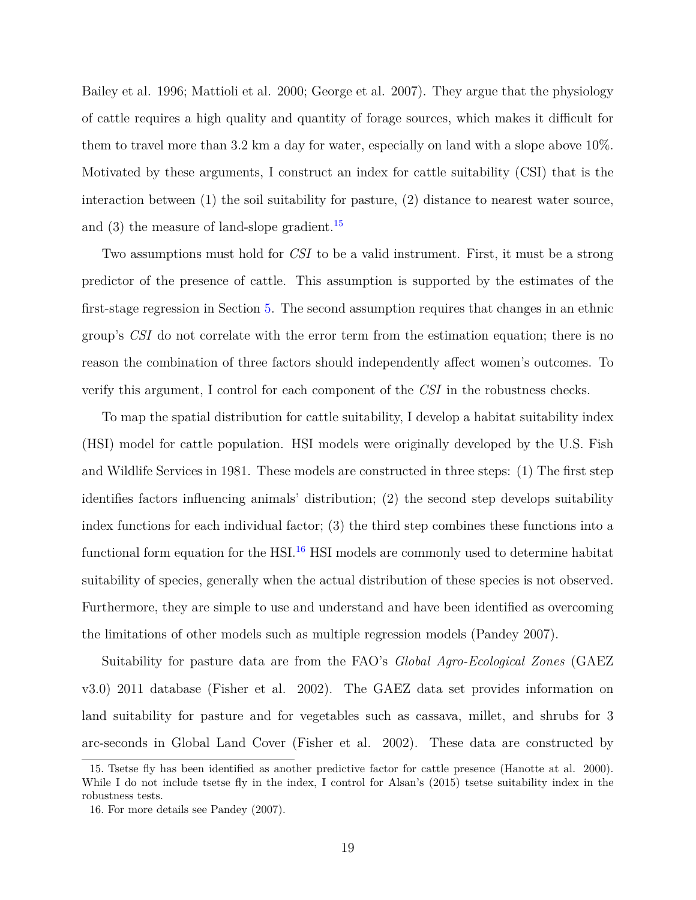Bailey et al. 1996; Mattioli et al. 2000; George et al. 2007). They argue that the physiology of cattle requires a high quality and quantity of forage sources, which makes it difficult for them to travel more than 3.2 km a day for water, especially on land with a slope above 10%. Motivated by these arguments, I construct an index for cattle suitability (CSI) that is the interaction between (1) the soil suitability for pasture, (2) distance to nearest water source, and (3) the measure of land-slope gradient.[15]

Two assumptions must hold for *CSI* to be a valid instrument. First, it must be a strong predictor of the presence of cattle. This assumption is supported by the estimates of the first-stage regression in Section 5. The second assumption requires that changes in an ethnic group's *CSI* do not correlate with the error term from the estimation equation; there is no reason the combination of three factors should independently affect women's outcomes. To verify this argument, I control for each component of the *CSI* in the robustness checks.

To map the spatial distribution for cattle suitability, I develop a habitat suitability index (HSI) model for cattle population. HSI models were originally developed by the U.S. Fish and Wildlife Services in 1981. These models are constructed in three steps: (1) The first step identifies factors influencing animals' distribution; (2) the second step develops suitability index functions for each individual factor; (3) the third step combines these functions into a functional form equation for the HSI.[16] HSI models are commonly used to determine habitat suitability of species, generally when the actual distribution of these species is not observed. Furthermore, they are simple to use and understand and have been identified as overcoming the limitations of other models such as multiple regression models (Pandey 2007).

Suitability for pasture data are from the FAO's *Global Agro-Ecological Zones* (GAEZ v3.0) 2011 database (Fisher et al. 2002). The GAEZ data set provides information on land suitability for pasture and for vegetables such as cassava, millet, and shrubs for 3 arc-seconds in Global Land Cover (Fisher et al. 2002). These data are constructed by

15. Tsetse fly has been identified as another predictive factor for cattle presence (Hanotte at al. 2000). While I do not include tsetse fly in the index, I control for Alsan's (2015) tsetse suitability index in the robustness tests.

16. For more details see Pandey (2007).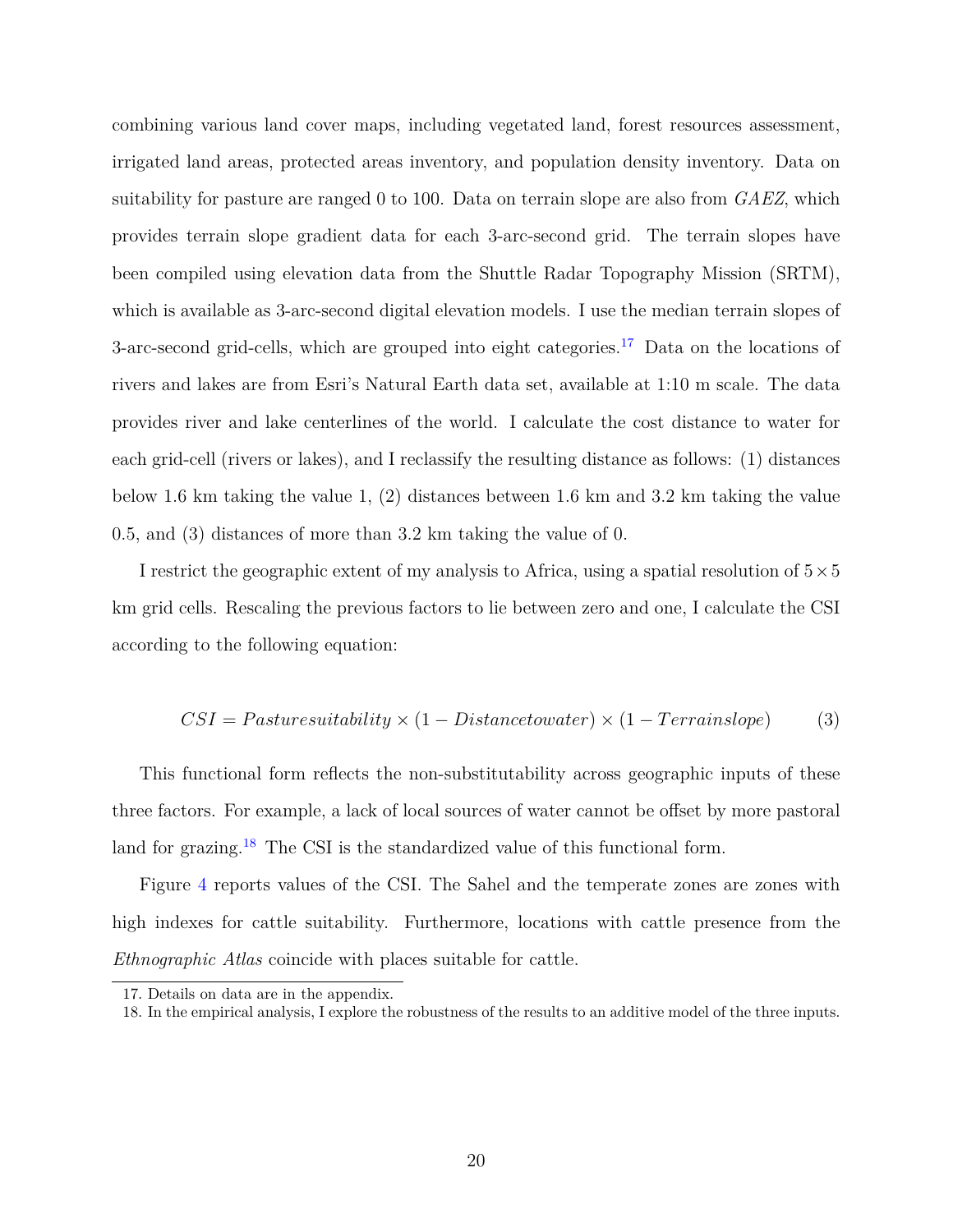combining various land cover maps, including vegetated land, forest resources assessment, irrigated land areas, protected areas inventory, and population density inventory. Data on suitability for pasture are ranged 0 to 100. Data on terrain slope are also from *GAEZ*, which provides terrain slope gradient data for each 3-arc-second grid. The terrain slopes have been compiled using elevation data from the Shuttle Radar Topography Mission (SRTM), which is available as 3-arc-second digital elevation models. I use the median terrain slopes of 3-arc-second grid-cells, which are grouped into eight categories.[17] Data on the locations of rivers and lakes are from Esri's Natural Earth data set, available at 1:10 m scale. The data provides river and lake centerlines of the world. I calculate the cost distance to water for each grid-cell (rivers or lakes), and I reclassify the resulting distance as follows: (1) distances below 1.6 km taking the value 1, (2) distances between 1.6 km and 3.2 km taking the value 0.5, and (3) distances of more than 3.2 km taking the value of 0.

I restrict the geographic extent of my analysis to Africa, using a spatial resolution of $5 \times 5$ km grid cells. Rescaling the previous factors to lie between zero and one, I calculate the CSI according to the following equation:

$$CSI = Pasturesuitability \times (1 - Distancetowater) \times (1 - Terrainslope) \tag{3}$$

This functional form reflects the non-substitutability across geographic inputs of these three factors. For example, a lack of local sources of water cannot be offset by more pastoral land for grazing.[18] The CSI is the standardized value of this functional form.

Figure 4 reports values of the CSI. The Sahel and the temperate zones are zones with high indexes for cattle suitability. Furthermore, locations with cattle presence from the *Ethnographic Atlas* coincide with places suitable for cattle.

17. Details on data are in the appendix.

18. In the empirical analysis, I explore the robustness of the results to an additive model of the three inputs.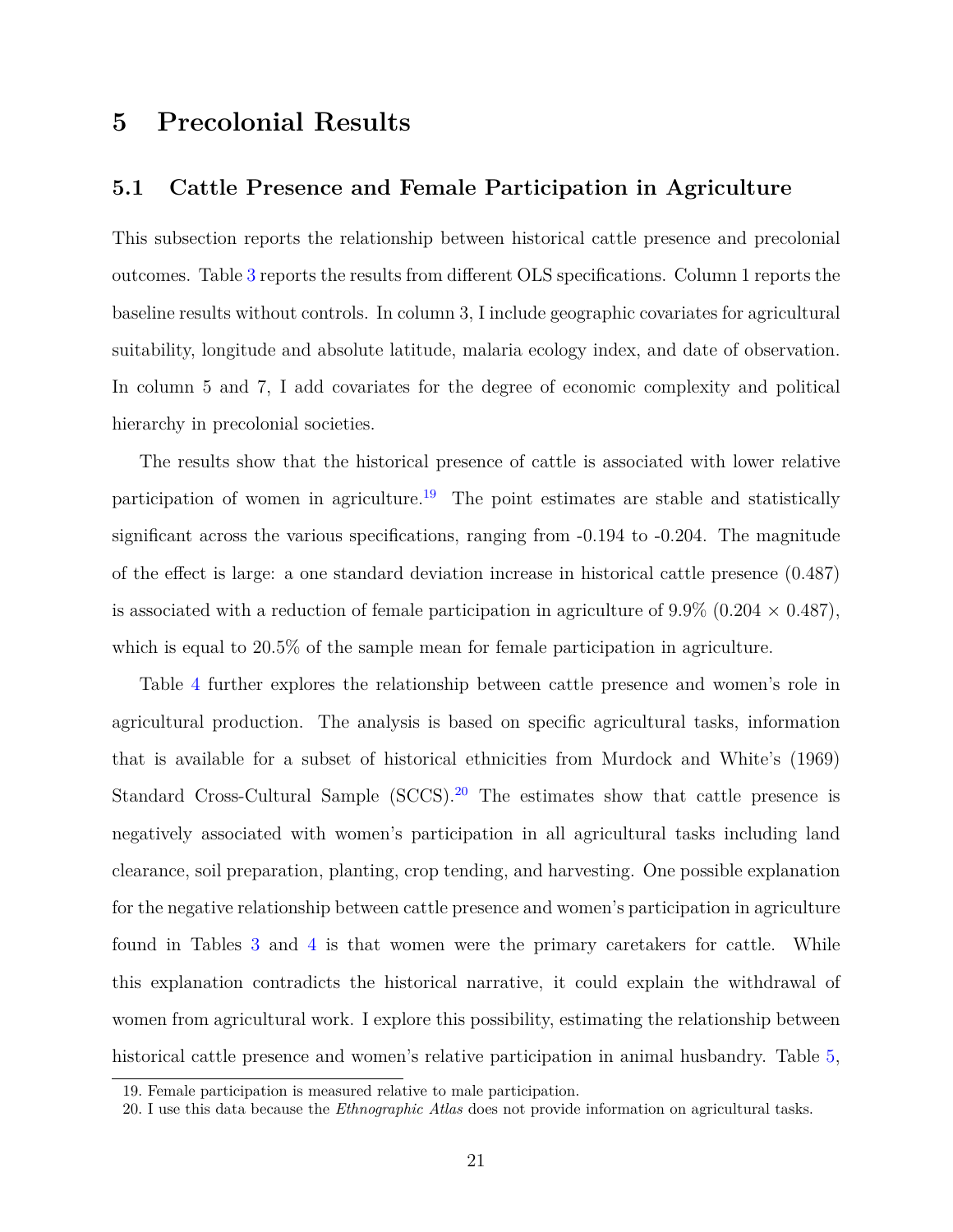# 5 Precolonial Results

## 5.1 Cattle Presence and Female Participation in Agriculture

This subsection reports the relationship between historical cattle presence and precolonial outcomes. Table 3 reports the results from different OLS specifications. Column 1 reports the baseline results without controls. In column 3, I include geographic covariates for agricultural suitability, longitude and absolute latitude, malaria ecology index, and date of observation. In column 5 and 7, I add covariates for the degree of economic complexity and political hierarchy in precolonial societies.

The results show that the historical presence of cattle is associated with lower relative participation of women in agriculture.[19] The point estimates are stable and statistically significant across the various specifications, ranging from -0.194 to -0.204. The magnitude of the effect is large: a one standard deviation increase in historical cattle presence (0.487) is associated with a reduction of female participation in agriculture of 9.9% ($0.204 \times 0.487$), which is equal to 20.5% of the sample mean for female participation in agriculture.

Table 4 further explores the relationship between cattle presence and women's role in agricultural production. The analysis is based on specific agricultural tasks, information that is available for a subset of historical ethnicities from Murdock and White's (1969) Standard Cross-Cultural Sample (SCCS).[20] The estimates show that cattle presence is negatively associated with women's participation in all agricultural tasks including land clearance, soil preparation, planting, crop tending, and harvesting. One possible explanation for the negative relationship between cattle presence and women's participation in agriculture found in Tables 3 and 4 is that women were the primary caretakers for cattle. While this explanation contradicts the historical narrative, it could explain the withdrawal of women from agricultural work. I explore this possibility, estimating the relationship between historical cattle presence and women's relative participation in animal husbandry. Table 5,

19. Female participation is measured relative to male participation.

20. I use this data because the *Ethnographic Atlas* does not provide information on agricultural tasks.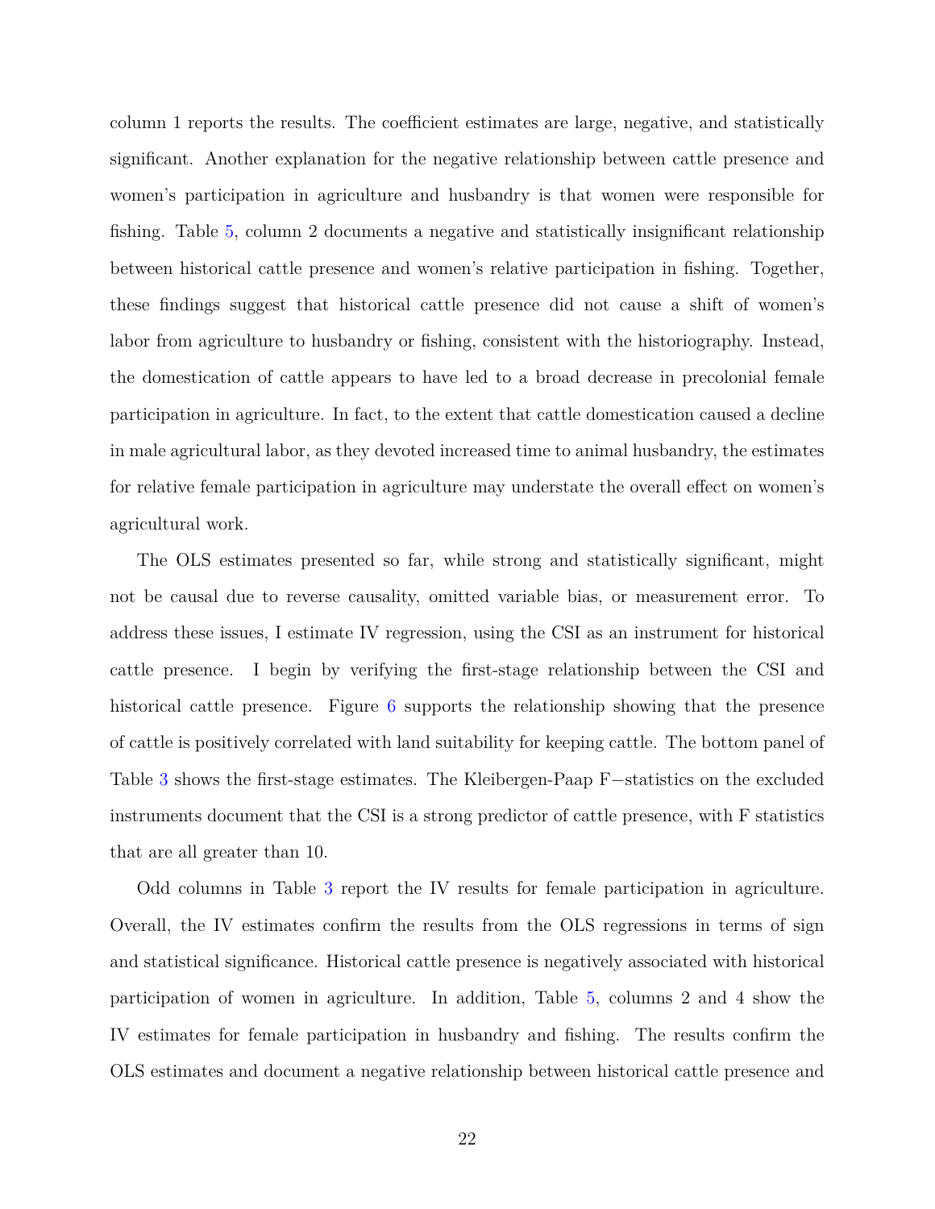column 1 reports the results. The coefficient estimates are large, negative, and statistically significant. Another explanation for the negative relationship between cattle presence and women's participation in agriculture and husbandry is that women were responsible for fishing. Table 5, column 2 documents a negative and statistically insignificant relationship between historical cattle presence and women's relative participation in fishing. Together, these findings suggest that historical cattle presence did not cause a shift of women's labor from agriculture to husbandry or fishing, consistent with the historiography. Instead, the domestication of cattle appears to have led to a broad decrease in precolonial female participation in agriculture. In fact, to the extent that cattle domestication caused a decline in male agricultural labor, as they devoted increased time to animal husbandry, the estimates for relative female participation in agriculture may understate the overall effect on women's agricultural work.

The OLS estimates presented so far, while strong and statistically significant, might not be causal due to reverse causality, omitted variable bias, or measurement error. To address these issues, I estimate IV regression, using the CSI as an instrument for historical cattle presence. I begin by verifying the first-stage relationship between the CSI and historical cattle presence. Figure 6 supports the relationship showing that the presence of cattle is positively correlated with land suitability for keeping cattle. The bottom panel of Table 3 shows the first-stage estimates. The Kleibergen-Paap F−statistics on the excluded instruments document that the CSI is a strong predictor of cattle presence, with F statistics that are all greater than 10.

Odd columns in Table 3 report the IV results for female participation in agriculture. Overall, the IV estimates confirm the results from the OLS regressions in terms of sign and statistical significance. Historical cattle presence is negatively associated with historical participation of women in agriculture. In addition, Table 5, columns 2 and 4 show the IV estimates for female participation in husbandry and fishing. The results confirm the OLS estimates and document a negative relationship between historical cattle presence and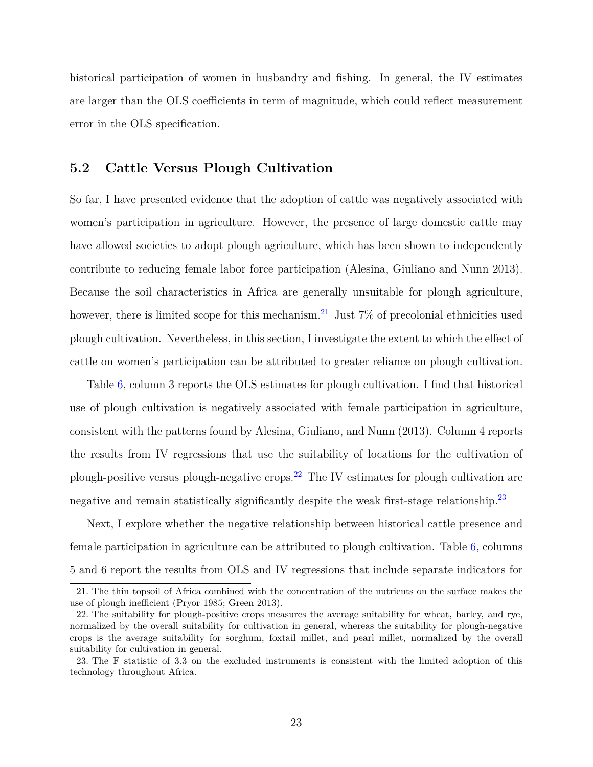historical participation of women in husbandry and fishing. In general, the IV estimates are larger than the OLS coefficients in term of magnitude, which could reflect measurement error in the OLS specification.

## 5.2 Cattle Versus Plough Cultivation

So far, I have presented evidence that the adoption of cattle was negatively associated with women's participation in agriculture. However, the presence of large domestic cattle may have allowed societies to adopt plough agriculture, which has been shown to independently contribute to reducing female labor force participation (Alesina, Giuliano and Nunn 2013). Because the soil characteristics in Africa are generally unsuitable for plough agriculture, however, there is limited scope for this mechanism.[21] Just 7% of precolonial ethnicities used plough cultivation. Nevertheless, in this section, I investigate the extent to which the effect of cattle on women's participation can be attributed to greater reliance on plough cultivation.

Table 6, column 3 reports the OLS estimates for plough cultivation. I find that historical use of plough cultivation is negatively associated with female participation in agriculture, consistent with the patterns found by Alesina, Giuliano, and Nunn (2013). Column 4 reports the results from IV regressions that use the suitability of locations for the cultivation of plough-positive versus plough-negative crops.[22] The IV estimates for plough cultivation are negative and remain statistically significantly despite the weak first-stage relationship.[23]

Next, I explore whether the negative relationship between historical cattle presence and female participation in agriculture can be attributed to plough cultivation. Table 6, columns 5 and 6 report the results from OLS and IV regressions that include separate indicators for

21. The thin topsoil of Africa combined with the concentration of the nutrients on the surface makes the use of plough inefficient (Pryor 1985; Green 2013).

22. The suitability for plough-positive crops measures the average suitability for wheat, barley, and rye, normalized by the overall suitability for cultivation in general, whereas the suitability for plough-negative crops is the average suitability for sorghum, foxtail millet, and pearl millet, normalized by the overall suitability for cultivation in general.

23. The F statistic of 3.3 on the excluded instruments is consistent with the limited adoption of this technology throughout Africa.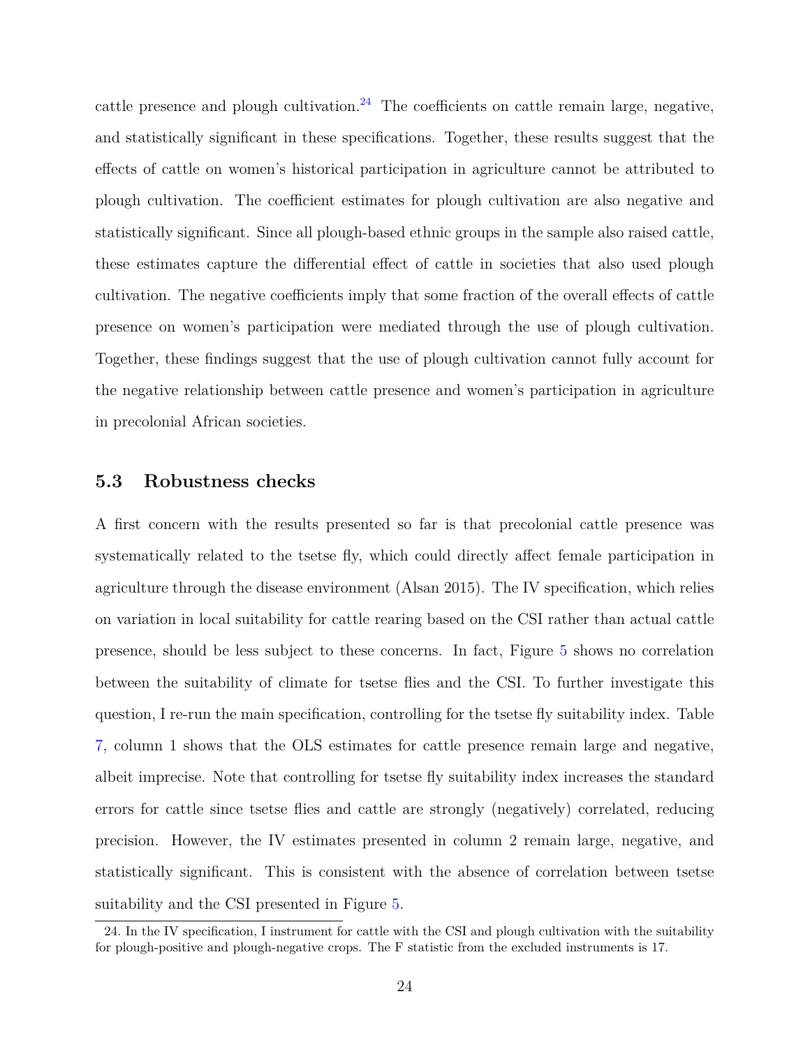cattle presence and plough cultivation.[24] The coefficients on cattle remain large, negative, and statistically significant in these specifications. Together, these results suggest that the effects of cattle on women's historical participation in agriculture cannot be attributed to plough cultivation. The coefficient estimates for plough cultivation are also negative and statistically significant. Since all plough-based ethnic groups in the sample also raised cattle, these estimates capture the differential effect of cattle in societies that also used plough cultivation. The negative coefficients imply that some fraction of the overall effects of cattle presence on women's participation were mediated through the use of plough cultivation. Together, these findings suggest that the use of plough cultivation cannot fully account for the negative relationship between cattle presence and women's participation in agriculture in precolonial African societies.

## 5.3 Robustness checks

A first concern with the results presented so far is that precolonial cattle presence was systematically related to the tsetse fly, which could directly affect female participation in agriculture through the disease environment (Alsan 2015). The IV specification, which relies on variation in local suitability for cattle rearing based on the CSI rather than actual cattle presence, should be less subject to these concerns. In fact, Figure 5 shows no correlation between the suitability of climate for tsetse flies and the CSI. To further investigate this question, I re-run the main specification, controlling for the tsetse fly suitability index. Table 7, column 1 shows that the OLS estimates for cattle presence remain large and negative, albeit imprecise. Note that controlling for tsetse fly suitability index increases the standard errors for cattle since tsetse flies and cattle are strongly (negatively) correlated, reducing precision. However, the IV estimates presented in column 2 remain large, negative, and statistically significant. This is consistent with the absence of correlation between tsetse suitability and the CSI presented in Figure 5.

[24] In the IV specification, I instrument for cattle with the CSI and plough cultivation with the suitability for plough-positive and plough-negative crops. The F statistic from the excluded instruments is 17.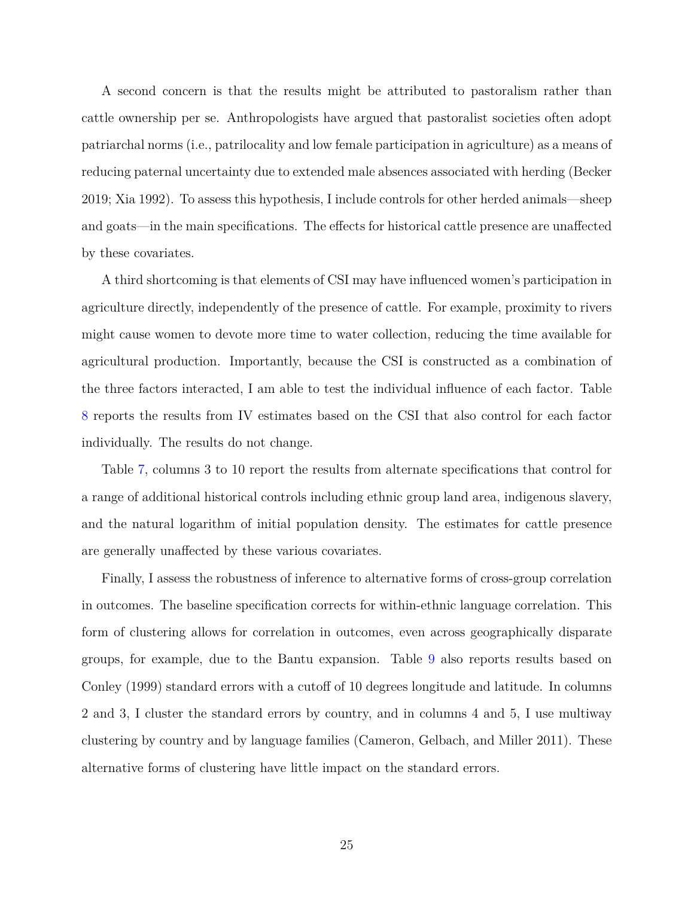A second concern is that the results might be attributed to pastoralism rather than cattle ownership per se. Anthropologists have argued that pastoralist societies often adopt patriarchal norms (i.e., patrilocality and low female participation in agriculture) as a means of reducing paternal uncertainty due to extended male absences associated with herding (Becker 2019; Xia 1992). To assess this hypothesis, I include controls for other herded animals—sheep and goats—in the main specifications. The effects for historical cattle presence are unaffected by these covariates.

A third shortcoming is that elements of CSI may have influenced women's participation in agriculture directly, independently of the presence of cattle. For example, proximity to rivers might cause women to devote more time to water collection, reducing the time available for agricultural production. Importantly, because the CSI is constructed as a combination of the three factors interacted, I am able to test the individual influence of each factor. Table 8 reports the results from IV estimates based on the CSI that also control for each factor individually. The results do not change.

Table 7, columns 3 to 10 report the results from alternate specifications that control for a range of additional historical controls including ethnic group land area, indigenous slavery, and the natural logarithm of initial population density. The estimates for cattle presence are generally unaffected by these various covariates.

Finally, I assess the robustness of inference to alternative forms of cross-group correlation in outcomes. The baseline specification corrects for within-ethnic language correlation. This form of clustering allows for correlation in outcomes, even across geographically disparate groups, for example, due to the Bantu expansion. Table 9 also reports results based on Conley (1999) standard errors with a cutoff of 10 degrees longitude and latitude. In columns 2 and 3, I cluster the standard errors by country, and in columns 4 and 5, I use multiway clustering by country and by language families (Cameron, Gelbach, and Miller 2011). These alternative forms of clustering have little impact on the standard errors.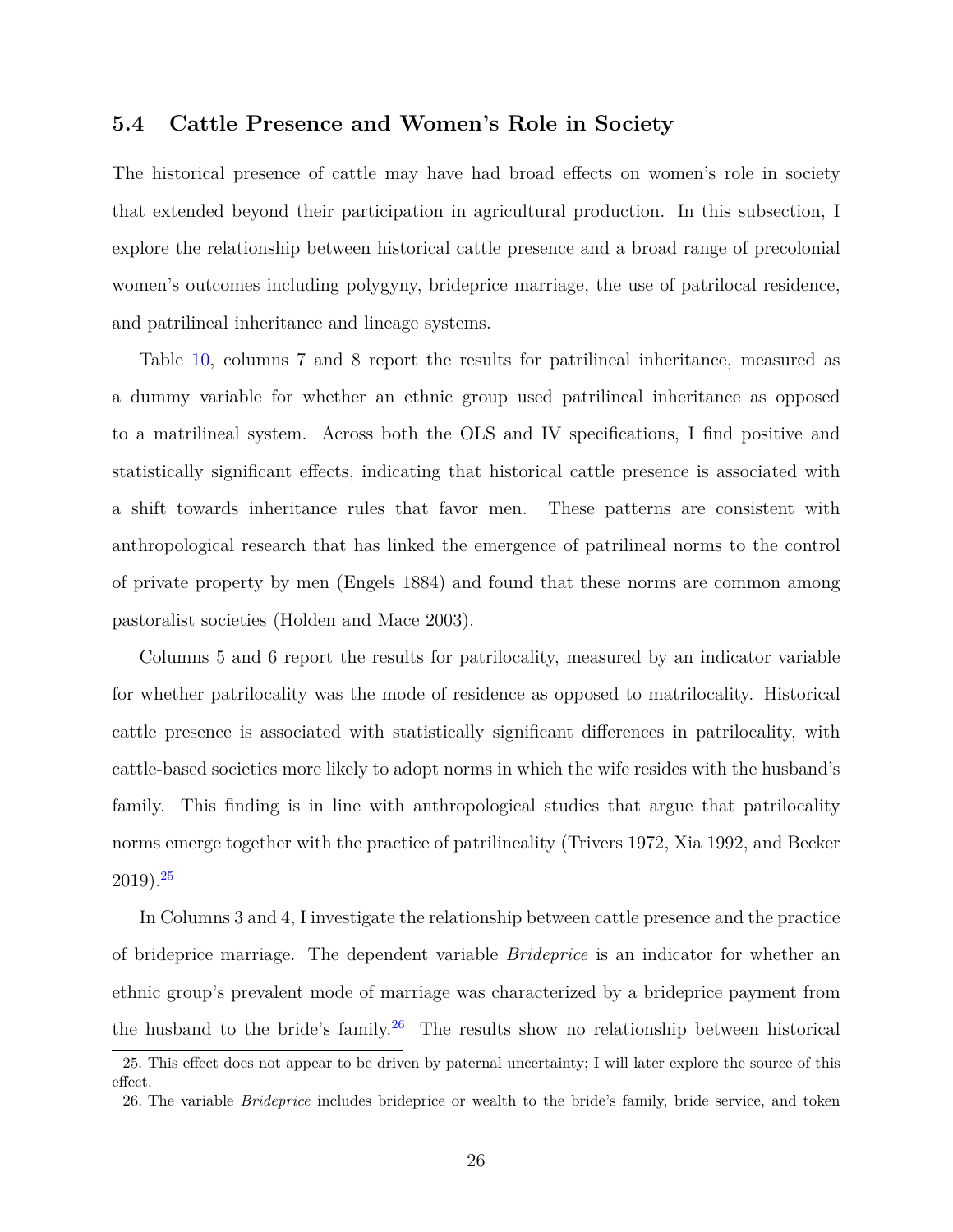### 5.4 Cattle Presence and Women's Role in Society

The historical presence of cattle may have had broad effects on women's role in society that extended beyond their participation in agricultural production. In this subsection, I explore the relationship between historical cattle presence and a broad range of precolonial women's outcomes including polygyny, brideprice marriage, the use of patrilocal residence, and patrilineal inheritance and lineage systems.

Table 10, columns 7 and 8 report the results for patrilineal inheritance, measured as a dummy variable for whether an ethnic group used patrilineal inheritance as opposed to a matrilineal system. Across both the OLS and IV specifications, I find positive and statistically significant effects, indicating that historical cattle presence is associated with a shift towards inheritance rules that favor men. These patterns are consistent with anthropological research that has linked the emergence of patrilineal norms to the control of private property by men (Engels 1884) and found that these norms are common among pastoralist societies (Holden and Mace 2003).

Columns 5 and 6 report the results for patrilocality, measured by an indicator variable for whether patrilocality was the mode of residence as opposed to matrilocality. Historical cattle presence is associated with statistically significant differences in patrilocality, with cattle-based societies more likely to adopt norms in which the wife resides with the husband's family. This finding is in line with anthropological studies that argue that patrilocality norms emerge together with the practice of patrilineality (Trivers 1972, Xia 1992, and Becker 2019).[25]

In Columns 3 and 4, I investigate the relationship between cattle presence and the practice of brideprice marriage. The dependent variable *Brideprice* is an indicator for whether an ethnic group's prevalent mode of marriage was characterized by a brideprice payment from the husband to the bride's family.[26] The results show no relationship between historical

25. This effect does not appear to be driven by paternal uncertainty; I will later explore the source of this effect.

26. The variable *Brideprice* includes brideprice or wealth to the bride's family, bride service, and token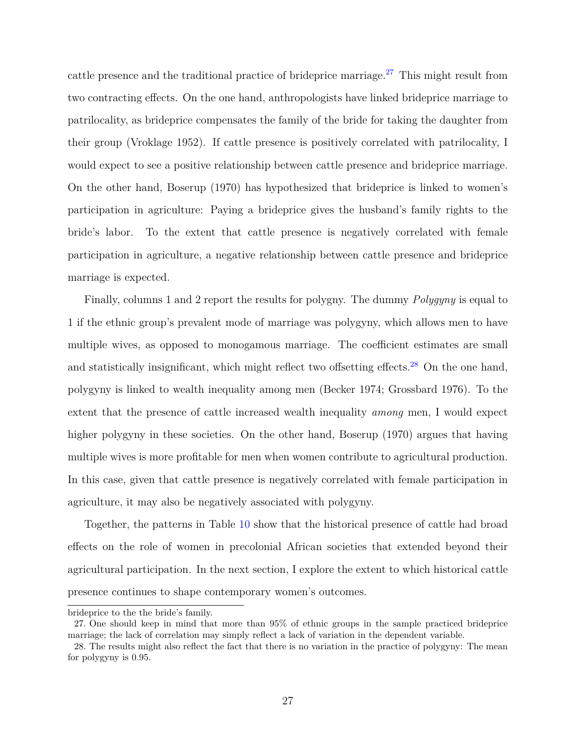cattle presence and the traditional practice of brideprice marriage.[27] This might result from two contracting effects. On the one hand, anthropologists have linked brideprice marriage to patrilocality, as brideprice compensates the family of the bride for taking the daughter from their group (Vroklage 1952). If cattle presence is positively correlated with patrilocality, I would expect to see a positive relationship between cattle presence and brideprice marriage. On the other hand, Boserup (1970) has hypothesized that brideprice is linked to women's participation in agriculture: Paying a brideprice gives the husband's family rights to the bride's labor. To the extent that cattle presence is negatively correlated with female participation in agriculture, a negative relationship between cattle presence and brideprice marriage is expected.

Finally, columns 1 and 2 report the results for polygny. The dummy *Polygyny* is equal to 1 if the ethnic group's prevalent mode of marriage was polygyny, which allows men to have multiple wives, as opposed to monogamous marriage. The coefficient estimates are small and statistically insignificant, which might reflect two offsetting effects.[28] On the one hand, polygyny is linked to wealth inequality among men (Becker 1974; Grossbard 1976). To the extent that the presence of cattle increased wealth inequality *among* men, I would expect higher polygyny in these societies. On the other hand, Boserup (1970) argues that having multiple wives is more profitable for men when women contribute to agricultural production. In this case, given that cattle presence is negatively correlated with female participation in agriculture, it may also be negatively associated with polygyny.

Together, the patterns in Table 10 show that the historical presence of cattle had broad effects on the role of women in precolonial African societies that extended beyond their agricultural participation. In the next section, I explore the extent to which historical cattle presence continues to shape contemporary women's outcomes.

---

brideprice to the the bride's family.

27. One should keep in mind that more than 95% of ethnic groups in the sample practiced brideprice marriage; the lack of correlation may simply reflect a lack of variation in the dependent variable.

28. The results might also reflect the fact that there is no variation in the practice of polygyny: The mean for polygyny is 0.95.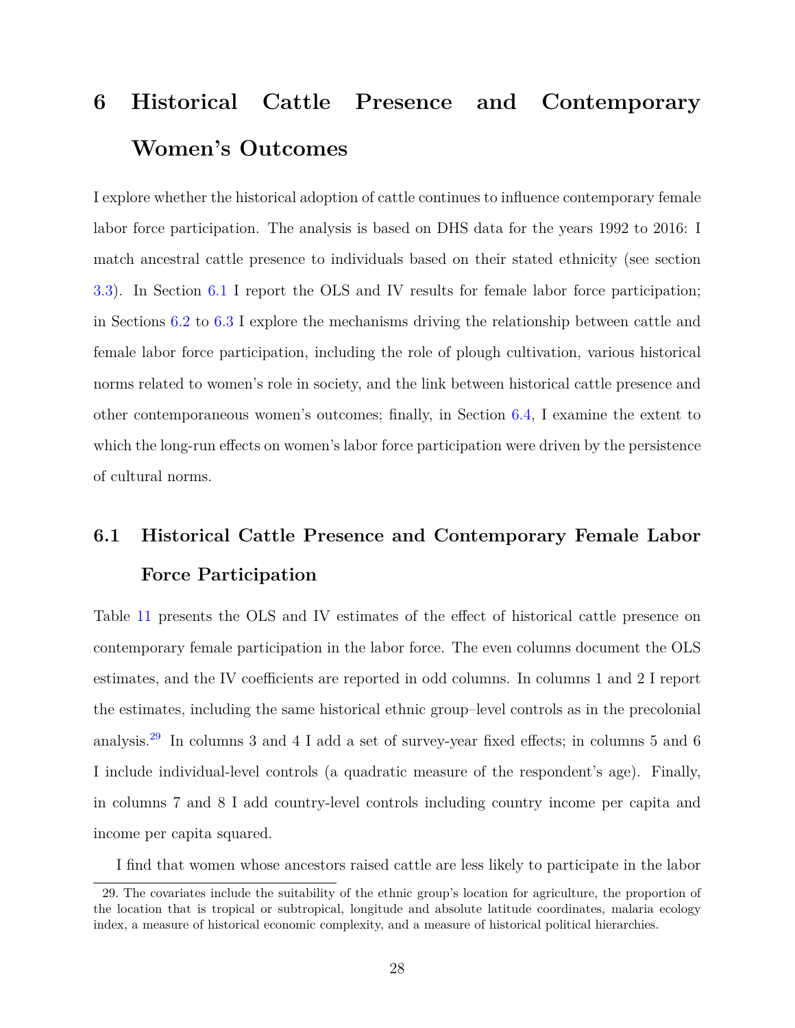# 6 Historical Cattle Presence and Contemporary Women's Outcomes

I explore whether the historical adoption of cattle continues to influence contemporary female labor force participation. The analysis is based on DHS data for the years 1992 to 2016: I match ancestral cattle presence to individuals based on their stated ethnicity (see section 3.3). In Section 6.1 I report the OLS and IV results for female labor force participation; in Sections 6.2 to 6.3 I explore the mechanisms driving the relationship between cattle and female labor force participation, including the role of plough cultivation, various historical norms related to women's role in society, and the link between historical cattle presence and other contemporaneous women's outcomes; finally, in Section 6.4, I examine the extent to which the long-run effects on women's labor force participation were driven by the persistence of cultural norms.

## 6.1 Historical Cattle Presence and Contemporary Female Labor Force Participation

Table 11 presents the OLS and IV estimates of the effect of historical cattle presence on contemporary female participation in the labor force. The even columns document the OLS estimates, and the IV coefficients are reported in odd columns. In columns 1 and 2 I report the estimates, including the same historical ethnic group–level controls as in the precolonial analysis.[29] In columns 3 and 4 I add a set of survey-year fixed effects; in columns 5 and 6 I include individual-level controls (a quadratic measure of the respondent's age). Finally, in columns 7 and 8 I add country-level controls including country income per capita and income per capita squared.

I find that women whose ancestors raised cattle are less likely to participate in the labor

29. The covariates include the suitability of the ethnic group's location for agriculture, the proportion of the location that is tropical or subtropical, longitude and absolute latitude coordinates, malaria ecology index, a measure of historical economic complexity, and a measure of historical political hierarchies.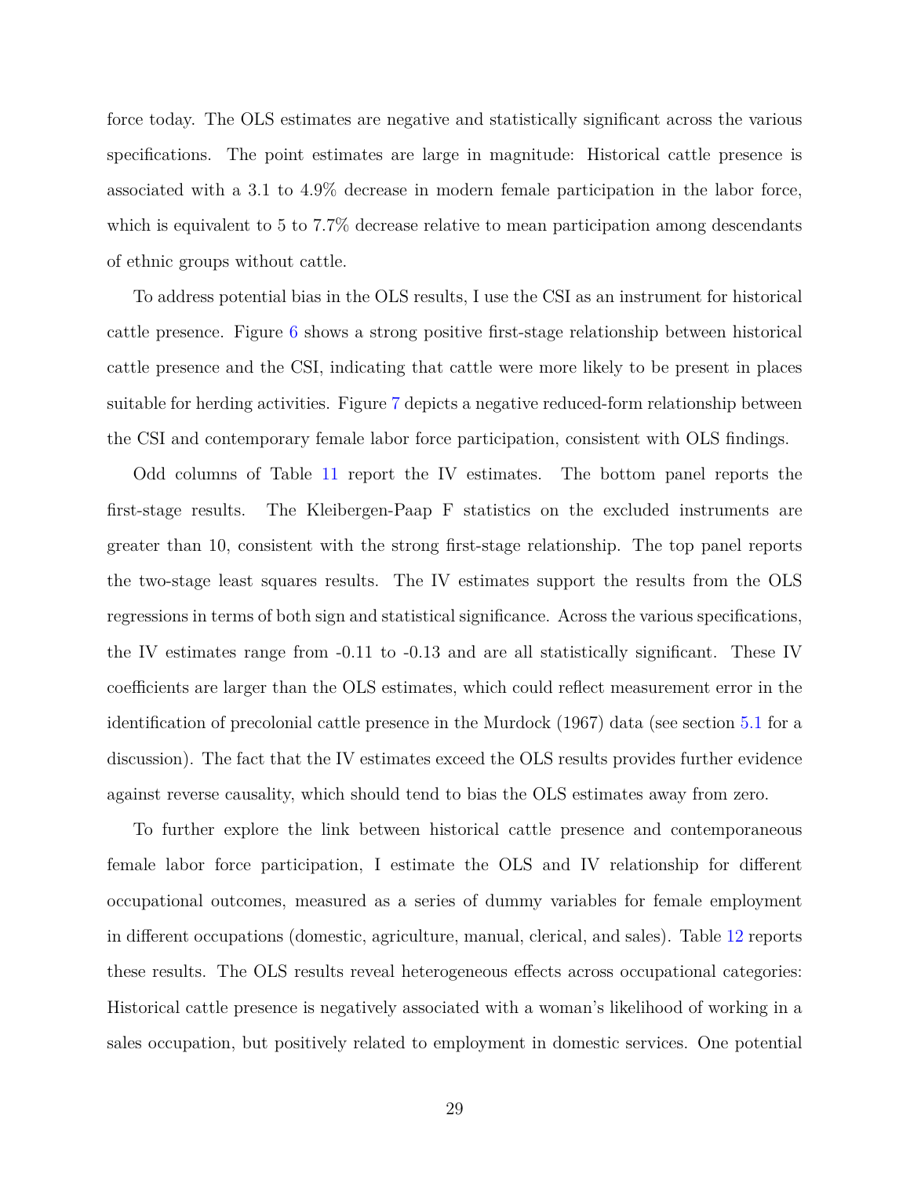force today. The OLS estimates are negative and statistically significant across the various specifications. The point estimates are large in magnitude: Historical cattle presence is associated with a 3.1 to 4.9% decrease in modern female participation in the labor force, which is equivalent to 5 to 7.7% decrease relative to mean participation among descendants of ethnic groups without cattle.

To address potential bias in the OLS results, I use the CSI as an instrument for historical cattle presence. Figure 6 shows a strong positive first-stage relationship between historical cattle presence and the CSI, indicating that cattle were more likely to be present in places suitable for herding activities. Figure 7 depicts a negative reduced-form relationship between the CSI and contemporary female labor force participation, consistent with OLS findings.

Odd columns of Table 11 report the IV estimates. The bottom panel reports the first-stage results. The Kleibergen-Paap F statistics on the excluded instruments are greater than 10, consistent with the strong first-stage relationship. The top panel reports the two-stage least squares results. The IV estimates support the results from the OLS regressions in terms of both sign and statistical significance. Across the various specifications, the IV estimates range from -0.11 to -0.13 and are all statistically significant. These IV coefficients are larger than the OLS estimates, which could reflect measurement error in the identification of precolonial cattle presence in the Murdock (1967) data (see section 5.1 for a discussion). The fact that the IV estimates exceed the OLS results provides further evidence against reverse causality, which should tend to bias the OLS estimates away from zero.

To further explore the link between historical cattle presence and contemporaneous female labor force participation, I estimate the OLS and IV relationship for different occupational outcomes, measured as a series of dummy variables for female employment in different occupations (domestic, agriculture, manual, clerical, and sales). Table 12 reports these results. The OLS results reveal heterogeneous effects across occupational categories: Historical cattle presence is negatively associated with a woman's likelihood of working in a sales occupation, but positively related to employment in domestic services. One potential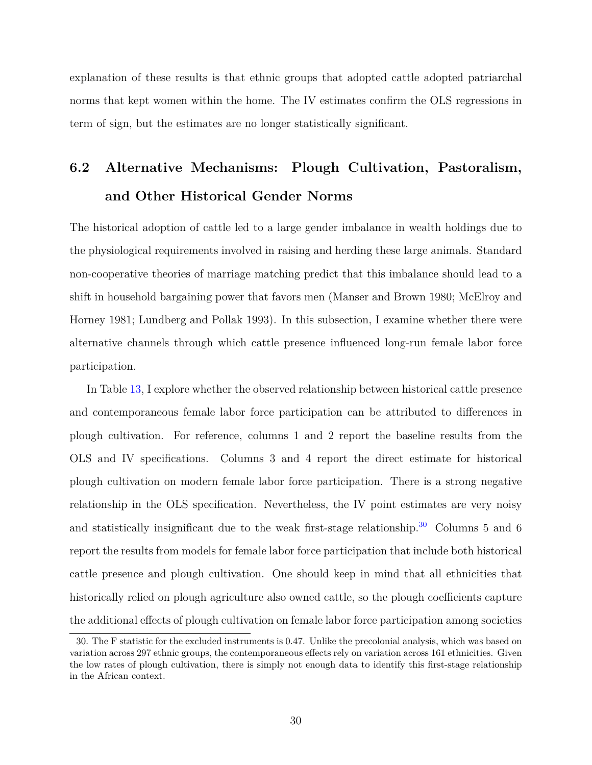explanation of these results is that ethnic groups that adopted cattle adopted patriarchal norms that kept women within the home. The IV estimates confirm the OLS regressions in term of sign, but the estimates are no longer statistically significant.

## 6.2 Alternative Mechanisms: Plough Cultivation, Pastoralism, and Other Historical Gender Norms

The historical adoption of cattle led to a large gender imbalance in wealth holdings due to the physiological requirements involved in raising and herding these large animals. Standard non-cooperative theories of marriage matching predict that this imbalance should lead to a shift in household bargaining power that favors men (Manser and Brown 1980; McElroy and Horney 1981; Lundberg and Pollak 1993). In this subsection, I examine whether there were alternative channels through which cattle presence influenced long-run female labor force participation.

In Table 13, I explore whether the observed relationship between historical cattle presence and contemporaneous female labor force participation can be attributed to differences in plough cultivation. For reference, columns 1 and 2 report the baseline results from the OLS and IV specifications. Columns 3 and 4 report the direct estimate for historical plough cultivation on modern female labor force participation. There is a strong negative relationship in the OLS specification. Nevertheless, the IV point estimates are very noisy and statistically insignificant due to the weak first-stage relationship.[30] Columns 5 and 6 report the results from models for female labor force participation that include both historical cattle presence and plough cultivation. One should keep in mind that all ethnicities that historically relied on plough agriculture also owned cattle, so the plough coefficients capture the additional effects of plough cultivation on female labor force participation among societies

[30] The F statistic for the excluded instruments is 0.47. Unlike the precolonial analysis, which was based on variation across 297 ethnic groups, the contemporaneous effects rely on variation across 161 ethnicities. Given the low rates of plough cultivation, there is simply not enough data to identify this first-stage relationship in the African context.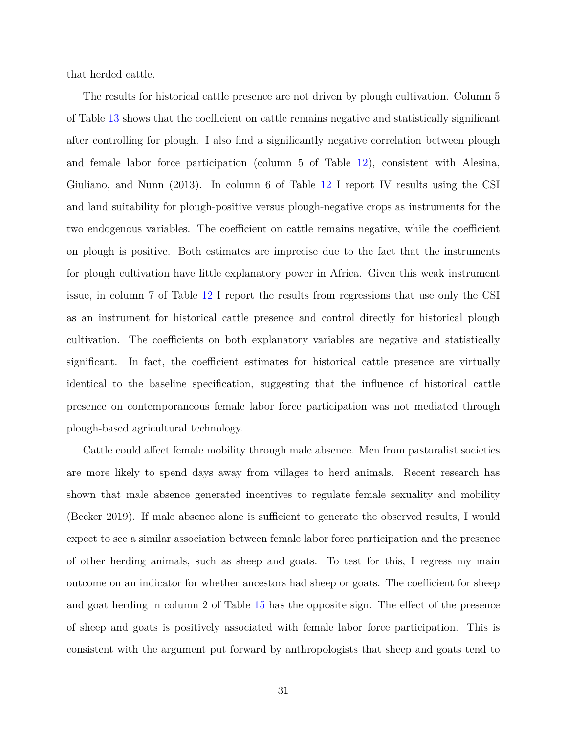that herded cattle.

The results for historical cattle presence are not driven by plough cultivation. Column 5 of Table 13 shows that the coefficient on cattle remains negative and statistically significant after controlling for plough. I also find a significantly negative correlation between plough and female labor force participation (column 5 of Table 12), consistent with Alesina, Giuliano, and Nunn (2013). In column 6 of Table 12 I report IV results using the CSI and land suitability for plough-positive versus plough-negative crops as instruments for the two endogenous variables. The coefficient on cattle remains negative, while the coefficient on plough is positive. Both estimates are imprecise due to the fact that the instruments for plough cultivation have little explanatory power in Africa. Given this weak instrument issue, in column 7 of Table 12 I report the results from regressions that use only the CSI as an instrument for historical cattle presence and control directly for historical plough cultivation. The coefficients on both explanatory variables are negative and statistically significant. In fact, the coefficient estimates for historical cattle presence are virtually identical to the baseline specification, suggesting that the influence of historical cattle presence on contemporaneous female labor force participation was not mediated through plough-based agricultural technology.

Cattle could affect female mobility through male absence. Men from pastoralist societies are more likely to spend days away from villages to herd animals. Recent research has shown that male absence generated incentives to regulate female sexuality and mobility (Becker 2019). If male absence alone is sufficient to generate the observed results, I would expect to see a similar association between female labor force participation and the presence of other herding animals, such as sheep and goats. To test for this, I regress my main outcome on an indicator for whether ancestors had sheep or goats. The coefficient for sheep and goat herding in column 2 of Table 15 has the opposite sign. The effect of the presence of sheep and goats is positively associated with female labor force participation. This is consistent with the argument put forward by anthropologists that sheep and goats tend to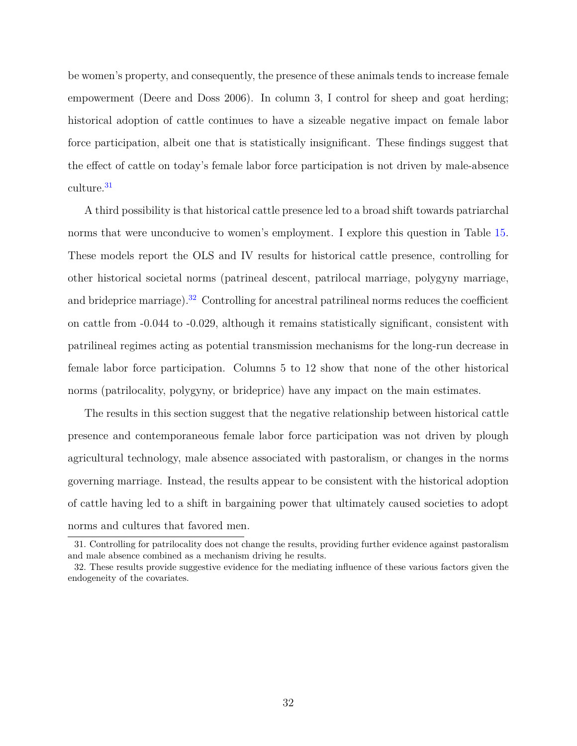be women's property, and consequently, the presence of these animals tends to increase female empowerment (Deere and Doss 2006). In column 3, I control for sheep and goat herding; historical adoption of cattle continues to have a sizeable negative impact on female labor force participation, albeit one that is statistically insignificant. These findings suggest that the effect of cattle on today's female labor force participation is not driven by male-absence culture.[31]

A third possibility is that historical cattle presence led to a broad shift towards patriarchal norms that were unconducive to women's employment. I explore this question in Table 15. These models report the OLS and IV results for historical cattle presence, controlling for other historical societal norms (patrineal descent, patrilocal marriage, polygyny marriage, and brideprice marriage).[32] Controlling for ancestral patrilineal norms reduces the coefficient on cattle from -0.044 to -0.029, although it remains statistically significant, consistent with patrilineal regimes acting as potential transmission mechanisms for the long-run decrease in female labor force participation. Columns 5 to 12 show that none of the other historical norms (patrilocality, polygyny, or brideprice) have any impact on the main estimates.

The results in this section suggest that the negative relationship between historical cattle presence and contemporaneous female labor force participation was not driven by plough agricultural technology, male absence associated with pastoralism, or changes in the norms governing marriage. Instead, the results appear to be consistent with the historical adoption of cattle having led to a shift in bargaining power that ultimately caused societies to adopt norms and cultures that favored men.

31. Controlling for patrilocality does not change the results, providing further evidence against pastoralism and male absence combined as a mechanism driving he results.

32. These results provide suggestive evidence for the mediating influence of these various factors given the endogeneity of the covariates.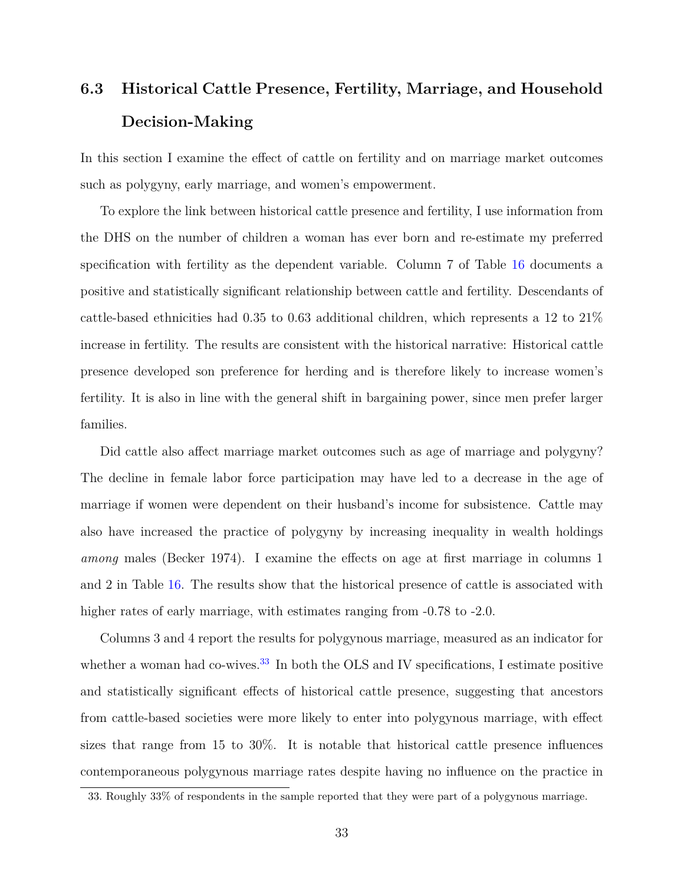### 6.3 Historical Cattle Presence, Fertility, Marriage, and Household Decision-Making

In this section I examine the effect of cattle on fertility and on marriage market outcomes such as polygyny, early marriage, and women's empowerment.

To explore the link between historical cattle presence and fertility, I use information from the DHS on the number of children a woman has ever born and re-estimate my preferred specification with fertility as the dependent variable. Column 7 of Table 16 documents a positive and statistically significant relationship between cattle and fertility. Descendants of cattle-based ethnicities had 0.35 to 0.63 additional children, which represents a 12 to 21% increase in fertility. The results are consistent with the historical narrative: Historical cattle presence developed son preference for herding and is therefore likely to increase women's fertility. It is also in line with the general shift in bargaining power, since men prefer larger families.

Did cattle also affect marriage market outcomes such as age of marriage and polygyny? The decline in female labor force participation may have led to a decrease in the age of marriage if women were dependent on their husband's income for subsistence. Cattle may also have increased the practice of polygyny by increasing inequality in wealth holdings *among* males (Becker 1974). I examine the effects on age at first marriage in columns 1 and 2 in Table 16. The results show that the historical presence of cattle is associated with higher rates of early marriage, with estimates ranging from -0.78 to -2.0.

Columns 3 and 4 report the results for polygynous marriage, measured as an indicator for whether a woman had co-wives.[33] In both the OLS and IV specifications, I estimate positive and statistically significant effects of historical cattle presence, suggesting that ancestors from cattle-based societies were more likely to enter into polygynous marriage, with effect sizes that range from 15 to 30%. It is notable that historical cattle presence influences contemporaneous polygynous marriage rates despite having no influence on the practice in

33. Roughly 33% of respondents in the sample reported that they were part of a polygynous marriage.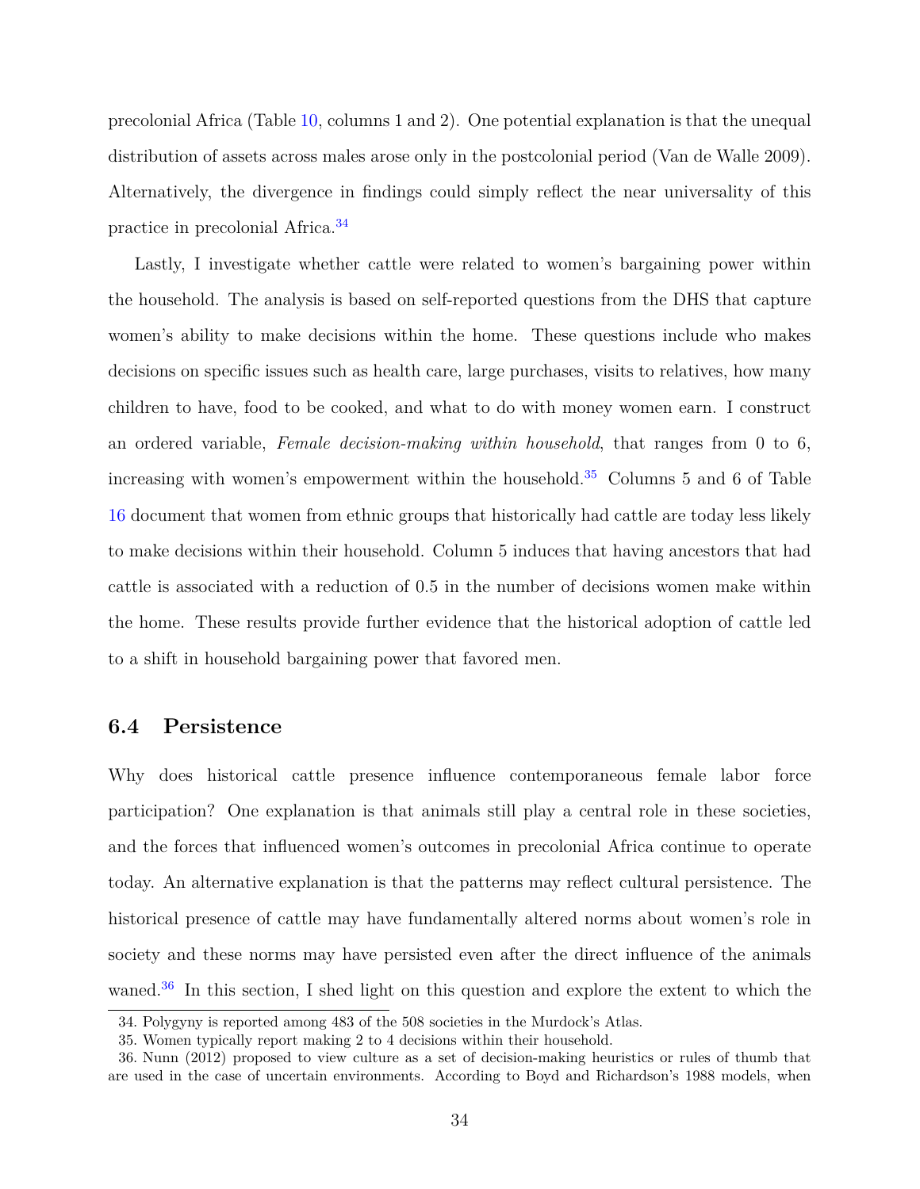precolonial Africa (Table 10, columns 1 and 2). One potential explanation is that the unequal distribution of assets across males arose only in the postcolonial period (Van de Walle 2009). Alternatively, the divergence in findings could simply reflect the near universality of this practice in precolonial Africa.[34]

Lastly, I investigate whether cattle were related to women's bargaining power within the household. The analysis is based on self-reported questions from the DHS that capture women's ability to make decisions within the home. These questions include who makes decisions on specific issues such as health care, large purchases, visits to relatives, how many children to have, food to be cooked, and what to do with money women earn. I construct an ordered variable, *Female decision-making within household*, that ranges from 0 to 6, increasing with women's empowerment within the household.[35] Columns 5 and 6 of Table 16 document that women from ethnic groups that historically had cattle are today less likely to make decisions within their household. Column 5 induces that having ancestors that had cattle is associated with a reduction of 0.5 in the number of decisions women make within the home. These results provide further evidence that the historical adoption of cattle led to a shift in household bargaining power that favored men.

## 6.4 Persistence

Why does historical cattle presence influence contemporaneous female labor force participation? One explanation is that animals still play a central role in these societies, and the forces that influenced women's outcomes in precolonial Africa continue to operate today. An alternative explanation is that the patterns may reflect cultural persistence. The historical presence of cattle may have fundamentally altered norms about women's role in society and these norms may have persisted even after the direct influence of the animals waned.[36] In this section, I shed light on this question and explore the extent to which the

34. Polygyny is reported among 483 of the 508 societies in the Murdock's Atlas.

35. Women typically report making 2 to 4 decisions within their household.

36. Nunn (2012) proposed to view culture as a set of decision-making heuristics or rules of thumb that are used in the case of uncertain environments. According to Boyd and Richardson's 1988 models, when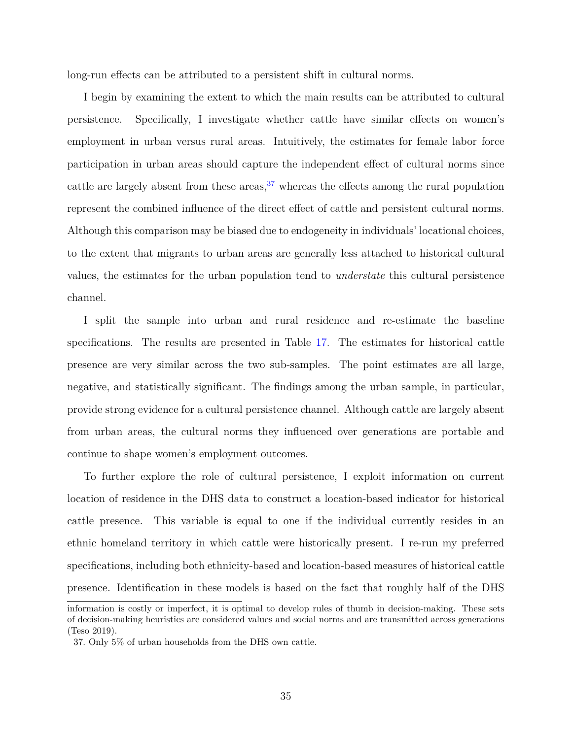long-run effects can be attributed to a persistent shift in cultural norms.

I begin by examining the extent to which the main results can be attributed to cultural persistence. Specifically, I investigate whether cattle have similar effects on women's employment in urban versus rural areas. Intuitively, the estimates for female labor force participation in urban areas should capture the independent effect of cultural norms since cattle are largely absent from these areas,[37] whereas the effects among the rural population represent the combined influence of the direct effect of cattle and persistent cultural norms. Although this comparison may be biased due to endogeneity in individuals' locational choices, to the extent that migrants to urban areas are generally less attached to historical cultural values, the estimates for the urban population tend to *understate* this cultural persistence channel.

I split the sample into urban and rural residence and re-estimate the baseline specifications. The results are presented in Table 17. The estimates for historical cattle presence are very similar across the two sub-samples. The point estimates are all large, negative, and statistically significant. The findings among the urban sample, in particular, provide strong evidence for a cultural persistence channel. Although cattle are largely absent from urban areas, the cultural norms they influenced over generations are portable and continue to shape women's employment outcomes.

To further explore the role of cultural persistence, I exploit information on current location of residence in the DHS data to construct a location-based indicator for historical cattle presence. This variable is equal to one if the individual currently resides in an ethnic homeland territory in which cattle were historically present. I re-run my preferred specifications, including both ethnicity-based and location-based measures of historical cattle presence. Identification in these models is based on the fact that roughly half of the DHS

information is costly or imperfect, it is optimal to develop rules of thumb in decision-making. These sets of decision-making heuristics are considered values and social norms and are transmitted across generations (Teso 2019).

37. Only 5% of urban households from the DHS own cattle.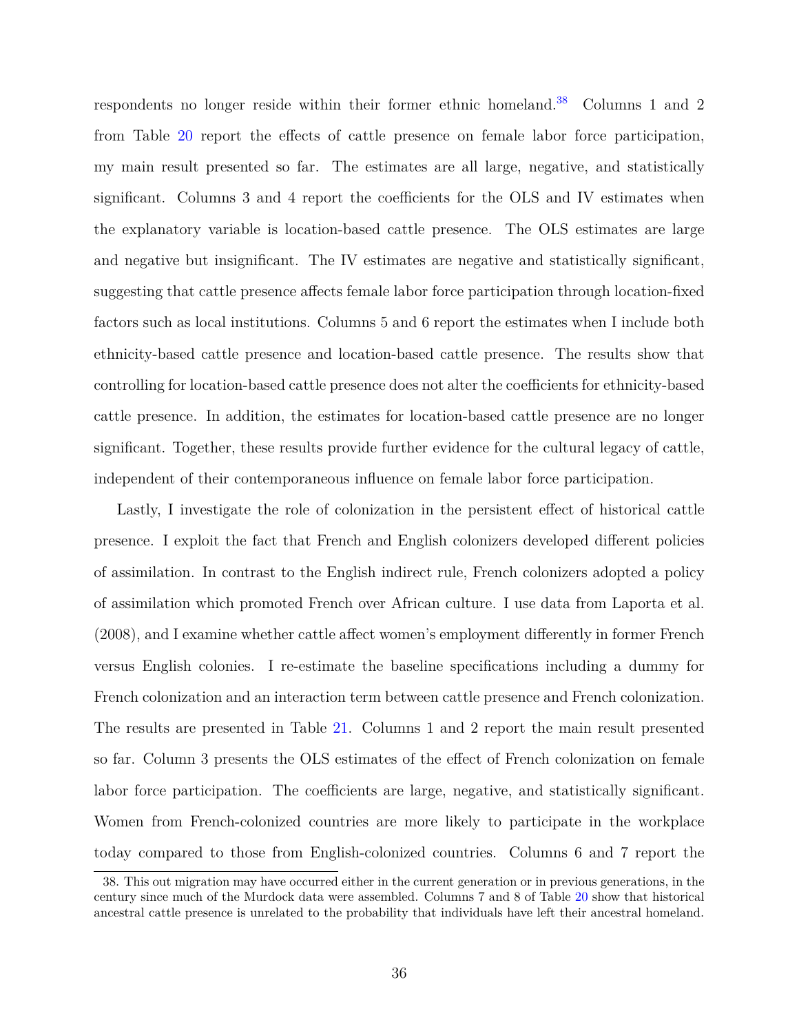respondents no longer reside within their former ethnic homeland.[38] Columns 1 and 2 from Table 20 report the effects of cattle presence on female labor force participation, my main result presented so far. The estimates are all large, negative, and statistically significant. Columns 3 and 4 report the coefficients for the OLS and IV estimates when the explanatory variable is location-based cattle presence. The OLS estimates are large and negative but insignificant. The IV estimates are negative and statistically significant, suggesting that cattle presence affects female labor force participation through location-fixed factors such as local institutions. Columns 5 and 6 report the estimates when I include both ethnicity-based cattle presence and location-based cattle presence. The results show that controlling for location-based cattle presence does not alter the coefficients for ethnicity-based cattle presence. In addition, the estimates for location-based cattle presence are no longer significant. Together, these results provide further evidence for the cultural legacy of cattle, independent of their contemporaneous influence on female labor force participation.

Lastly, I investigate the role of colonization in the persistent effect of historical cattle presence. I exploit the fact that French and English colonizers developed different policies of assimilation. In contrast to the English indirect rule, French colonizers adopted a policy of assimilation which promoted French over African culture. I use data from Laporta et al. (2008), and I examine whether cattle affect women's employment differently in former French versus English colonies. I re-estimate the baseline specifications including a dummy for French colonization and an interaction term between cattle presence and French colonization. The results are presented in Table 21. Columns 1 and 2 report the main result presented so far. Column 3 presents the OLS estimates of the effect of French colonization on female labor force participation. The coefficients are large, negative, and statistically significant. Women from French-colonized countries are more likely to participate in the workplace today compared to those from English-colonized countries. Columns 6 and 7 report the

38. This out migration may have occurred either in the current generation or in previous generations, in the century since much of the Murdock data were assembled. Columns 7 and 8 of Table 20 show that historical ancestral cattle presence is unrelated to the probability that individuals have left their ancestral homeland.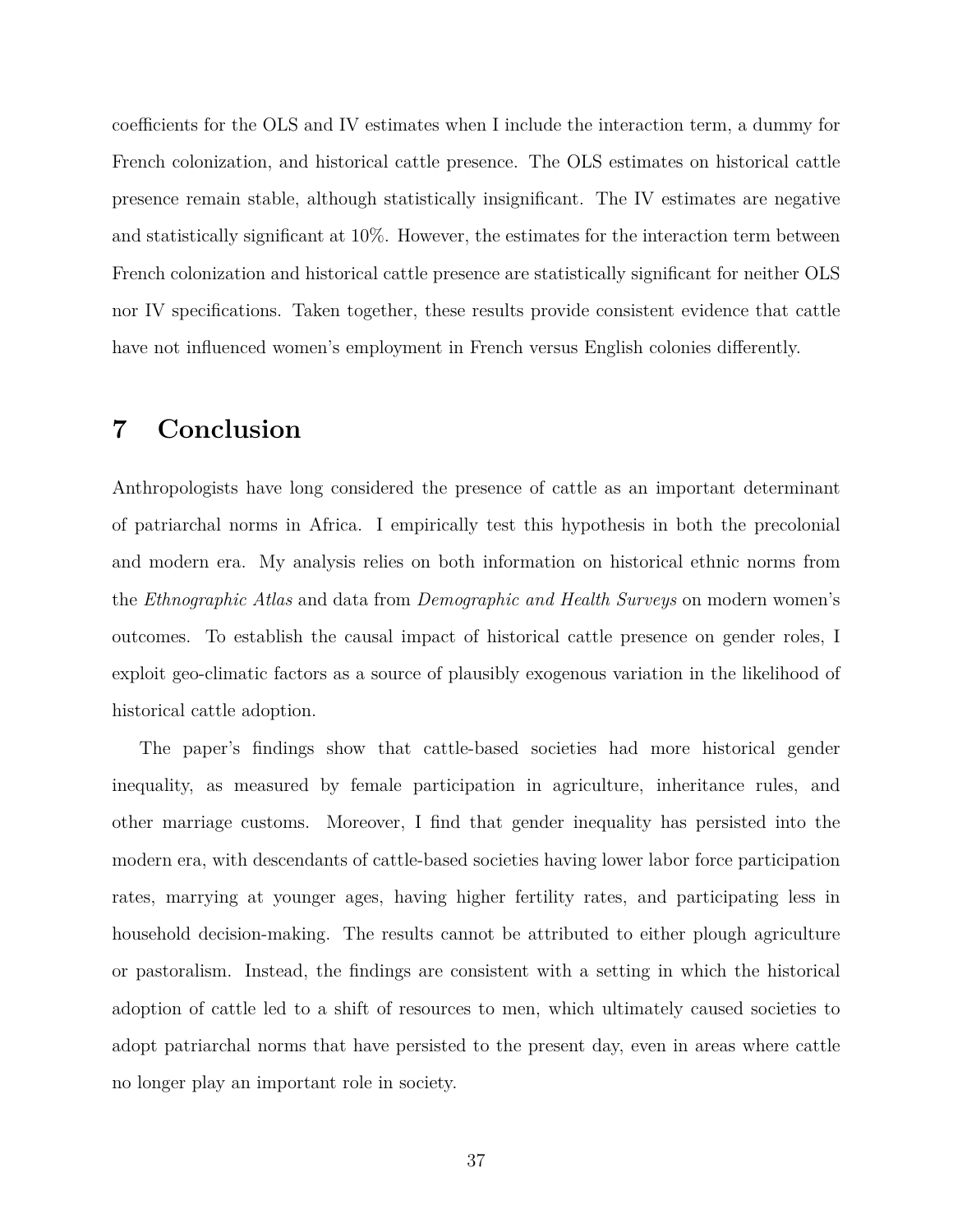coefficients for the OLS and IV estimates when I include the interaction term, a dummy for French colonization, and historical cattle presence. The OLS estimates on historical cattle presence remain stable, although statistically insignificant. The IV estimates are negative and statistically significant at 10%. However, the estimates for the interaction term between French colonization and historical cattle presence are statistically significant for neither OLS nor IV specifications. Taken together, these results provide consistent evidence that cattle have not influenced women's employment in French versus English colonies differently.

# 7 Conclusion

Anthropologists have long considered the presence of cattle as an important determinant of patriarchal norms in Africa. I empirically test this hypothesis in both the precolonial and modern era. My analysis relies on both information on historical ethnic norms from the *Ethnographic Atlas* and data from *Demographic and Health Surveys* on modern women's outcomes. To establish the causal impact of historical cattle presence on gender roles, I exploit geo-climatic factors as a source of plausibly exogenous variation in the likelihood of historical cattle adoption.

The paper's findings show that cattle-based societies had more historical gender inequality, as measured by female participation in agriculture, inheritance rules, and other marriage customs. Moreover, I find that gender inequality has persisted into the modern era, with descendants of cattle-based societies having lower labor force participation rates, marrying at younger ages, having higher fertility rates, and participating less in household decision-making. The results cannot be attributed to either plough agriculture or pastoralism. Instead, the findings are consistent with a setting in which the historical adoption of cattle led to a shift of resources to men, which ultimately caused societies to adopt patriarchal norms that have persisted to the present day, even in areas where cattle no longer play an important role in society.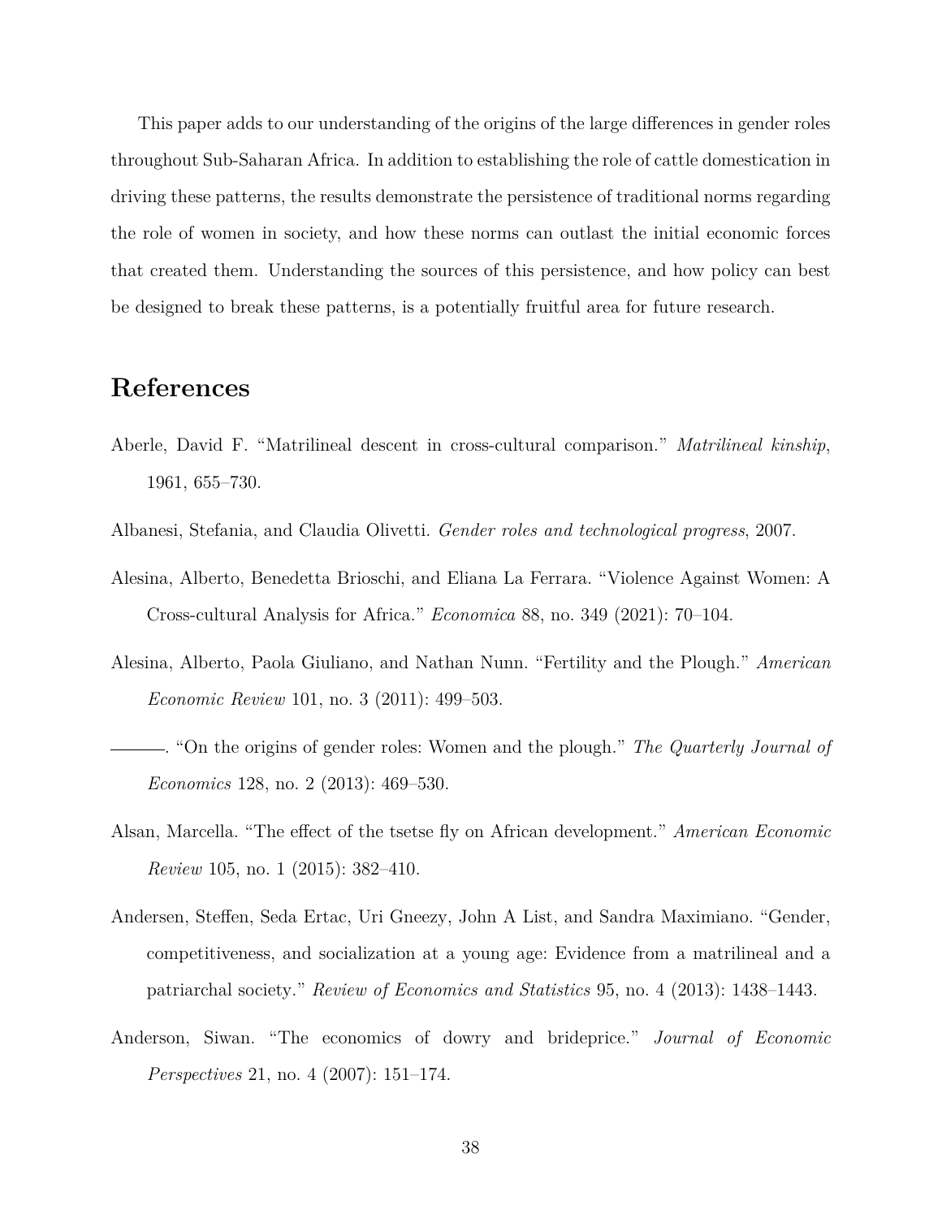This paper adds to our understanding of the origins of the large differences in gender roles throughout Sub-Saharan Africa. In addition to establishing the role of cattle domestication in driving these patterns, the results demonstrate the persistence of traditional norms regarding the role of women in society, and how these norms can outlast the initial economic forces that created them. Understanding the sources of this persistence, and how policy can best be designed to break these patterns, is a potentially fruitful area for future research.

# References

Aberle, David F. "Matrilineal descent in cross-cultural comparison." *Matrilineal kinship*, 1961, 655–730.

Albanesi, Stefania, and Claudia Olivetti. *Gender roles and technological progress*, 2007.

Alesina, Alberto, Benedetta Brioschi, and Eliana La Ferrara. "Violence Against Women: A Cross-cultural Analysis for Africa." *Economica* 88, no. 349 (2021): 70–104.

Alesina, Alberto, Paola Giuliano, and Nathan Nunn. "Fertility and the Plough." *American Economic Review* 101, no. 3 (2011): 499–503.

———. "On the origins of gender roles: Women and the plough." *The Quarterly Journal of Economics* 128, no. 2 (2013): 469–530.

Alsan, Marcella. "The effect of the tsetse fly on African development." *American Economic Review* 105, no. 1 (2015): 382–410.

Andersen, Steffen, Seda Ertac, Uri Gneezy, John A List, and Sandra Maximiano. "Gender, competitiveness, and socialization at a young age: Evidence from a matrilineal and a patriarchal society." *Review of Economics and Statistics* 95, no. 4 (2013): 1438–1443.

Anderson, Siwan. "The economics of dowry and brideprice." *Journal of Economic Perspectives* 21, no. 4 (2007): 151–174.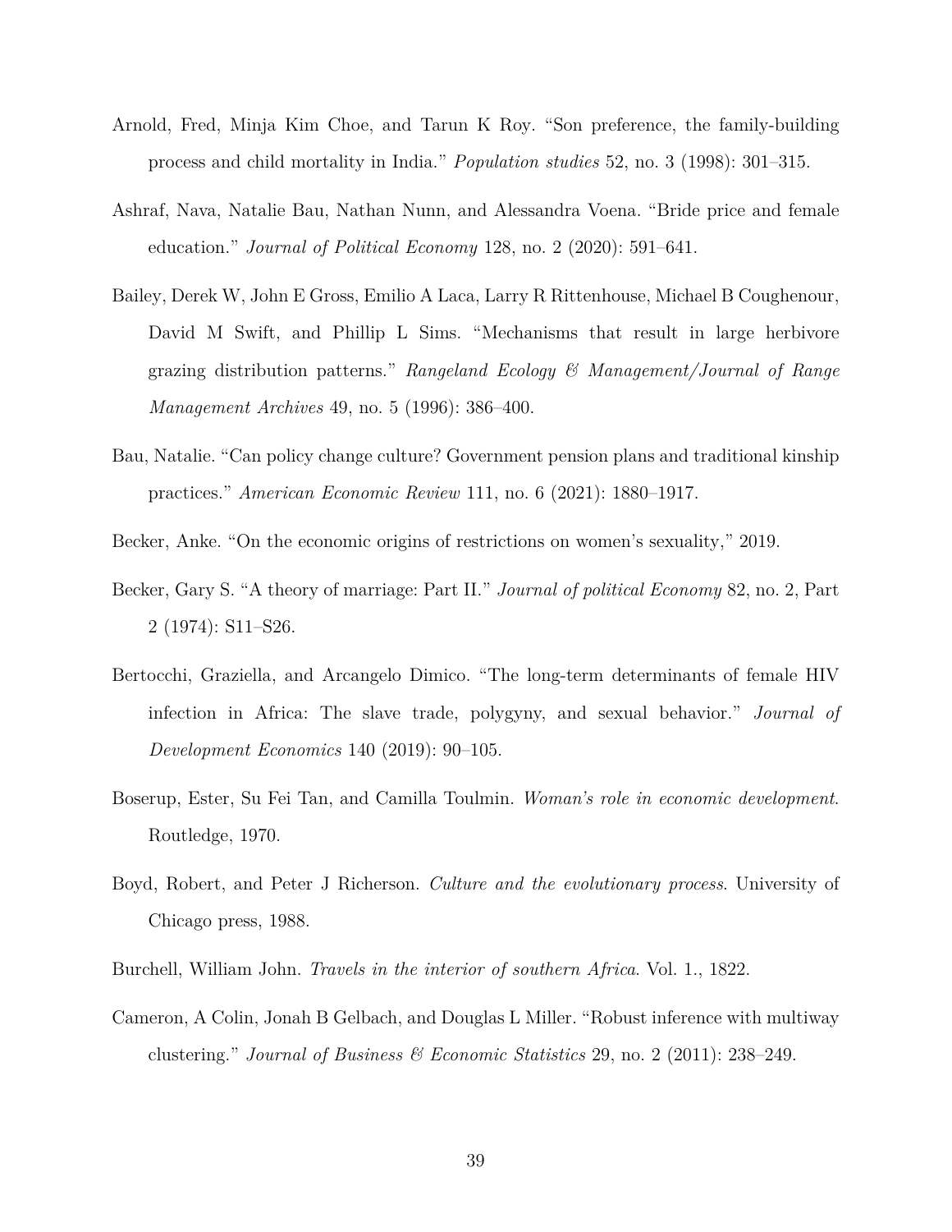Arnold, Fred, Minja Kim Choe, and Tarun K Roy. "Son preference, the family-building process and child mortality in India." *Population studies* 52, no. 3 (1998): 301–315.

Ashraf, Nava, Natalie Bau, Nathan Nunn, and Alessandra Voena. "Bride price and female education." *Journal of Political Economy* 128, no. 2 (2020): 591–641.

Bailey, Derek W, John E Gross, Emilio A Laca, Larry R Rittenhouse, Michael B Coughenour, David M Swift, and Phillip L Sims. "Mechanisms that result in large herbivore grazing distribution patterns." *Rangeland Ecology & Management/Journal of Range Management Archives* 49, no. 5 (1996): 386–400.

Bau, Natalie. "Can policy change culture? Government pension plans and traditional kinship practices." *American Economic Review* 111, no. 6 (2021): 1880–1917.

Becker, Anke. "On the economic origins of restrictions on women's sexuality," 2019.

Becker, Gary S. "A theory of marriage: Part II." *Journal of political Economy* 82, no. 2, Part 2 (1974): S11–S26.

Bertocchi, Graziella, and Arcangelo Dimico. "The long-term determinants of female HIV infection in Africa: The slave trade, polygyny, and sexual behavior." *Journal of Development Economics* 140 (2019): 90–105.

Boserup, Ester, Su Fei Tan, and Camilla Toulmin. *Woman's role in economic development.* Routledge, 1970.

Boyd, Robert, and Peter J Richerson. *Culture and the evolutionary process*. University of Chicago press, 1988.

Burchell, William John. *Travels in the interior of southern Africa*. Vol. 1., 1822.

Cameron, A Colin, Jonah B Gelbach, and Douglas L Miller. "Robust inference with multiway clustering." *Journal of Business & Economic Statistics* 29, no. 2 (2011): 238–249.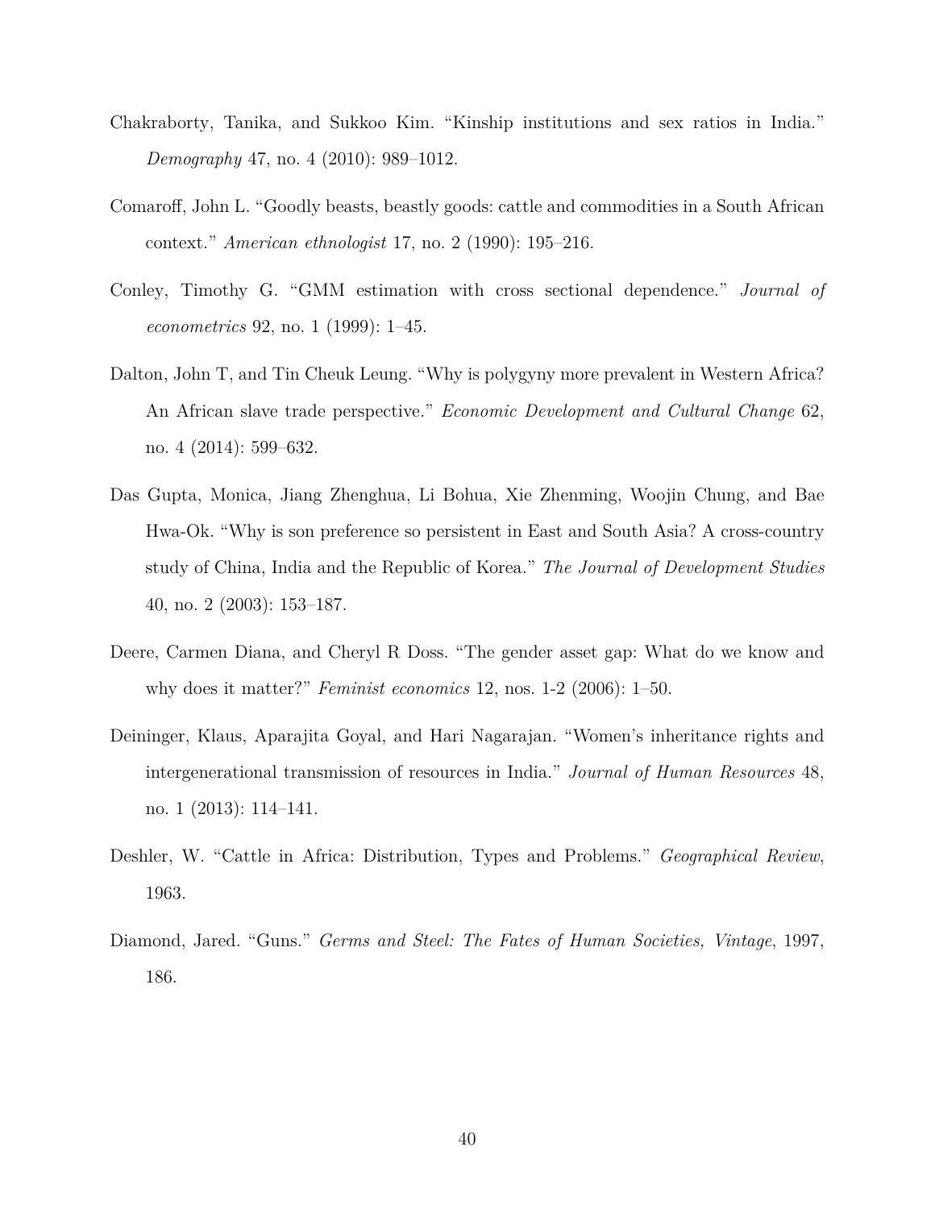Chakraborty, Tanika, and Sukkoo Kim. "Kinship institutions and sex ratios in India." *Demography* 47, no. 4 (2010): 989–1012.

Comaroff, John L. "Goodly beasts, beastly goods: cattle and commodities in a South African context." *American ethnologist* 17, no. 2 (1990): 195–216.

Conley, Timothy G. "GMM estimation with cross sectional dependence." *Journal of econometrics* 92, no. 1 (1999): 1–45.

Dalton, John T, and Tin Cheuk Leung. "Why is polygyny more prevalent in Western Africa? An African slave trade perspective." *Economic Development and Cultural Change* 62, no. 4 (2014): 599–632.

Das Gupta, Monica, Jiang Zhenghua, Li Bohua, Xie Zhenming, Woojin Chung, and Bae Hwa-Ok. "Why is son preference so persistent in East and South Asia? A cross-country study of China, India and the Republic of Korea." *The Journal of Development Studies* 40, no. 2 (2003): 153–187.

Deere, Carmen Diana, and Cheryl R Doss. "The gender asset gap: What do we know and why does it matter?" *Feminist economics* 12, nos. 1-2 (2006): 1–50.

Deininger, Klaus, Aparajita Goyal, and Hari Nagarajan. "Women's inheritance rights and intergenerational transmission of resources in India." *Journal of Human Resources* 48, no. 1 (2013): 114–141.

Deshler, W. "Cattle in Africa: Distribution, Types and Problems." *Geographical Review*, 1963.

Diamond, Jared. "Guns." *Germs and Steel: The Fates of Human Societies, Vintage*, 1997, 186.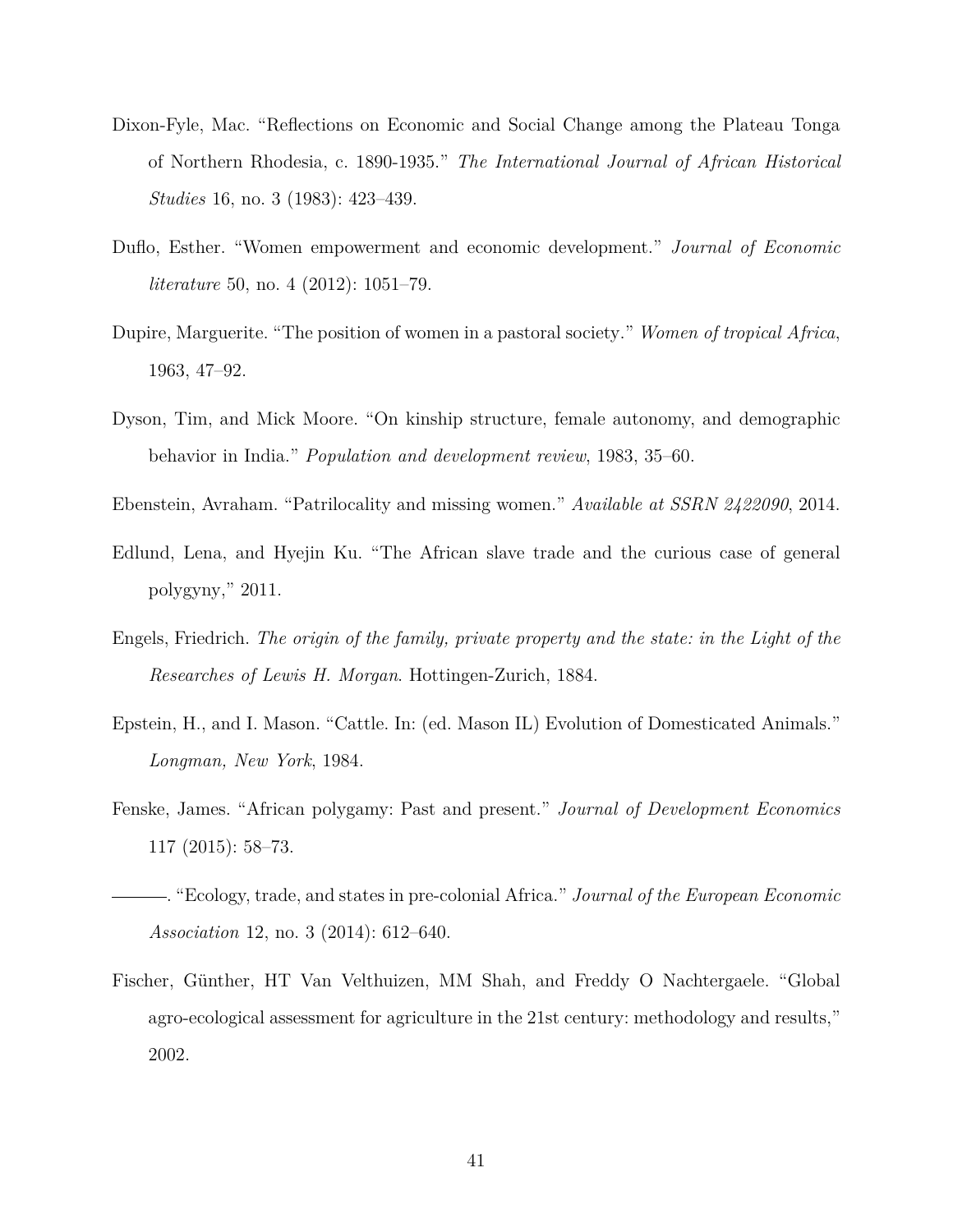Dixon-Fyle, Mac. "Reflections on Economic and Social Change among the Plateau Tonga of Northern Rhodesia, c. 1890-1935." *The International Journal of African Historical Studies* 16, no. 3 (1983): 423–439.

Duflo, Esther. "Women empowerment and economic development." *Journal of Economic literature* 50, no. 4 (2012): 1051–79.

Dupire, Marguerite. "The position of women in a pastoral society." *Women of tropical Africa*, 1963, 47–92.

Dyson, Tim, and Mick Moore. "On kinship structure, female autonomy, and demographic behavior in India." *Population and development review*, 1983, 35–60.

Ebenstein, Avraham. "Patrilocality and missing women." *Available at SSRN 2422090*, 2014.

Edlund, Lena, and Hyejin Ku. "The African slave trade and the curious case of general polygyny," 2011.

Engels, Friedrich. *The origin of the family, private property and the state: in the Light of the Researches of Lewis H. Morgan*. Hottingen-Zurich, 1884.

Epstein, H., and I. Mason. "Cattle. In: (ed. Mason IL) Evolution of Domesticated Animals." *Longman, New York*, 1984.

Fenske, James. "African polygamy: Past and present." *Journal of Development Economics* 117 (2015): 58–73.

———. "Ecology, trade, and states in pre-colonial Africa." *Journal of the European Economic Association* 12, no. 3 (2014): 612–640.

Fischer, Günther, HT Van Velthuizen, MM Shah, and Freddy O Nachtergaele. "Global agro-ecological assessment for agriculture in the 21st century: methodology and results," 2002.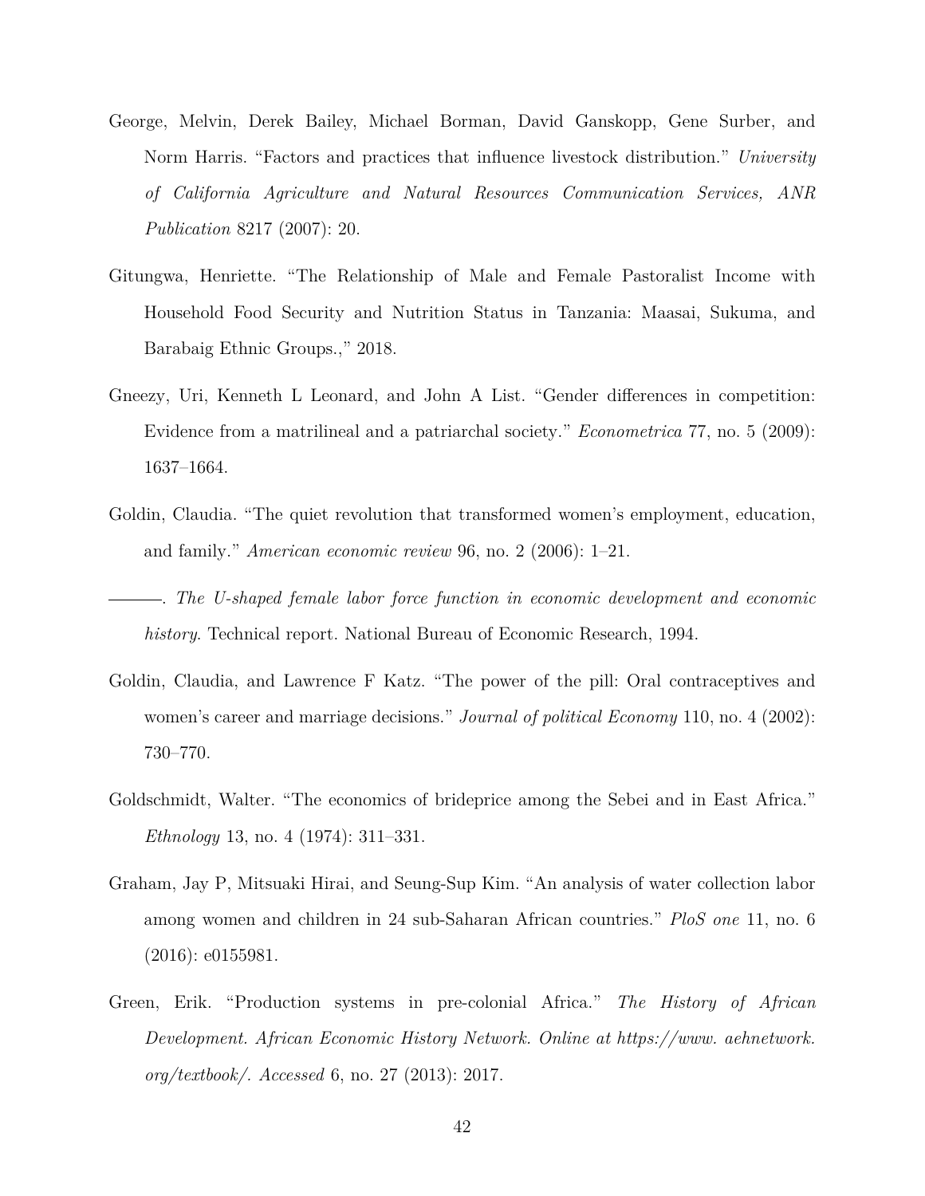George, Melvin, Derek Bailey, Michael Borman, David Ganskopp, Gene Surber, and Norm Harris. "Factors and practices that influence livestock distribution." *University of California Agriculture and Natural Resources Communication Services, ANR Publication* 8217 (2007): 20.

Gitungwa, Henriette. "The Relationship of Male and Female Pastoralist Income with Household Food Security and Nutrition Status in Tanzania: Maasai, Sukuma, and Barabaig Ethnic Groups.," 2018.

Gneezy, Uri, Kenneth L Leonard, and John A List. "Gender differences in competition: Evidence from a matrilineal and a patriarchal society." *Econometrica* 77, no. 5 (2009): 1637–1664.

Goldin, Claudia. "The quiet revolution that transformed women's employment, education, and family." *American economic review* 96, no. 2 (2006): 1–21.

———. *The U-shaped female labor force function in economic development and economic history.* Technical report. National Bureau of Economic Research, 1994.

Goldin, Claudia, and Lawrence F Katz. "The power of the pill: Oral contraceptives and women's career and marriage decisions." *Journal of political Economy* 110, no. 4 (2002): 730–770.

Goldschmidt, Walter. "The economics of brideprice among the Sebei and in East Africa." *Ethnology* 13, no. 4 (1974): 311–331.

Graham, Jay P, Mitsuaki Hirai, and Seung-Sup Kim. "An analysis of water collection labor among women and children in 24 sub-Saharan African countries." *PloS one* 11, no. 6 (2016): e0155981.

Green, Erik. "Production systems in pre-colonial Africa." *The History of African Development. African Economic History Network. Online at https://www.aehnetwork.org/textbook/. Accessed* 6, no. 27 (2013): 2017.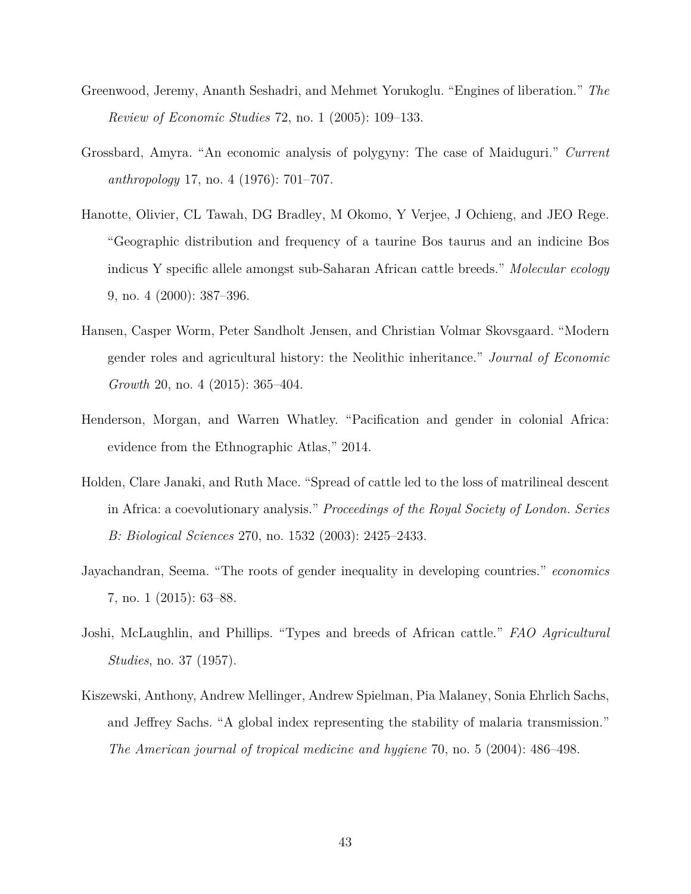Greenwood, Jeremy, Ananth Seshadri, and Mehmet Yorukoglu. “Engines of liberation.” *The Review of Economic Studies* 72, no. 1 (2005): 109–133.

Grossbard, Amyra. “An economic analysis of polygyny: The case of Maiduguri.” *Current anthropology* 17, no. 4 (1976): 701–707.

Hanotte, Olivier, CL Tawah, DG Bradley, M Okomo, Y Verjee, J Ochieng, and JEO Rege. “Geographic distribution and frequency of a taurine Bos taurus and an indicine Bos indicus Y specific allele amongst sub-Saharan African cattle breeds.” *Molecular ecology* 9, no. 4 (2000): 387–396.

Hansen, Casper Worm, Peter Sandholt Jensen, and Christian Volmar Skovsgaard. “Modern gender roles and agricultural history: the Neolithic inheritance.” *Journal of Economic Growth* 20, no. 4 (2015): 365–404.

Henderson, Morgan, and Warren Whatley. “Pacification and gender in colonial Africa: evidence from the Ethnographic Atlas,” 2014.

Holden, Clare Janaki, and Ruth Mace. “Spread of cattle led to the loss of matrilineal descent in Africa: a coevolutionary analysis.” *Proceedings of the Royal Society of London. Series B: Biological Sciences* 270, no. 1532 (2003): 2425–2433.

Jayachandran, Seema. “The roots of gender inequality in developing countries.” *economics* 7, no. 1 (2015): 63–88.

Joshi, McLaughlin, and Phillips. “Types and breeds of African cattle.” *FAO Agricultural Studies*, no. 37 (1957).

Kiszewski, Anthony, Andrew Mellinger, Andrew Spielman, Pia Malaney, Sonia Ehrlich Sachs, and Jeffrey Sachs. “A global index representing the stability of malaria transmission.” *The American journal of tropical medicine and hygiene* 70, no. 5 (2004): 486–498.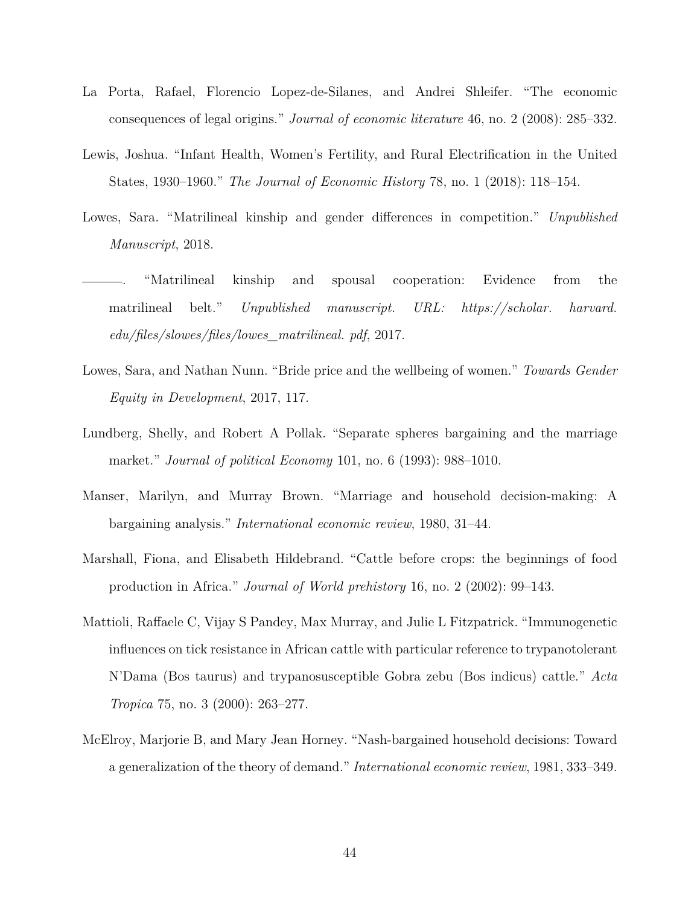La Porta, Rafael, Florencio Lopez-de-Silanes, and Andrei Shleifer. "The economic consequences of legal origins." *Journal of economic literature* 46, no. 2 (2008): 285–332.

Lewis, Joshua. "Infant Health, Women's Fertility, and Rural Electrification in the United States, 1930–1960." *The Journal of Economic History* 78, no. 1 (2018): 118–154.

Lowes, Sara. "Matrilineal kinship and gender differences in competition." *Unpublished Manuscript*, 2018.

———. "Matrilineal kinship and spousal cooperation: Evidence from the matrilineal belt." *Unpublished manuscript. URL: https://scholar. harvard. edu/files/slowes/files/lowes_matrilineal. pdf*, 2017.

Lowes, Sara, and Nathan Nunn. "Bride price and the wellbeing of women." *Towards Gender Equity in Development*, 2017, 117.

Lundberg, Shelly, and Robert A Pollak. "Separate spheres bargaining and the marriage market." *Journal of political Economy* 101, no. 6 (1993): 988–1010.

Manser, Marilyn, and Murray Brown. "Marriage and household decision-making: A bargaining analysis." *International economic review*, 1980, 31–44.

Marshall, Fiona, and Elisabeth Hildebrand. "Cattle before crops: the beginnings of food production in Africa." *Journal of World prehistory* 16, no. 2 (2002): 99–143.

Mattioli, Raffaele C, Vijay S Pandey, Max Murray, and Julie L Fitzpatrick. "Immunogenetic influences on tick resistance in African cattle with particular reference to trypanotolerant N'Dama (Bos taurus) and trypanosusceptible Gobra zebu (Bos indicus) cattle." *Acta Tropica* 75, no. 3 (2000): 263–277.

McElroy, Marjorie B, and Mary Jean Horney. "Nash-bargained household decisions: Toward a generalization of the theory of demand." *International economic review*, 1981, 333–349.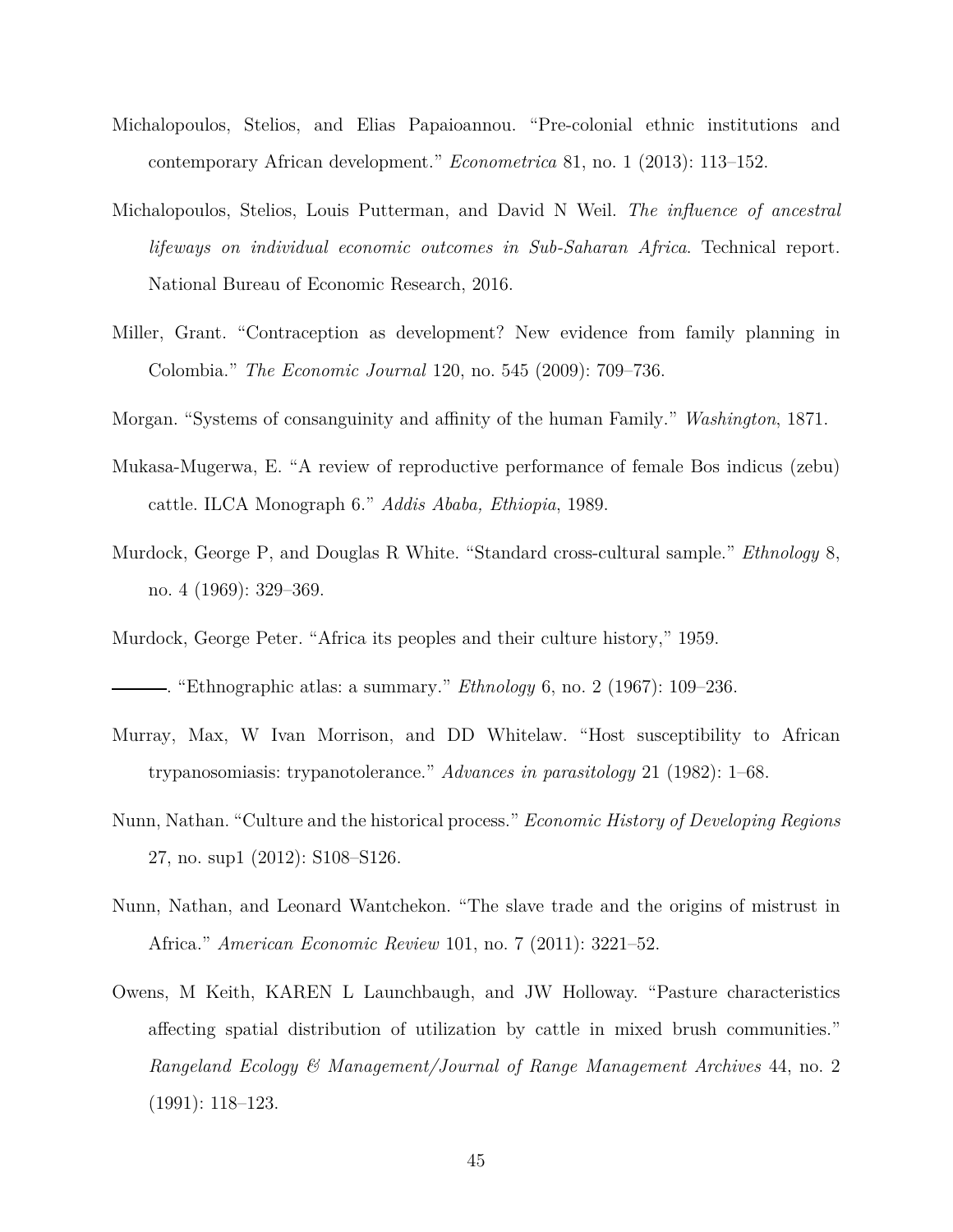Michalopoulos, Stelios, and Elias Papaioannou. "Pre-colonial ethnic institutions and contemporary African development." *Econometrica* 81, no. 1 (2013): 113–152.

Michalopoulos, Stelios, Louis Putterman, and David N Weil. *The influence of ancestral lifeways on individual economic outcomes in Sub-Saharan Africa*. Technical report. National Bureau of Economic Research, 2016.

Miller, Grant. "Contraception as development? New evidence from family planning in Colombia." *The Economic Journal* 120, no. 545 (2009): 709–736.

Morgan. "Systems of consanguinity and affinity of the human Family." *Washington*, 1871.

Mukasa-Mugerwa, E. "A review of reproductive performance of female Bos indicus (zebu) cattle. ILCA Monograph 6." *Addis Ababa, Ethiopia*, 1989.

Murdock, George P, and Douglas R White. "Standard cross-cultural sample." *Ethnology* 8, no. 4 (1969): 329–369.

Murdock, George Peter. "Africa its peoples and their culture history," 1959.

———. "Ethnographic atlas: a summary." *Ethnology* 6, no. 2 (1967): 109–236.

Murray, Max, W Ivan Morrison, and DD Whitelaw. "Host susceptibility to African trypanosomiasis: trypanotolerance." *Advances in parasitology* 21 (1982): 1–68.

Nunn, Nathan. "Culture and the historical process." *Economic History of Developing Regions* 27, no. sup1 (2012): S108–S126.

Nunn, Nathan, and Leonard Wantchekon. "The slave trade and the origins of mistrust in Africa." *American Economic Review* 101, no. 7 (2011): 3221–52.

Owens, M Keith, KAREN L Launchbaugh, and JW Holloway. "Pasture characteristics affecting spatial distribution of utilization by cattle in mixed brush communities." *Rangeland Ecology & Management/Journal of Range Management Archives* 44, no. 2 (1991): 118–123.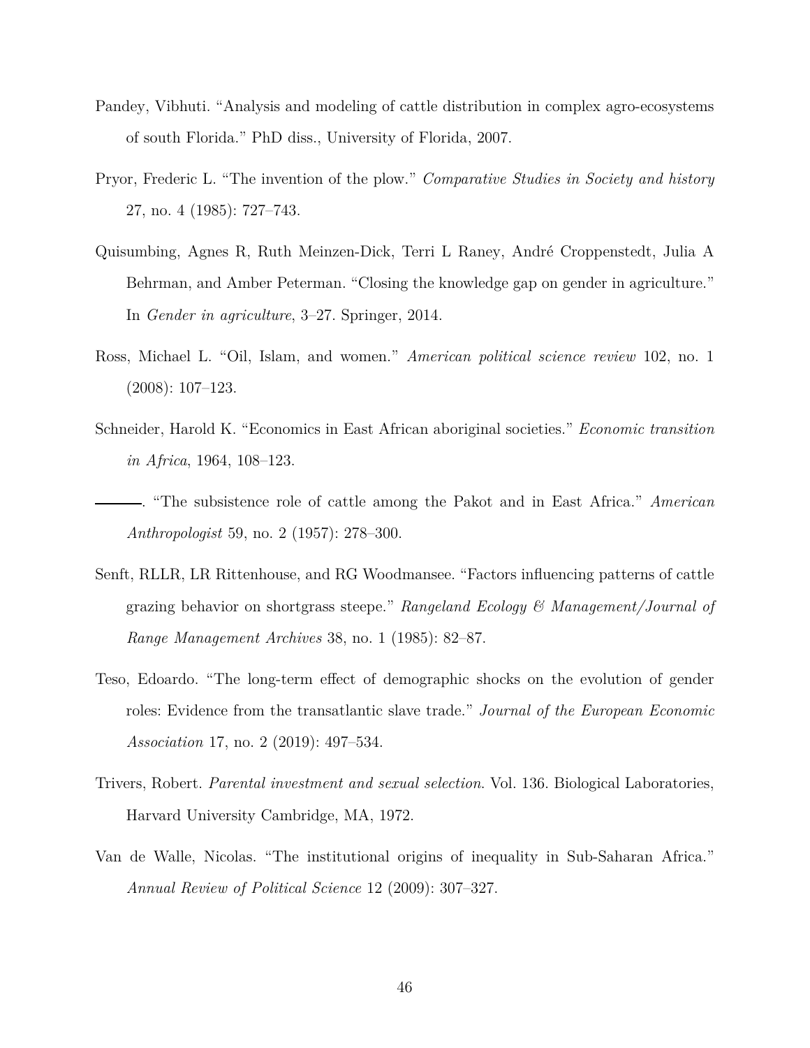Pandey, Vibhuti. "Analysis and modeling of cattle distribution in complex agro-ecosystems of south Florida." PhD diss., University of Florida, 2007.

Pryor, Frederic L. "The invention of the plow." *Comparative Studies in Society and history* 27, no. 4 (1985): 727–743.

Quisumbing, Agnes R, Ruth Meinzen-Dick, Terri L Raney, André Croppenstedt, Julia A Behrman, and Amber Peterman. "Closing the knowledge gap on gender in agriculture." In *Gender in agriculture*, 3–27. Springer, 2014.

Ross, Michael L. "Oil, Islam, and women." *American political science review* 102, no. 1 (2008): 107–123.

Schneider, Harold K. "Economics in East African aboriginal societies." *Economic transition in Africa*, 1964, 108–123.

———. "The subsistence role of cattle among the Pakot and in East Africa." *American Anthropologist* 59, no. 2 (1957): 278–300.

Senft, RLLR, LR Rittenhouse, and RG Woodmansee. "Factors influencing patterns of cattle grazing behavior on shortgrass steepe." *Rangeland Ecology & Management/Journal of Range Management Archives* 38, no. 1 (1985): 82–87.

Teso, Edoardo. "The long-term effect of demographic shocks on the evolution of gender roles: Evidence from the transatlantic slave trade." *Journal of the European Economic Association* 17, no. 2 (2019): 497–534.

Trivers, Robert. *Parental investment and sexual selection*. Vol. 136. Biological Laboratories, Harvard University Cambridge, MA, 1972.

Van de Walle, Nicolas. "The institutional origins of inequality in Sub-Saharan Africa." *Annual Review of Political Science* 12 (2009): 307–327.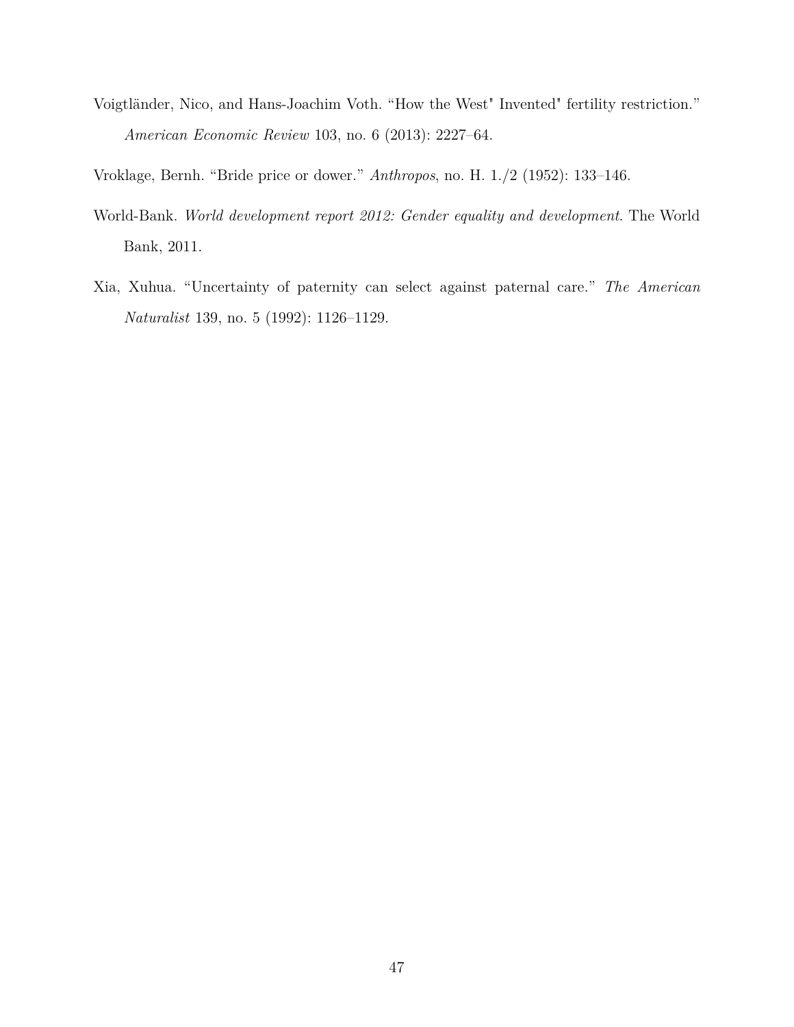Voigtländer, Nico, and Hans-Joachim Voth. "How the West" Invented" fertility restriction." *American Economic Review* 103, no. 6 (2013): 2227–64.

Vroklage, Bernh. "Bride price or dower." *Anthropos*, no. H. 1./2 (1952): 133–146.

World-Bank. *World development report 2012: Gender equality and development*. The World Bank, 2011.

Xia, Xuhua. "Uncertainty of paternity can select against paternal care." *The American Naturalist* 139, no. 5 (1992): 1126–1129.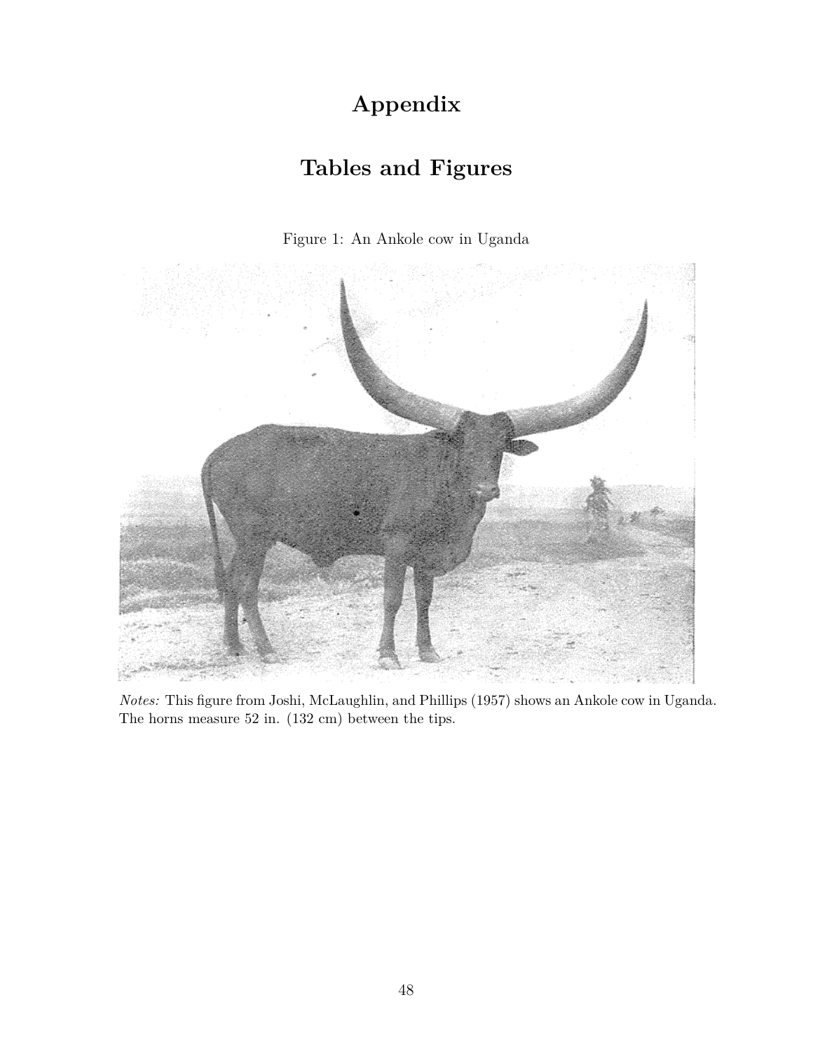# Appendix

# Tables and Figures

Figure 1: An Ankole cow in Uganda

*Notes:* This figure from Joshi, McLaughlin, and Phillips (1957) shows an Ankole cow in Uganda. The horns measure 52 in. (132 cm) between the tips.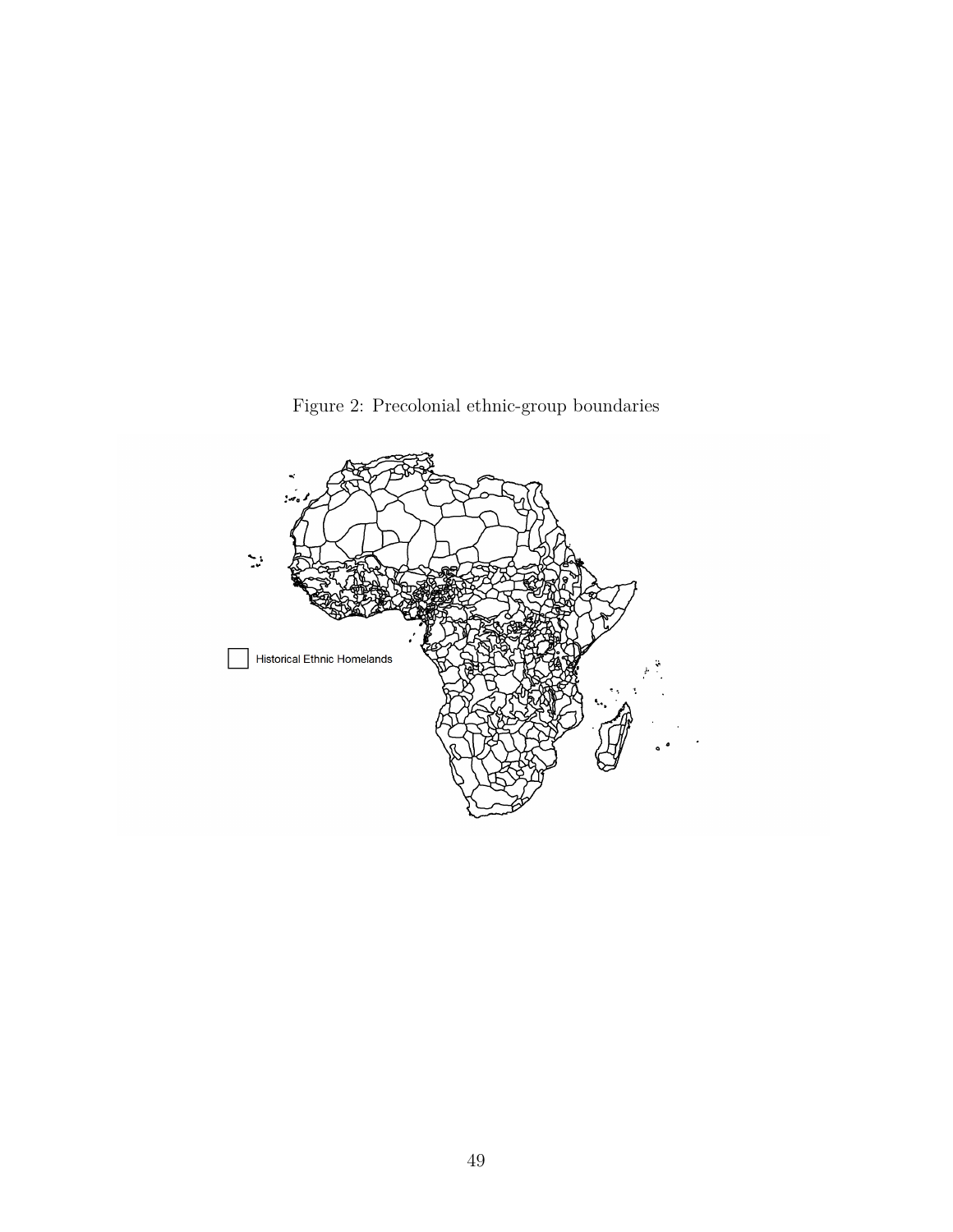Figure 2: Precolonial ethnic-group boundaries

Historical Ethnic Homelands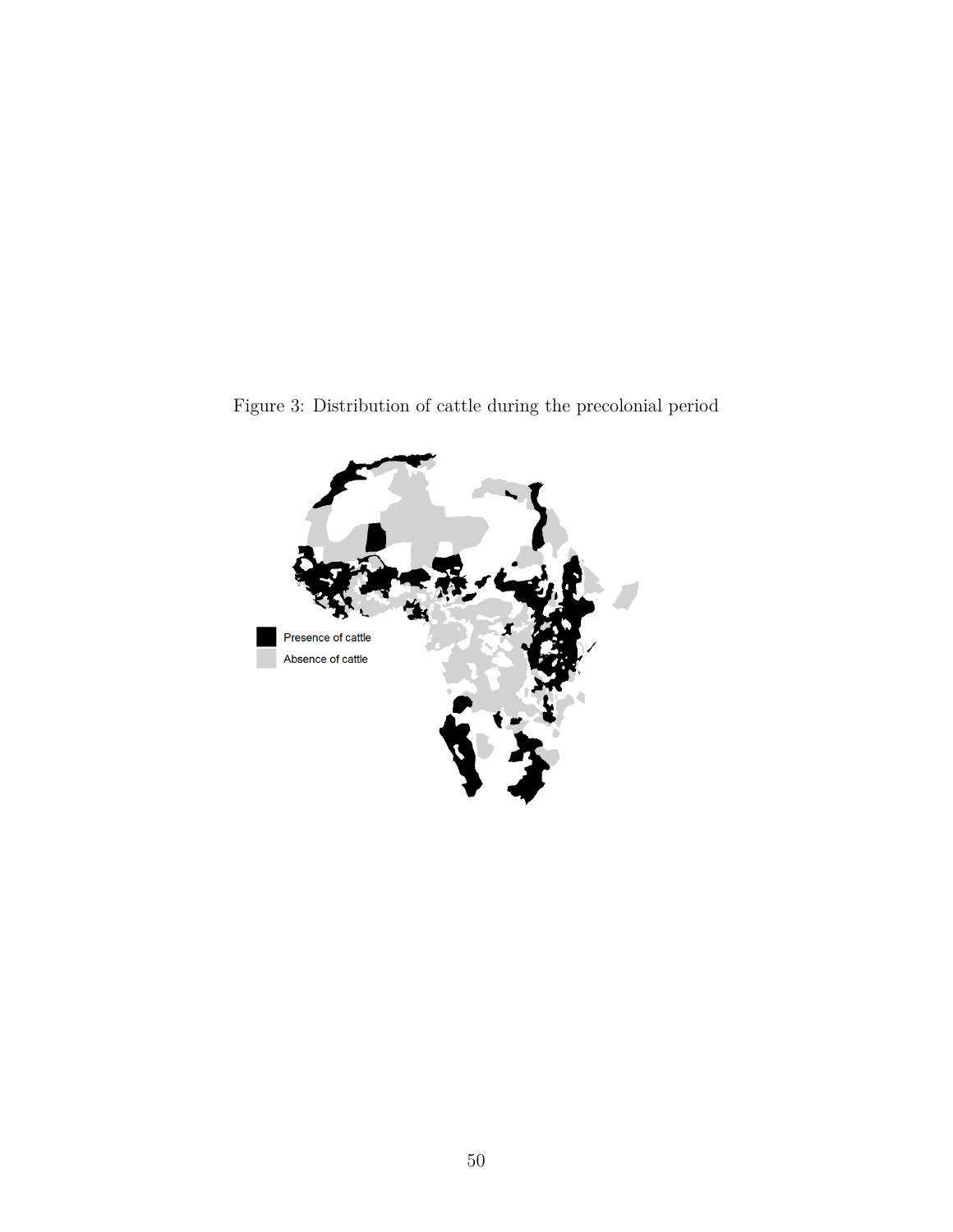Figure 3: Distribution of cattle during the precolonial period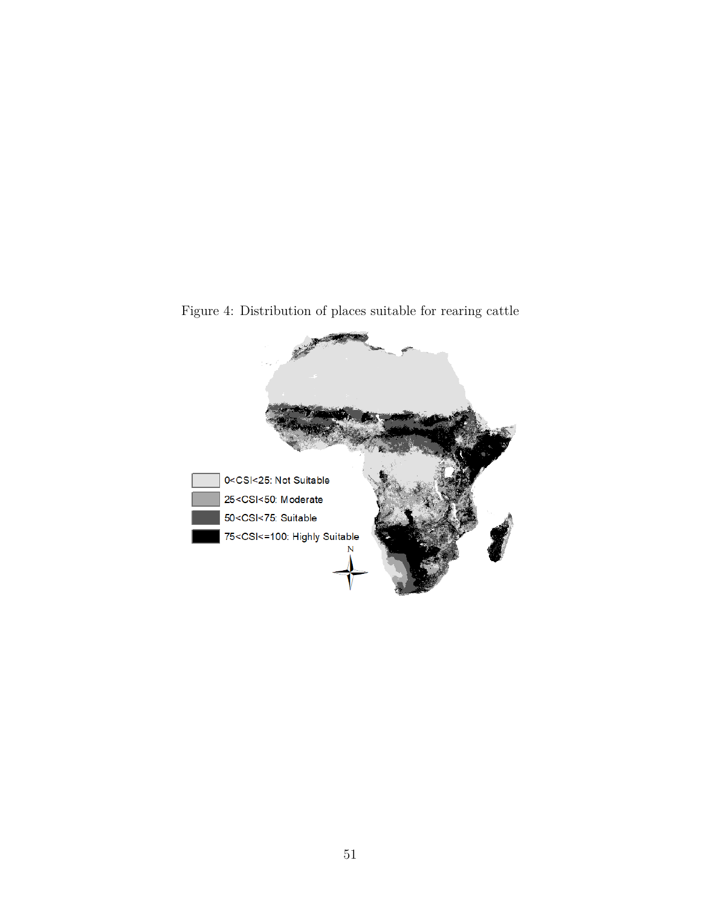Figure 4: Distribution of places suitable for rearing cattle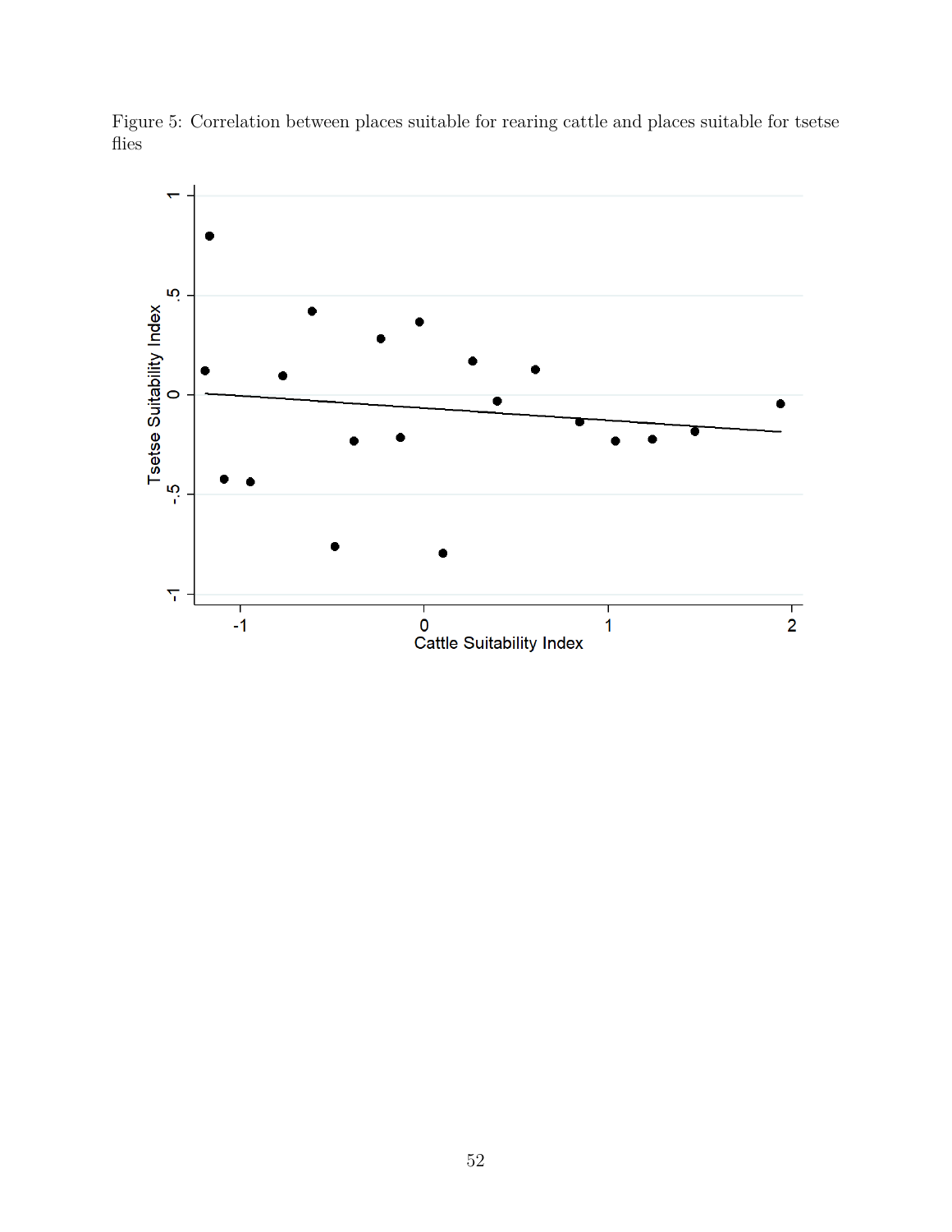Figure 5: Correlation between places suitable for rearing cattle and places suitable for tsetse flies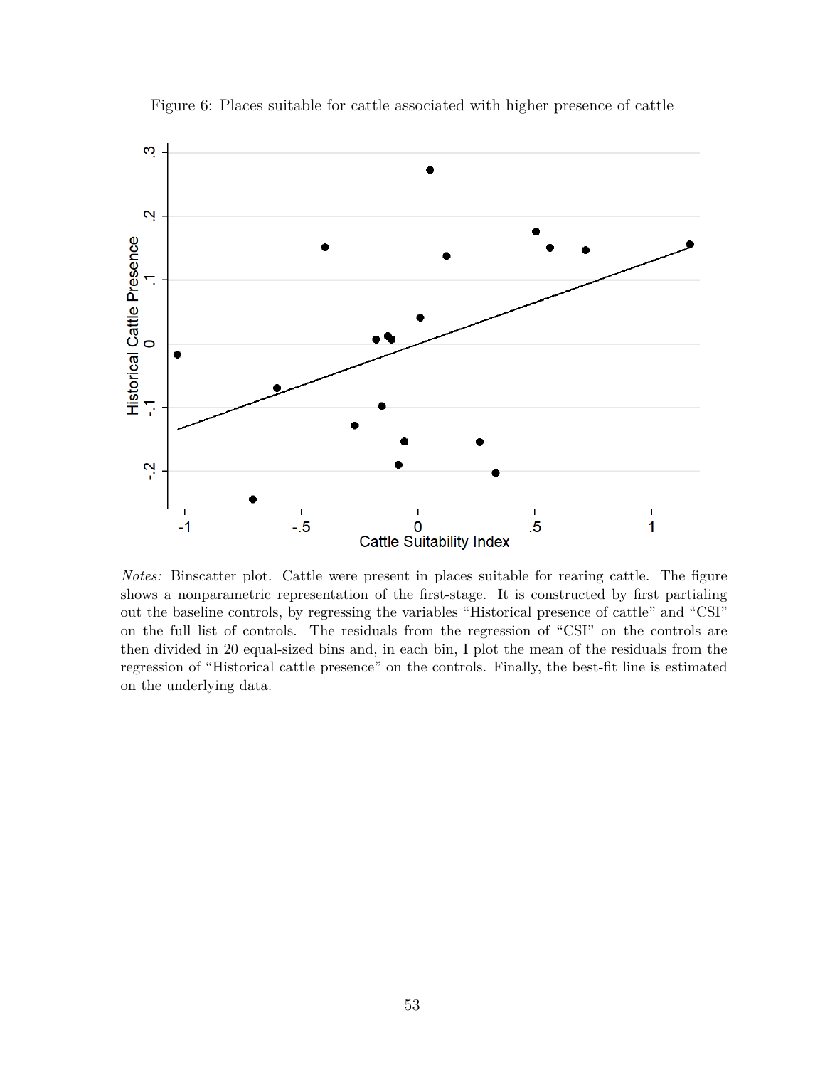Figure 6: Places suitable for cattle associated with higher presence of cattle

*Notes:* Binscatter plot. Cattle were present in places suitable for rearing cattle. The figure shows a nonparametric representation of the first-stage. It is constructed by first partialing out the baseline controls, by regressing the variables "Historical presence of cattle" and "CSI" on the full list of controls. The residuals from the regression of "CSI" on the controls are then divided in 20 equal-sized bins and, in each bin, I plot the mean of the residuals from the regression of "Historical cattle presence" on the controls. Finally, the best-fit line is estimated on the underlying data.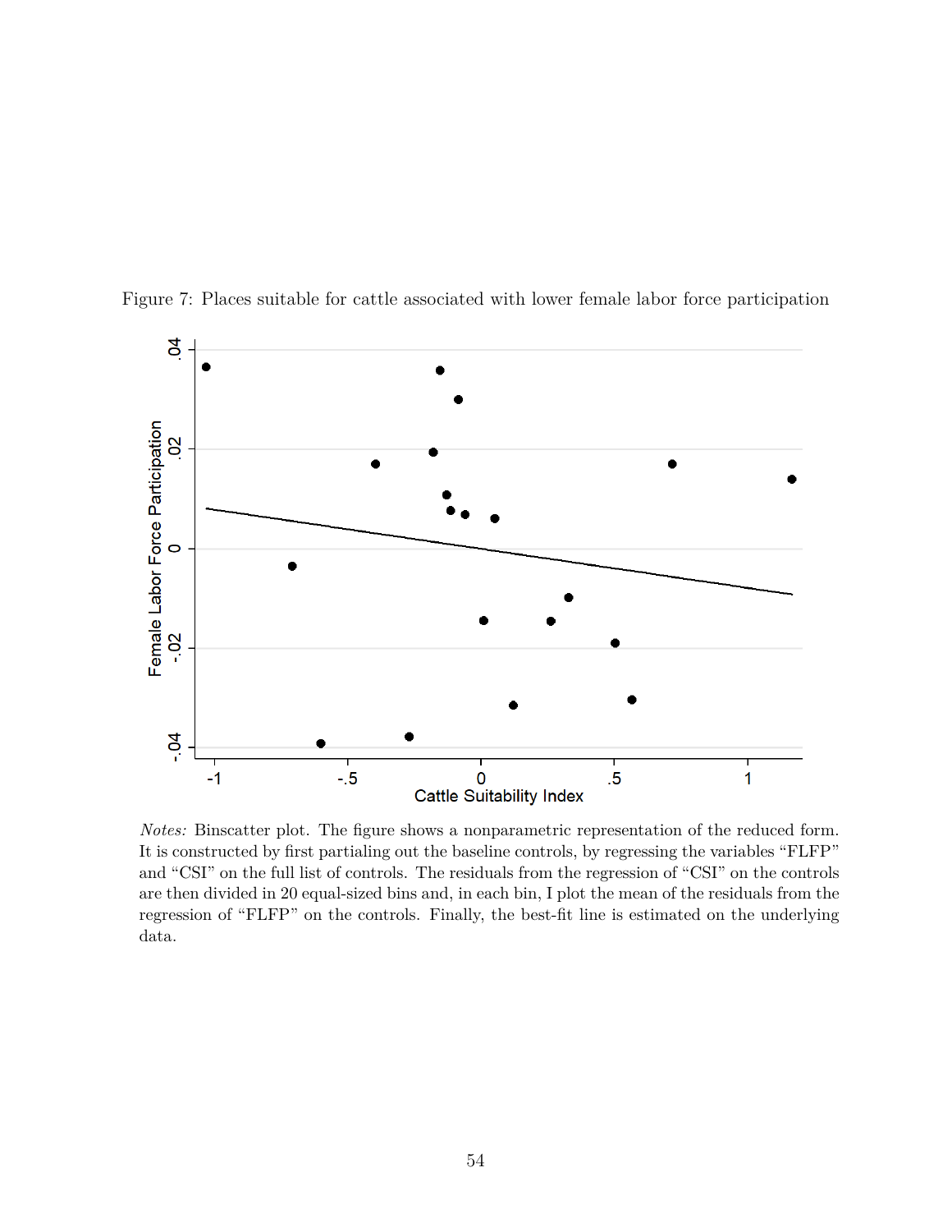Figure 7: Places suitable for cattle associated with lower female labor force participation

*Notes:* Binscatter plot. The figure shows a nonparametric representation of the reduced form. It is constructed by first partialing out the baseline controls, by regressing the variables "FLFP" and "CSI" on the full list of controls. The residuals from the regression of "CSI" on the controls are then divided in 20 equal-sized bins and, in each bin, I plot the mean of the residuals from the regression of "FLFP" on the controls. Finally, the best-fit line is estimated on the underlying data.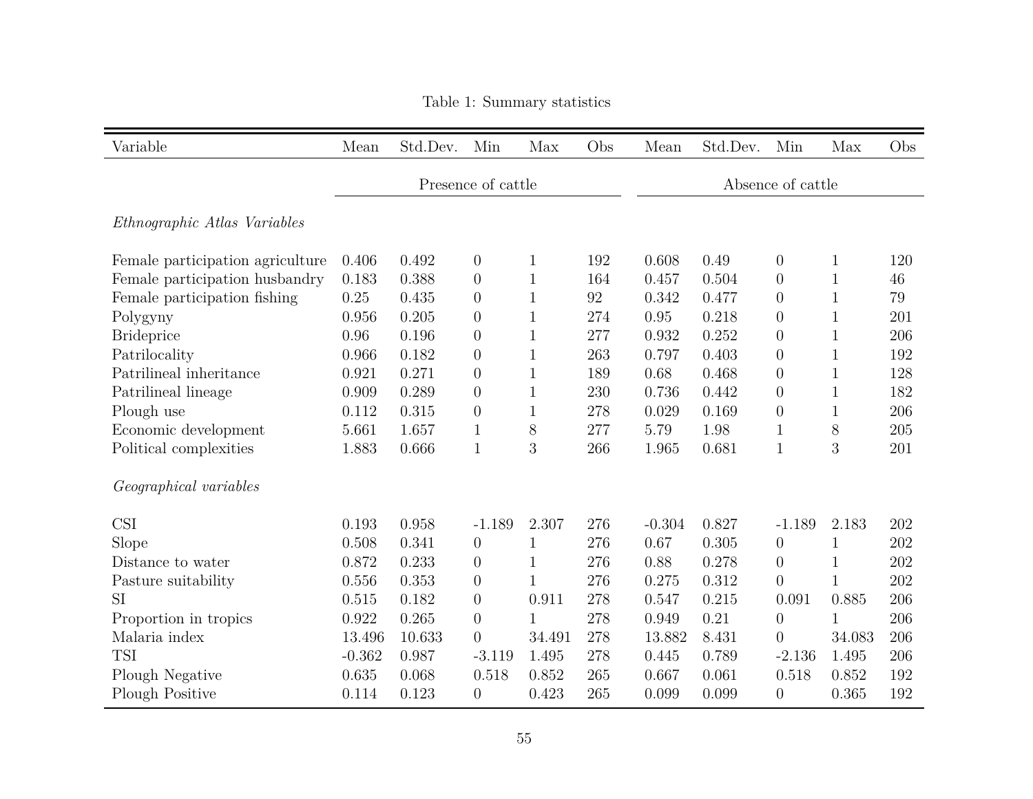Table 1: Summary statistics

| Variable | Mean | Std.Dev. | Min | Max | Obs | Mean | Std.Dev. | Min | Max | Obs |
|---|---|---|---|---|---|---|---|---|---|---|
| | Presence of cattle | | | | | Absence of cattle | | | | |
| *Ethnographic Atlas Variables* | | | | | | | | | | |
| Female participation agriculture | 0.406 | 0.492 | 0 | 1 | 192 | 0.608 | 0.49 | 0 | 1 | 120 |
| Female participation husbandry | 0.183 | 0.388 | 0 | 1 | 164 | 0.457 | 0.504 | 0 | 1 | 46 |
| Female participation fishing | 0.25 | 0.435 | 0 | 1 | 92 | 0.342 | 0.477 | 0 | 1 | 79 |
| Polygyny | 0.956 | 0.205 | 0 | 1 | 274 | 0.95 | 0.218 | 0 | 1 | 201 |
| Brideprice | 0.96 | 0.196 | 0 | 1 | 277 | 0.932 | 0.252 | 0 | 1 | 206 |
| Patrilocality | 0.966 | 0.182 | 0 | 1 | 263 | 0.797 | 0.403 | 0 | 1 | 192 |
| Patrilineal inheritance | 0.921 | 0.271 | 0 | 1 | 189 | 0.68 | 0.468 | 0 | 1 | 128 |
| Patrilineal lineage | 0.909 | 0.289 | 0 | 1 | 230 | 0.736 | 0.442 | 0 | 1 | 182 |
| Plough use | 0.112 | 0.315 | 0 | 1 | 278 | 0.029 | 0.169 | 0 | 1 | 206 |
| Economic development | 5.661 | 1.657 | 1 | 8 | 277 | 5.79 | 1.98 | 1 | 8 | 205 |
| Political complexities | 1.883 | 0.666 | 1 | 3 | 266 | 1.965 | 0.681 | 1 | 3 | 201 |
| *Geographical variables* | | | | | | | | | | |
| CSI | 0.193 | 0.958 | -1.189 | 2.307 | 276 | -0.304 | 0.827 | -1.189 | 2.183 | 202 |
| Slope | 0.508 | 0.341 | 0 | 1 | 276 | 0.67 | 0.305 | 0 | 1 | 202 |
| Distance to water | 0.872 | 0.233 | 0 | 1 | 276 | 0.88 | 0.278 | 0 | 1 | 202 |
| Pasture suitability | 0.556 | 0.353 | 0 | 1 | 276 | 0.275 | 0.312 | 0 | 1 | 202 |
| SI | 0.515 | 0.182 | 0 | 0.911 | 278 | 0.547 | 0.215 | 0.091 | 0.885 | 206 |
| Proportion in tropics | 0.922 | 0.265 | 0 | 1 | 278 | 0.949 | 0.21 | 0 | 1 | 206 |
| Malaria index | 13.496 | 10.633 | 0 | 34.491 | 278 | 13.882 | 8.431 | 0 | 34.083 | 206 |
| TSI | -0.362 | 0.987 | -3.119 | 1.495 | 278 | 0.445 | 0.789 | -2.136 | 1.495 | 206 |
| Plough Negative | 0.635 | 0.068 | 0.518 | 0.852 | 265 | 0.667 | 0.061 | 0.518 | 0.852 | 192 |
| Plough Positive | 0.114 | 0.123 | 0 | 0.423 | 265 | 0.099 | 0.099 | 0 | 0.365 | 192 |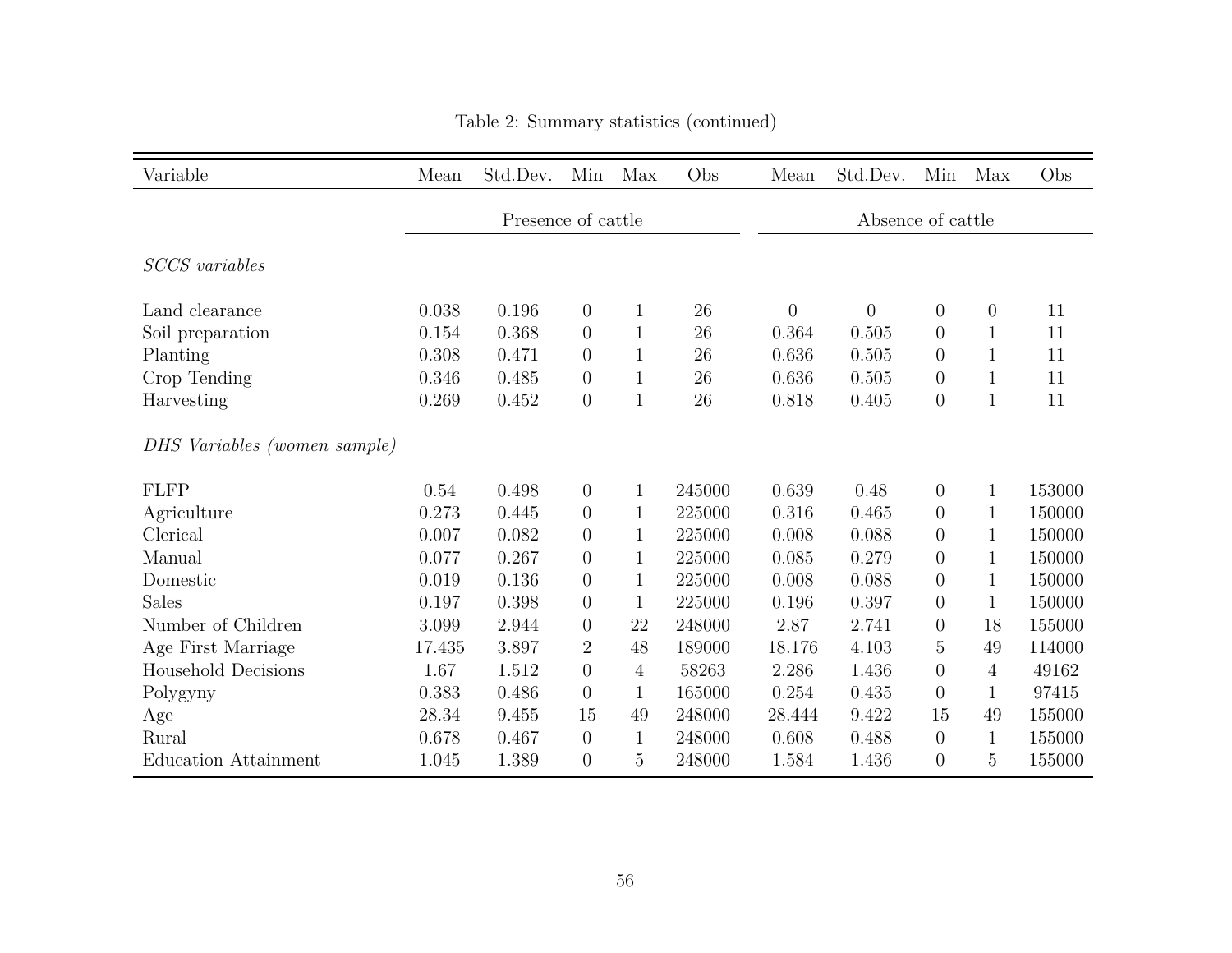Table 2: Summary statistics (continued)

| Variable | Mean | Std.Dev. | Min | Max | Obs | Mean | Std.Dev. | Min | Max | Obs |
|---|---|---|---|---|---|---|---|---|---|---|
| | Presence of cattle | | | | | Absence of cattle | | | | |
| *SCCS variables* | | | | | | | | | | |
| Land clearance | 0.038 | 0.196 | 0 | 1 | 26 | 0 | 0 | 0 | 0 | 11 |
| Soil preparation | 0.154 | 0.368 | 0 | 1 | 26 | 0.364 | 0.505 | 0 | 1 | 11 |
| Planting | 0.308 | 0.471 | 0 | 1 | 26 | 0.636 | 0.505 | 0 | 1 | 11 |
| Crop Tending | 0.346 | 0.485 | 0 | 1 | 26 | 0.636 | 0.505 | 0 | 1 | 11 |
| Harvesting | 0.269 | 0.452 | 0 | 1 | 26 | 0.818 | 0.405 | 0 | 1 | 11 |
| *DHS Variables (women sample)* | | | | | | | | | | |
| FLFP | 0.54 | 0.498 | 0 | 1 | 245000 | 0.639 | 0.48 | 0 | 1 | 153000 |
| Agriculture | 0.273 | 0.445 | 0 | 1 | 225000 | 0.316 | 0.465 | 0 | 1 | 150000 |
| Clerical | 0.007 | 0.082 | 0 | 1 | 225000 | 0.008 | 0.088 | 0 | 1 | 150000 |
| Manual | 0.077 | 0.267 | 0 | 1 | 225000 | 0.085 | 0.279 | 0 | 1 | 150000 |
| Domestic | 0.019 | 0.136 | 0 | 1 | 225000 | 0.008 | 0.088 | 0 | 1 | 150000 |
| Sales | 0.197 | 0.398 | 0 | 1 | 225000 | 0.196 | 0.397 | 0 | 1 | 150000 |
| Number of Children | 3.099 | 2.944 | 0 | 22 | 248000 | 2.87 | 2.741 | 0 | 18 | 155000 |
| Age First Marriage | 17.435 | 3.897 | 2 | 48 | 189000 | 18.176 | 4.103 | 5 | 49 | 114000 |
| Household Decisions | 1.67 | 1.512 | 0 | 4 | 58263 | 2.286 | 1.436 | 0 | 4 | 49162 |
| Polygyny | 0.383 | 0.486 | 0 | 1 | 165000 | 0.254 | 0.435 | 0 | 1 | 97415 |
| Age | 28.34 | 9.455 | 15 | 49 | 248000 | 28.444 | 9.422 | 15 | 49 | 155000 |
| Rural | 0.678 | 0.467 | 0 | 1 | 248000 | 0.608 | 0.488 | 0 | 1 | 155000 |
| Education Attainment | 1.045 | 1.389 | 0 | 5 | 248000 | 1.584 | 1.436 | 0 | 5 | 155000 |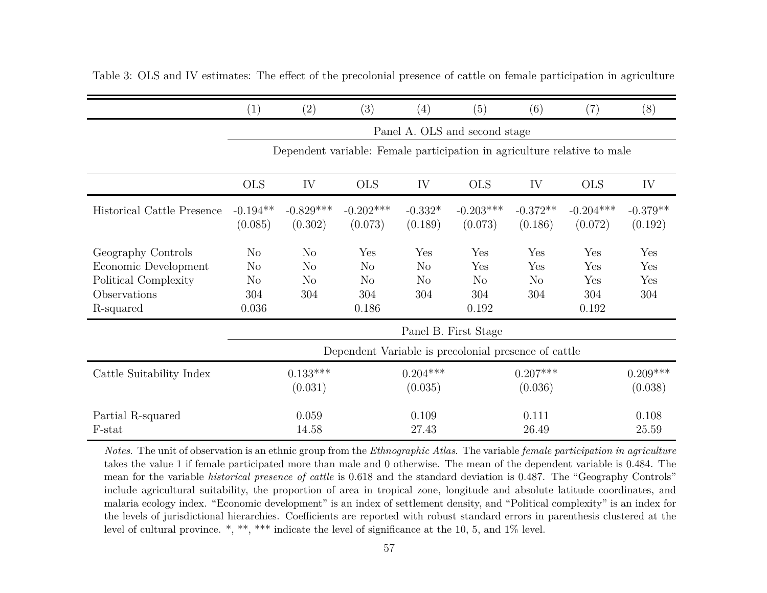Table 3: OLS and IV estimates: The effect of the precolonial presence of cattle on female participation in agriculture

| | (1) | (2) | (3) | (4) | (5) | (6) | (7) | (8) |
|---|---|---|---|---|---|---|---|---|
| | Panel A. OLS and second stage | | | | | | | |
| | Dependent variable: Female participation in agriculture relative to male | | | | | | | |
| | OLS | IV | OLS | IV | OLS | IV | OLS | IV |
| Historical Cattle Presence | -0.194** | -0.829*** | -0.202*** | -0.332* | -0.203*** | -0.372** | -0.204*** | -0.379** |
| | (0.085) | (0.302) | (0.073) | (0.189) | (0.073) | (0.186) | (0.072) | (0.192) |
| Geography Controls | No | No | Yes | Yes | Yes | Yes | Yes | Yes |
| Economic Development | No | No | No | No | Yes | Yes | Yes | Yes |
| Political Complexity | No | No | No | No | No | No | Yes | Yes |
| Observations | 304 | 304 | 304 | 304 | 304 | 304 | 304 | 304 |
| R-squared | 0.036 | | 0.186 | | 0.192 | | 0.192 | |
| | Panel B. First Stage | | | | | | | |
| | Dependent Variable is precolonial presence of cattle | | | | | | | |
| Cattle Suitability Index | | 0.133*** | | 0.204*** | | 0.207*** | | 0.209*** |
| | | (0.031) | | (0.035) | | (0.036) | | (0.038) |
| Partial R-squared | | 0.059 | | 0.109 | | 0.111 | | 0.108 |
| F-stat | | 14.58 | | 27.43 | | 26.49 | | 25.59 |

*Notes*. The unit of observation is an ethnic group from the *Ethnographic Atlas*. The variable *female participation in agriculture* takes the value 1 if female participated more than male and 0 otherwise. The mean of the dependent variable is 0.484. The mean for the variable *historical presence of cattle* is 0.618 and the standard deviation is 0.487. The "Geography Controls" include agricultural suitability, the proportion of area in tropical zone, longitude and absolute latitude coordinates, and malaria ecology index. "Economic development" is an index of settlement density, and "Political complexity" is an index for the levels of jurisdictional hierarchies. Coefficients are reported with robust standard errors in parenthesis clustered at the level of cultural province. *, **, *** indicate the level of significance at the 10, 5, and 1% level.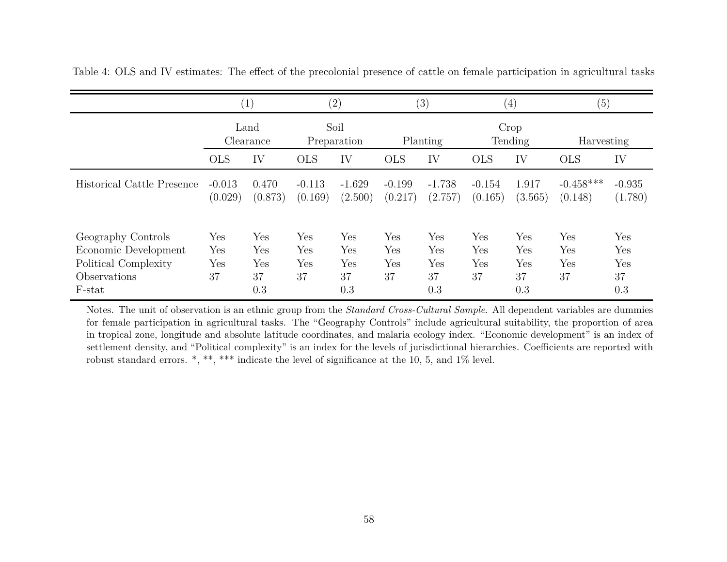Table 4: OLS and IV estimates: The effect of the precolonial presence of cattle on female participation in agricultural tasks

| | (1) | | (2) | | (3) | | (4) | | (5) | |
|---|---|---|---|---|---|---|---|---|---|---|
| | Land Clearance | | Soil Preparation | | Planting | | Crop Tending | | Harvesting | |
| | OLS | IV | OLS | IV | OLS | IV | OLS | IV | OLS | IV |
| Historical Cattle Presence | -0.013 | 0.470 | -0.113 | -1.629 | -0.199 | -1.738 | -0.154 | 1.917 | -0.458*** | -0.935 |
| | (0.029) | (0.873) | (0.169) | (2.500) | (0.217) | (2.757) | (0.165) | (3.565) | (0.148) | (1.780) |
| Geography Controls | Yes | Yes | Yes | Yes | Yes | Yes | Yes | Yes | Yes | Yes |
| Economic Development | Yes | Yes | Yes | Yes | Yes | Yes | Yes | Yes | Yes | Yes |
| Political Complexity | Yes | Yes | Yes | Yes | Yes | Yes | Yes | Yes | Yes | Yes |
| Observations | 37 | 37 | 37 | 37 | 37 | 37 | 37 | 37 | 37 | 37 |
| F-stat | | 0.3 | | 0.3 | | 0.3 | | 0.3 | | 0.3 |

Notes. The unit of observation is an ethnic group from the *Standard Cross-Cultural Sample*. All dependent variables are dummies for female participation in agricultural tasks. The "Geography Controls" include agricultural suitability, the proportion of area in tropical zone, longitude and absolute latitude coordinates, and malaria ecology index. "Economic development" is an index of settlement density, and "Political complexity" is an index for the levels of jurisdictional hierarchies. Coefficients are reported with robust standard errors. *, **, *** indicate the level of significance at the 10, 5, and 1% level.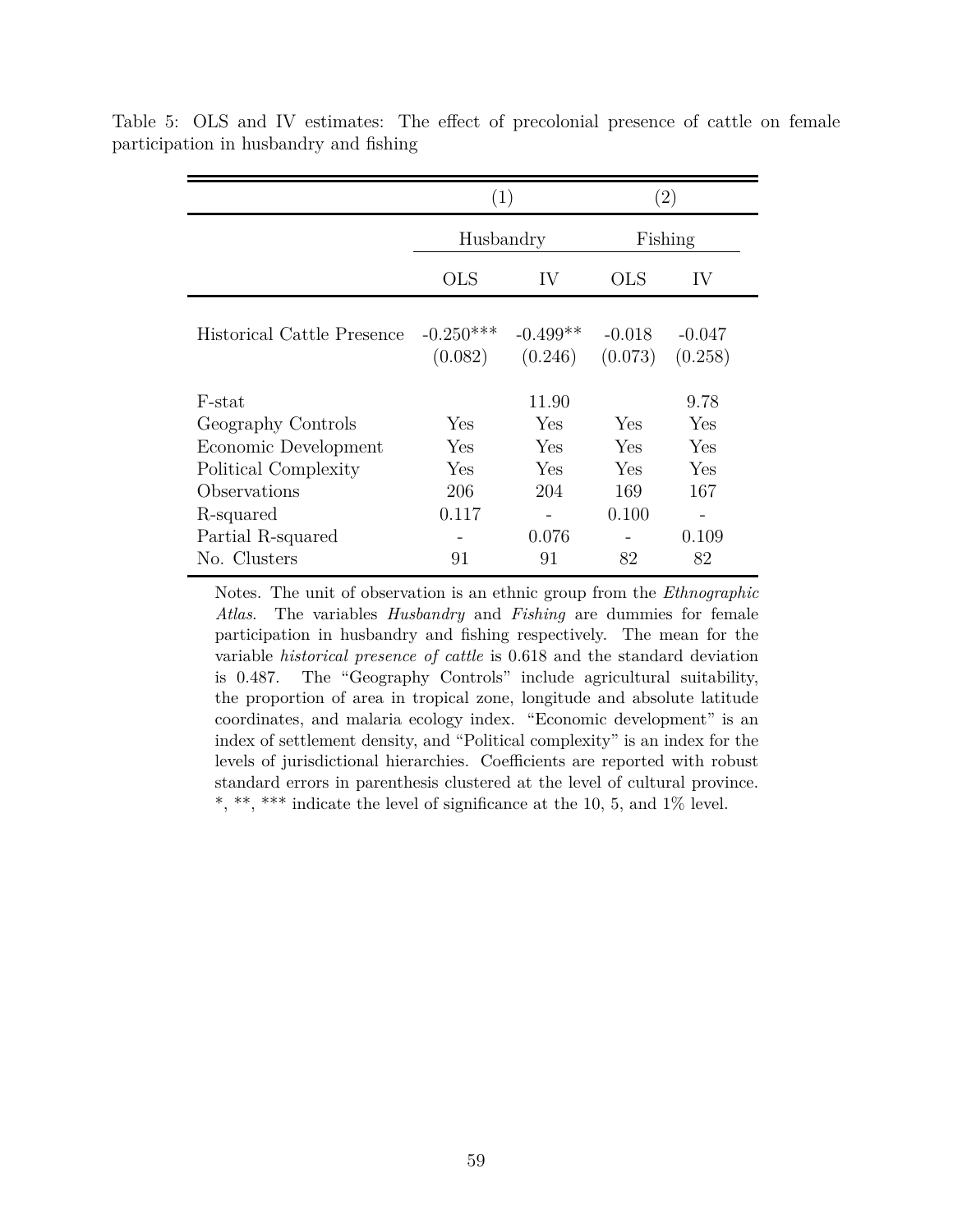Table 5: OLS and IV estimates: The effect of precolonial presence of cattle on female participation in husbandry and fishing

| | (1) | | (2) | |
|---|---|---|---|---|
| | Husbandry | | Fishing | |
| | OLS | IV | OLS | IV |
| Historical Cattle Presence | -0.250*** | -0.499** | -0.018 | -0.047 |
| | (0.082) | (0.246) | (0.073) | (0.258) |
| F-stat | | 11.90 | | 9.78 |
| Geography Controls | Yes | Yes | Yes | Yes |
| Economic Development | Yes | Yes | Yes | Yes |
| Political Complexity | Yes | Yes | Yes | Yes |
| Observations | 206 | 204 | 169 | 167 |
| R-squared | 0.117 | - | 0.100 | - |
| Partial R-squared | - | 0.076 | - | 0.109 |
| No. Clusters | 91 | 91 | 82 | 82 |

Notes. The unit of observation is an ethnic group from the *Ethnographic Atlas*. The variables *Husbandry* and *Fishing* are dummies for female participation in husbandry and fishing respectively. The mean for the variable *historical presence of cattle* is 0.618 and the standard deviation is 0.487. The "Geography Controls" include agricultural suitability, the proportion of area in tropical zone, longitude and absolute latitude coordinates, and malaria ecology index. "Economic development" is an index of settlement density, and "Political complexity" is an index for the levels of jurisdictional hierarchies. Coefficients are reported with robust standard errors in parenthesis clustered at the level of cultural province. *, **, *** indicate the level of significance at the 10, 5, and 1% level.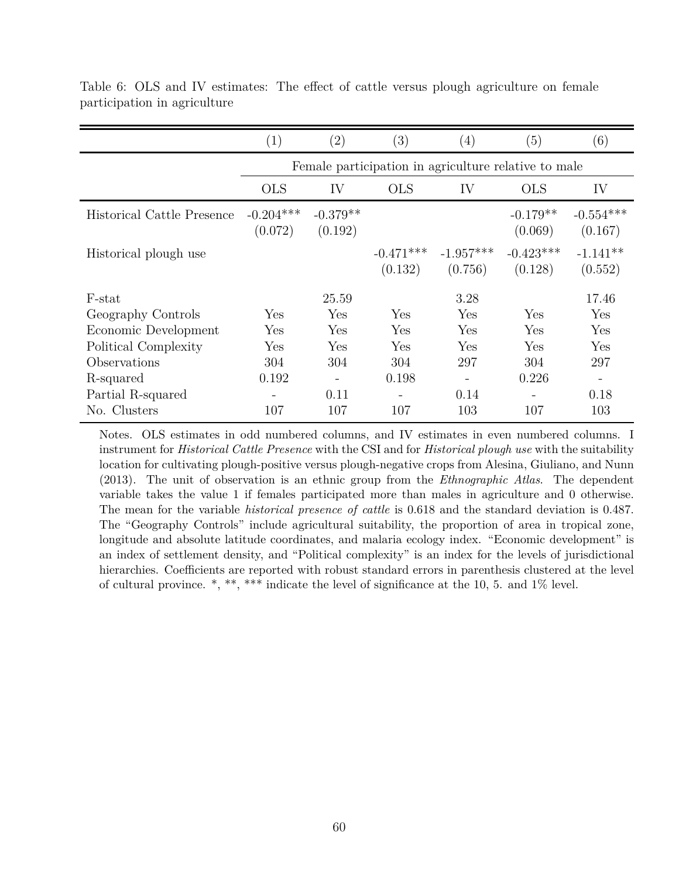Table 6: OLS and IV estimates: The effect of cattle versus plough agriculture on female participation in agriculture

| | (1) | (2) | (3) | (4) | (5) | (6) |
|---|---|---|---|---|---|---|
| | Female participation in agriculture relative to male | | | | | |
| | OLS | IV | OLS | IV | OLS | IV |
| Historical Cattle Presence | -0.204*** | -0.379** | | | -0.179** | -0.554*** |
| | (0.072) | (0.192) | | | (0.069) | (0.167) |
| Historical plough use | | | -0.471*** | -1.957*** | -0.423*** | -1.141** |
| | | | (0.132) | (0.756) | (0.128) | (0.552) |
| F-stat | | 25.59 | | 3.28 | | 17.46 |
| Geography Controls | Yes | Yes | Yes | Yes | Yes | Yes |
| Economic Development | Yes | Yes | Yes | Yes | Yes | Yes |
| Political Complexity | Yes | Yes | Yes | Yes | Yes | Yes |
| Observations | 304 | 304 | 304 | 297 | 304 | 297 |
| R-squared | 0.192 | - | 0.198 | - | 0.226 | - |
| Partial R-squared | - | 0.11 | - | 0.14 | - | 0.18 |
| No. Clusters | 107 | 107 | 107 | 103 | 107 | 103 |

Notes. OLS estimates in odd numbered columns, and IV estimates in even numbered columns. I instrument for *Historical Cattle Presence* with the CSI and for *Historical plough use* with the suitability location for cultivating plough-positive versus plough-negative crops from Alesina, Giuliano, and Nunn (2013). The unit of observation is an ethnic group from the *Ethnographic Atlas*. The dependent variable takes the value 1 if females participated more than males in agriculture and 0 otherwise. The mean for the variable *historical presence of cattle* is 0.618 and the standard deviation is 0.487. The "Geography Controls" include agricultural suitability, the proportion of area in tropical zone, longitude and absolute latitude coordinates, and malaria ecology index. "Economic development" is an index of settlement density, and "Political complexity" is an index for the levels of jurisdictional hierarchies. Coefficients are reported with robust standard errors in parenthesis clustered at the level of cultural province. *, **, *** indicate the level of significance at the 10, 5. and 1% level.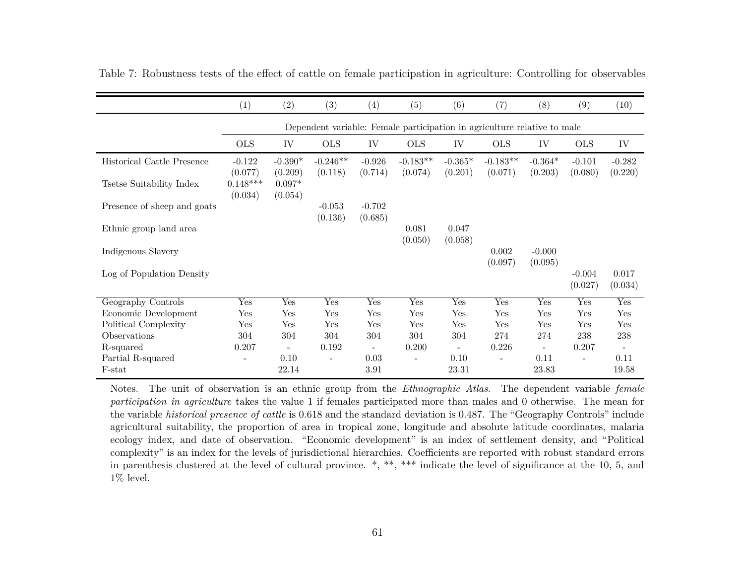Table 7: Robustness tests of the effect of cattle on female participation in agriculture: Controlling for observables

| | (1) | (2) | (3) | (4) | (5) | (6) | (7) | (8) | (9) | (10) |
|---|---|---|---|---|---|---|---|---|---|---|
| | Dependent variable: Female participation in agriculture relative to male | | | | | | | | | |
| | OLS | IV | OLS | IV | OLS | IV | OLS | IV | OLS | IV |
| Historical Cattle Presence | -0.122 | -0.390* | -0.246** | -0.926 | -0.183** | -0.365* | -0.183** | -0.364* | -0.101 | -0.282 |
| | (0.077) | (0.209) | (0.118) | (0.714) | (0.074) | (0.201) | (0.071) | (0.203) | (0.080) | (0.220) |
| Tsetse Suitability Index | 0.148*** | 0.097* | | | | | | | | |
| | (0.034) | (0.054) | | | | | | | | |
| Presence of sheep and goats | | | -0.053 | -0.702 | | | | | | |
| | | | (0.136) | (0.685) | | | | | | |
| Ethnic group land area | | | | | 0.081 | 0.047 | | | | |
| | | | | | (0.050) | (0.058) | | | | |
| Indigenous Slavery | | | | | | | 0.002 | -0.000 | | |
| | | | | | | | (0.097) | (0.095) | | |
| Log of Population Density | | | | | | | | | -0.004 | 0.017 |
| | | | | | | | | | (0.027) | (0.034) |
| Geography Controls | Yes | Yes | Yes | Yes | Yes | Yes | Yes | Yes | Yes | Yes |
| Economic Development | Yes | Yes | Yes | Yes | Yes | Yes | Yes | Yes | Yes | Yes |
| Political Complexity | Yes | Yes | Yes | Yes | Yes | Yes | Yes | Yes | Yes | Yes |
| Observations | 304 | 304 | 304 | 304 | 304 | 304 | 274 | 274 | 238 | 238 |
| R-squared | 0.207 | - | 0.192 | - | 0.200 | - | 0.226 | - | 0.207 | - |
| Partial R-squared | - | 0.10 | - | 0.03 | - | 0.10 | - | 0.11 | - | 0.11 |
| F-stat | | 22.14 | | 3.91 | | 23.31 | | 23.83 | | 19.58 |

Notes. The unit of observation is an ethnic group from the *Ethnographic Atlas*. The dependent variable *female participation in agriculture* takes the value 1 if females participated more than males and 0 otherwise. The mean for the variable *historical presence of cattle* is 0.618 and the standard deviation is 0.487. The "Geography Controls" include agricultural suitability, the proportion of area in tropical zone, longitude and absolute latitude coordinates, malaria ecology index, and date of observation. "Economic development" is an index of settlement density, and "Political complexity" is an index for the levels of jurisdictional hierarchies. Coefficients are reported with robust standard errors in parenthesis clustered at the level of cultural province. *, **, *** indicate the level of significance at the 10, 5, and 1% level.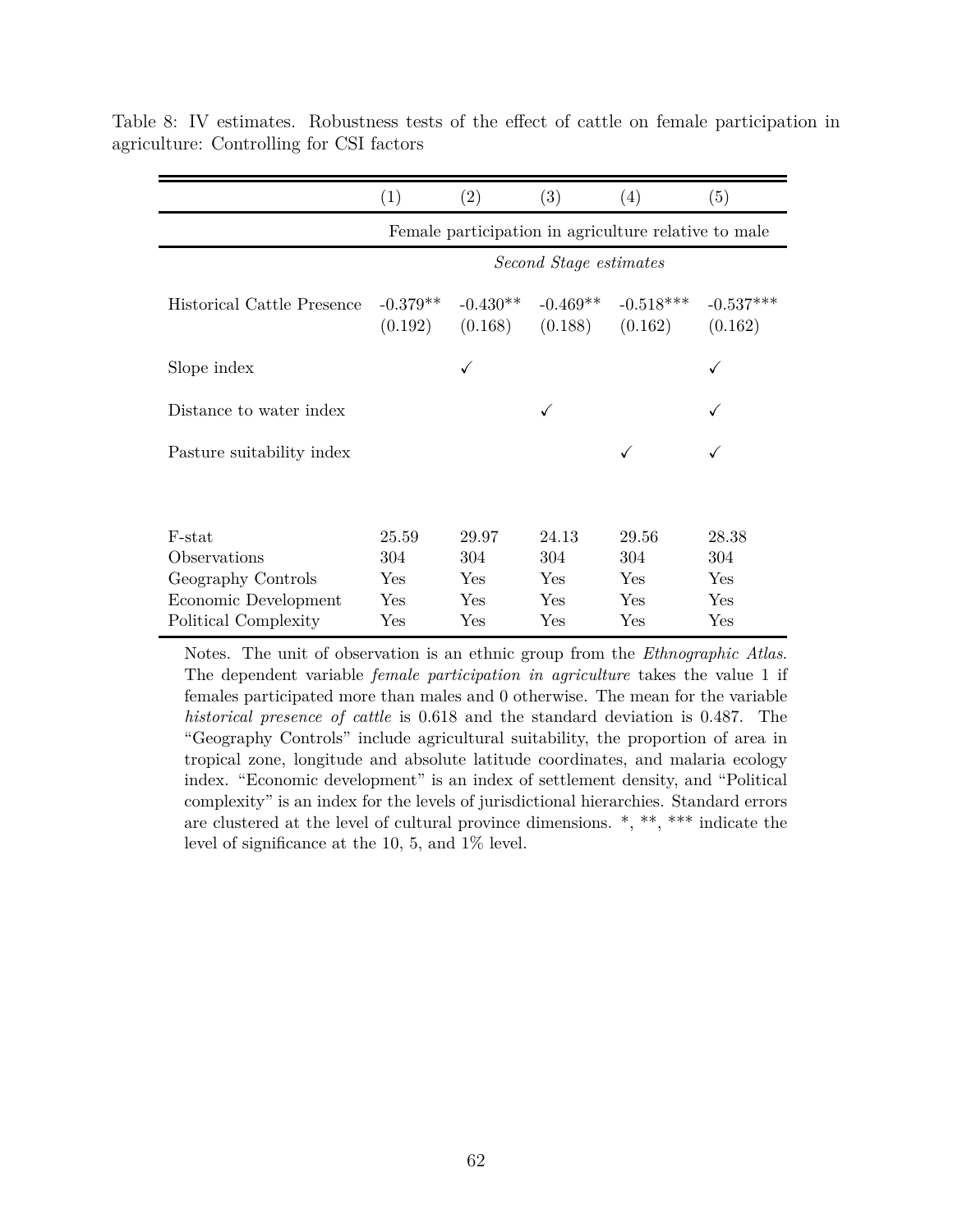Table 8: IV estimates. Robustness tests of the effect of cattle on female participation in agriculture: Controlling for CSI factors

| | (1) | (2) | (3) | (4) | (5) |
|---|---|---|---|---|---|
| | Female participation in agriculture relative to male | | | | |
| | *Second Stage estimates* | | | | |
| Historical Cattle Presence | -0.379** | -0.430** | -0.469** | -0.518*** | -0.537*** |
| | (0.192) | (0.168) | (0.188) | (0.162) | (0.162) |
| Slope index | | ✓ | | | ✓ |
| Distance to water index | | | ✓ | | ✓ |
| Pasture suitability index | | | | ✓ | ✓ |
| F-stat | 25.59 | 29.97 | 24.13 | 29.56 | 28.38 |
| Observations | 304 | 304 | 304 | 304 | 304 |
| Geography Controls | Yes | Yes | Yes | Yes | Yes |
| Economic Development | Yes | Yes | Yes | Yes | Yes |
| Political Complexity | Yes | Yes | Yes | Yes | Yes |

Notes. The unit of observation is an ethnic group from the *Ethnographic Atlas*. The dependent variable *female participation in agriculture* takes the value 1 if females participated more than males and 0 otherwise. The mean for the variable *historical presence of cattle* is 0.618 and the standard deviation is 0.487. The "Geography Controls" include agricultural suitability, the proportion of area in tropical zone, longitude and absolute latitude coordinates, and malaria ecology index. "Economic development" is an index of settlement density, and "Political complexity" is an index for the levels of jurisdictional hierarchies. Standard errors are clustered at the level of cultural province dimensions. *, **, *** indicate the level of significance at the 10, 5, and 1% level.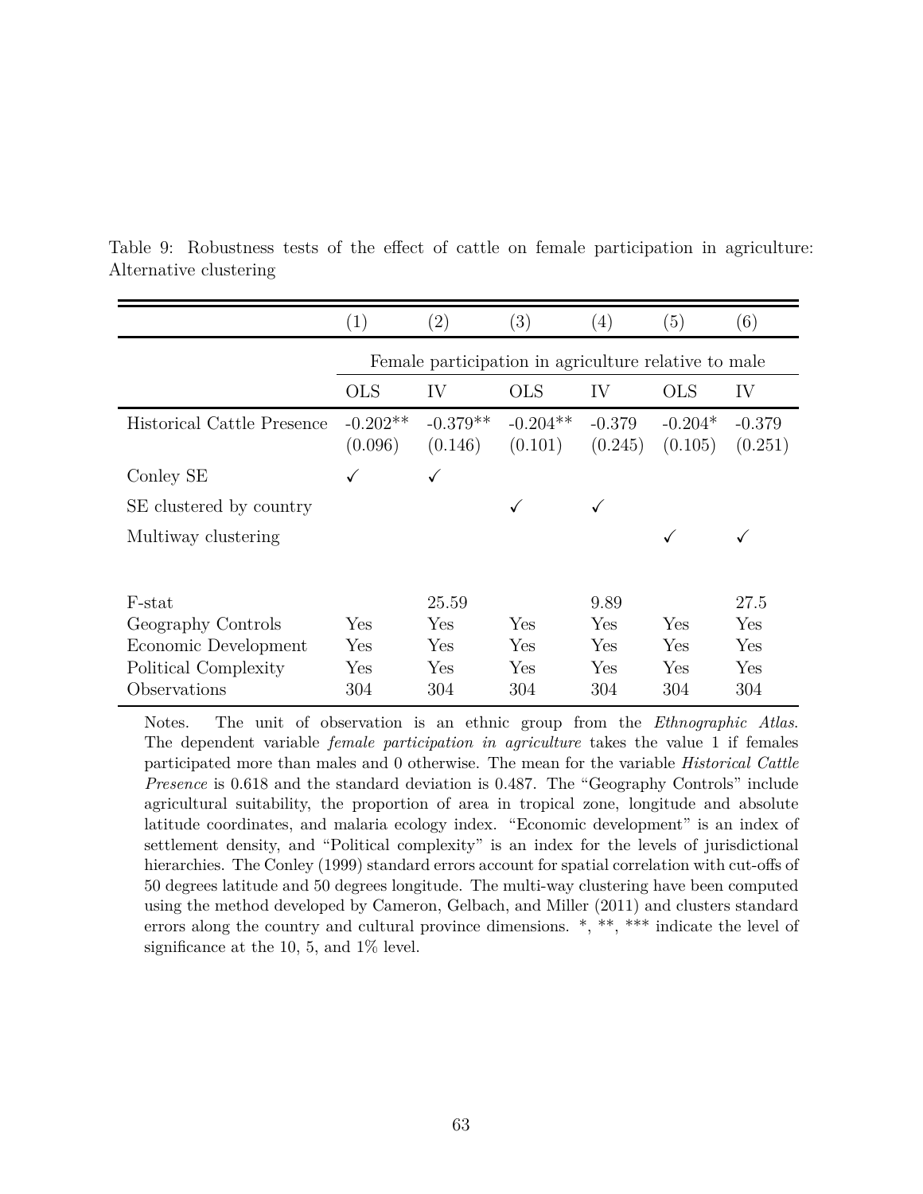Table 9: Robustness tests of the effect of cattle on female participation in agriculture: Alternative clustering

| | (1) | (2) | (3) | (4) | (5) | (6) |
|---|---|---|---|---|---|---|
| | Female participation in agriculture relative to male | | | | | |
| | OLS | IV | OLS | IV | OLS | IV |
| Historical Cattle Presence | -0.202** | -0.379** | -0.204** | -0.379 | -0.204* | -0.379 |
| | (0.096) | (0.146) | (0.101) | (0.245) | (0.105) | (0.251) |
| Conley SE | ✓ | ✓ | | | | |
| SE clustered by country | | | ✓ | ✓ | | |
| Multiway clustering | | | | | ✓ | ✓ |
| F-stat | | 25.59 | | 9.89 | | 27.5 |
| Geography Controls | Yes | Yes | Yes | Yes | Yes | Yes |
| Economic Development | Yes | Yes | Yes | Yes | Yes | Yes |
| Political Complexity | Yes | Yes | Yes | Yes | Yes | Yes |
| Observations | 304 | 304 | 304 | 304 | 304 | 304 |

Notes. The unit of observation is an ethnic group from the *Ethnographic Atlas*. The dependent variable *female participation in agriculture* takes the value 1 if females participated more than males and 0 otherwise. The mean for the variable *Historical Cattle Presence* is 0.618 and the standard deviation is 0.487. The "Geography Controls" include agricultural suitability, the proportion of area in tropical zone, longitude and absolute latitude coordinates, and malaria ecology index. "Economic development" is an index of settlement density, and "Political complexity" is an index for the levels of jurisdictional hierarchies. The Conley (1999) standard errors account for spatial correlation with cut-offs of 50 degrees latitude and 50 degrees longitude. The multi-way clustering have been computed using the method developed by Cameron, Gelbach, and Miller (2011) and clusters standard errors along the country and cultural province dimensions. *, **, *** indicate the level of significance at the 10, 5, and 1% level.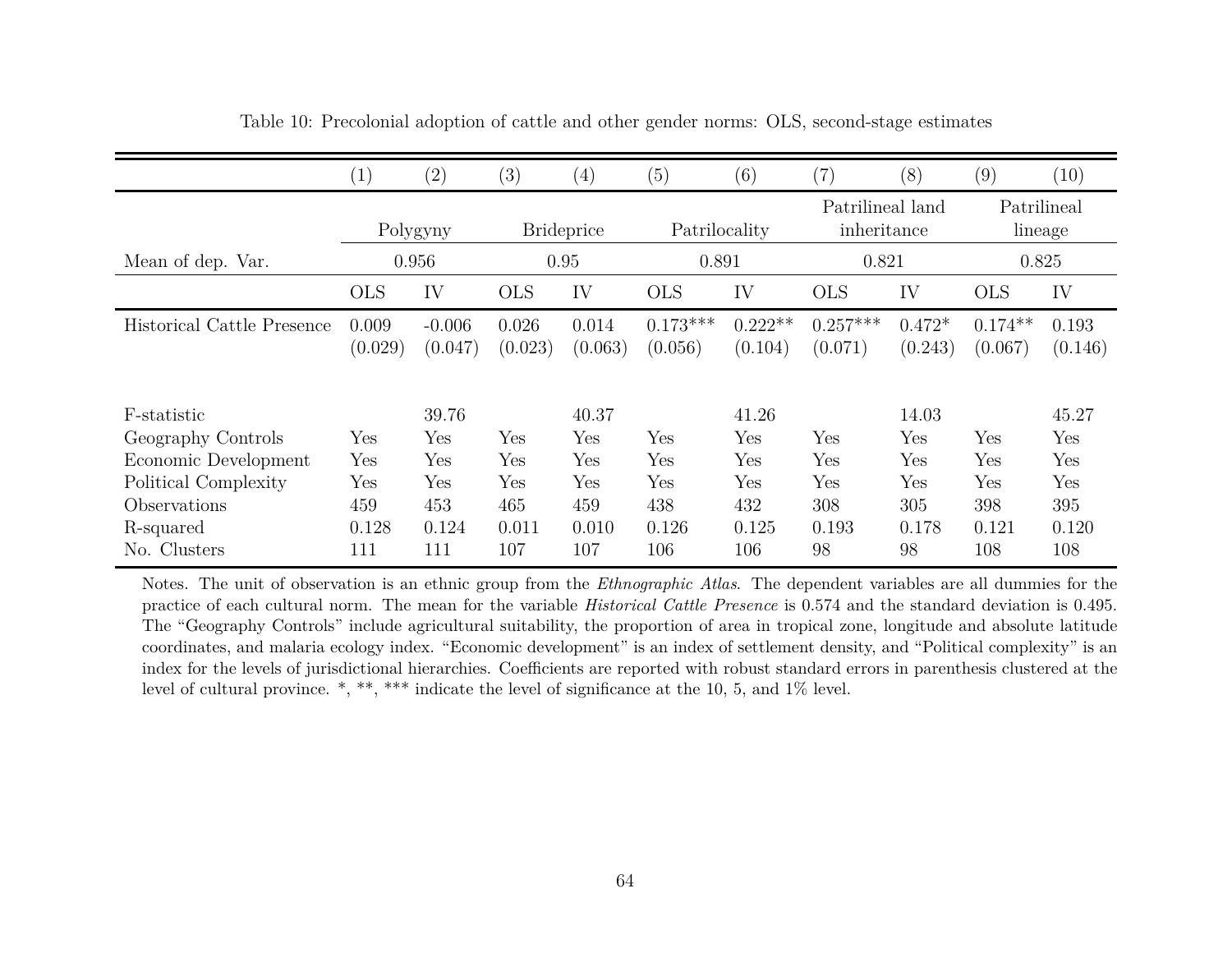Table 10: Precolonial adoption of cattle and other gender norms: OLS, second-stage estimates

| | (1) | (2) | (3) | (4) | (5) | (6) | (7) | (8) | (9) | (10) |
|---|---|---|---|---|---|---|---|---|---|---|
| | Polygyny | | Brideprice | | Patrilocality | | Patrilineal land inheritance | | Patrilineal lineage | |
| Mean of dep. Var. | 0.956 | | 0.95 | | 0.891 | | 0.821 | | 0.825 | |
| | OLS | IV | OLS | IV | OLS | IV | OLS | IV | OLS | IV |
| Historical Cattle Presence | 0.009 | -0.006 | 0.026 | 0.014 | 0.173*** | 0.222** | 0.257*** | 0.472* | 0.174** | 0.193 |
| | (0.029) | (0.047) | (0.023) | (0.063) | (0.056) | (0.104) | (0.071) | (0.243) | (0.067) | (0.146) |
| F-statistic | | 39.76 | | 40.37 | | 41.26 | | 14.03 | | 45.27 |
| Geography Controls | Yes | Yes | Yes | Yes | Yes | Yes | Yes | Yes | Yes | Yes |
| Economic Development | Yes | Yes | Yes | Yes | Yes | Yes | Yes | Yes | Yes | Yes |
| Political Complexity | Yes | Yes | Yes | Yes | Yes | Yes | Yes | Yes | Yes | Yes |
| Observations | 459 | 453 | 465 | 459 | 438 | 432 | 308 | 305 | 398 | 395 |
| R-squared | 0.128 | 0.124 | 0.011 | 0.010 | 0.126 | 0.125 | 0.193 | 0.178 | 0.121 | 0.120 |
| No. Clusters | 111 | 111 | 107 | 107 | 106 | 106 | 98 | 98 | 108 | 108 |

Notes. The unit of observation is an ethnic group from the *Ethnographic Atlas*. The dependent variables are all dummies for the practice of each cultural norm. The mean for the variable *Historical Cattle Presence* is 0.574 and the standard deviation is 0.495. The "Geography Controls" include agricultural suitability, the proportion of area in tropical zone, longitude and absolute latitude coordinates, and malaria ecology index. "Economic development" is an index of settlement density, and "Political complexity" is an index for the levels of jurisdictional hierarchies. Coefficients are reported with robust standard errors in parenthesis clustered at the level of cultural province. *, **, *** indicate the level of significance at the 10, 5, and 1% level.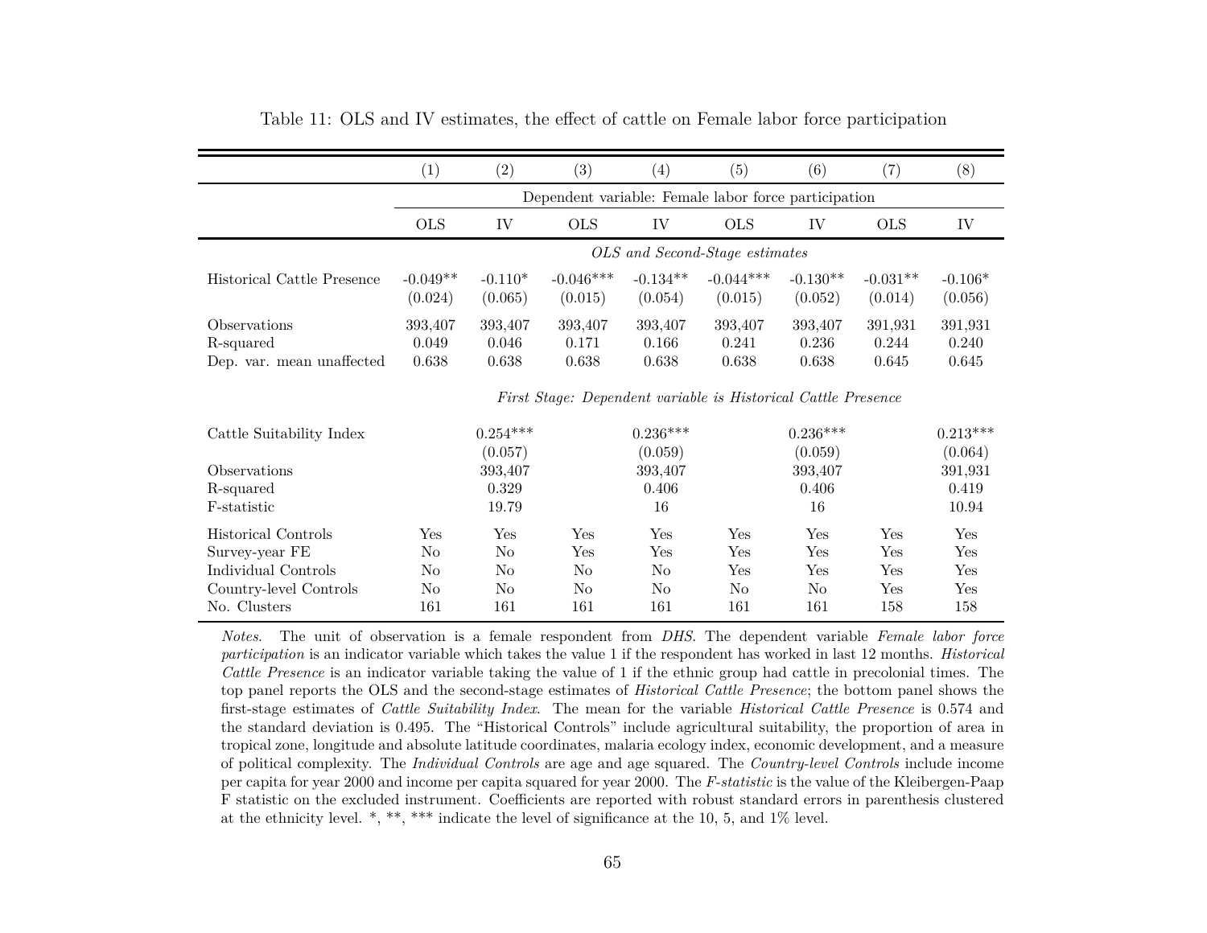Table 11: OLS and IV estimates, the effect of cattle on Female labor force participation

| | (1) | (2) | (3) | (4) | (5) | (6) | (7) | (8) |
|---|---|---|---|---|---|---|---|---|
| | Dependent variable: Female labor force participation | | | | | | | |
| | OLS | IV | OLS | IV | OLS | IV | OLS | IV |
| | *OLS and Second-Stage estimates* | | | | | | | |
| Historical Cattle Presence | -0.049** | -0.110* | -0.046*** | -0.134** | -0.044*** | -0.130** | -0.031** | -0.106* |
| | (0.024) | (0.065) | (0.015) | (0.054) | (0.015) | (0.052) | (0.014) | (0.056) |
| Observations | 393,407 | 393,407 | 393,407 | 393,407 | 393,407 | 393,407 | 391,931 | 391,931 |
| R-squared | 0.049 | 0.046 | 0.171 | 0.166 | 0.241 | 0.236 | 0.244 | 0.240 |
| Dep. var. mean unaffected | 0.638 | 0.638 | 0.638 | 0.638 | 0.638 | 0.638 | 0.645 | 0.645 |
| | *First Stage: Dependent variable is Historical Cattle Presence* | | | | | | | |
| Cattle Suitability Index | | 0.254*** | | 0.236*** | | 0.236*** | | 0.213*** |
| | | (0.057) | | (0.059) | | (0.059) | | (0.064) |
| Observations | | 393,407 | | 393,407 | | 393,407 | | 391,931 |
| R-squared | | 0.329 | | 0.406 | | 0.406 | | 0.419 |
| F-statistic | | 19.79 | | 16 | | 16 | | 10.94 |
| Historical Controls | Yes | Yes | Yes | Yes | Yes | Yes | Yes | Yes |
| Survey-year FE | No | No | Yes | Yes | Yes | Yes | Yes | Yes |
| Individual Controls | No | No | No | No | Yes | Yes | Yes | Yes |
| Country-level Controls | No | No | No | No | No | No | Yes | Yes |
| No. Clusters | 161 | 161 | 161 | 161 | 161 | 161 | 158 | 158 |

*Notes*. The unit of observation is a female respondent from *DHS*. The dependent variable *Female labor force participation* is an indicator variable which takes the value 1 if the respondent has worked in last 12 months. *Historical Cattle Presence* is an indicator variable taking the value of 1 if the ethnic group had cattle in precolonial times. The top panel reports the OLS and the second-stage estimates of *Historical Cattle Presence*; the bottom panel shows the first-stage estimates of *Cattle Suitability Index*. The mean for the variable *Historical Cattle Presence* is 0.574 and the standard deviation is 0.495. The "Historical Controls" include agricultural suitability, the proportion of area in tropical zone, longitude and absolute latitude coordinates, malaria ecology index, economic development, and a measure of political complexity. The *Individual Controls* are age and age squared. The *Country-level Controls* include income per capita for year 2000 and income per capita squared for year 2000. The *F-statistic* is the value of the Kleibergen-Paap F statistic on the excluded instrument. Coefficients are reported with robust standard errors in parenthesis clustered at the ethnicity level. *, **, *** indicate the level of significance at the 10, 5, and 1% level.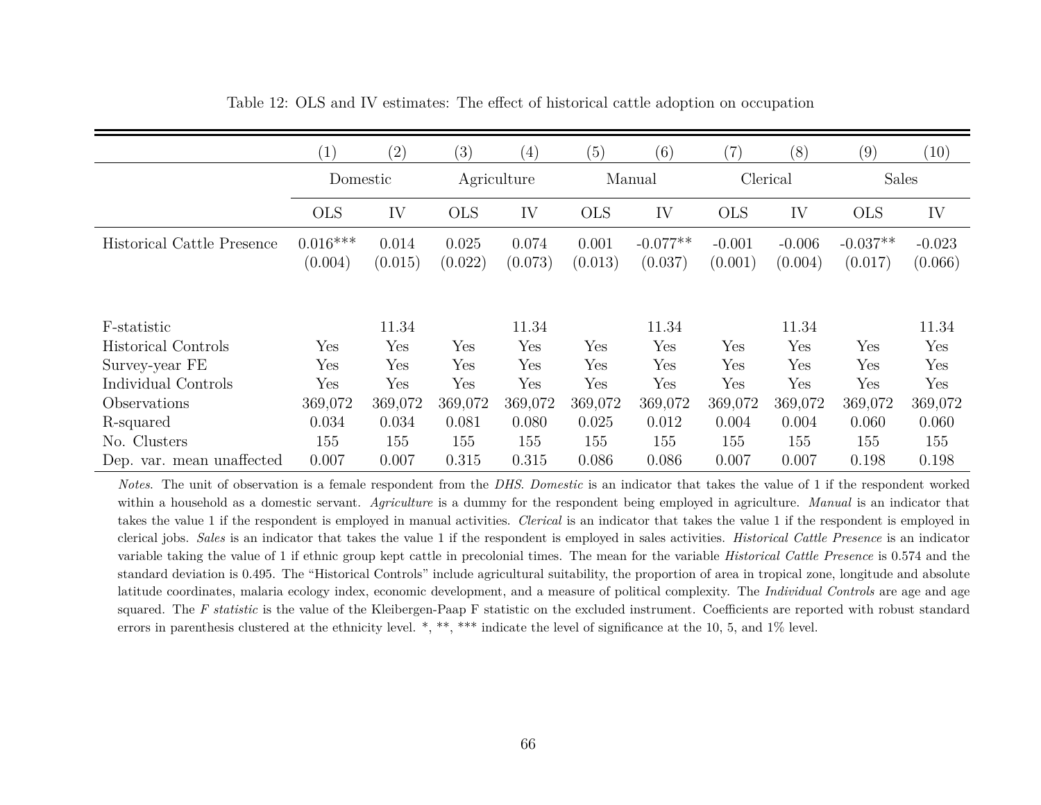Table 12: OLS and IV estimates: The effect of historical cattle adoption on occupation

| | (1) | (2) | (3) | (4) | (5) | (6) | (7) | (8) | (9) | (10) |
|---|---|---|---|---|---|---|---|---|---|---|
| | Domestic | | Agriculture | | Manual | | Clerical | | Sales | |
| | OLS | IV | OLS | IV | OLS | IV | OLS | IV | OLS | IV |
| Historical Cattle Presence | 0.016*** | 0.014 | 0.025 | 0.074 | 0.001 | -0.077** | -0.001 | -0.006 | -0.037** | -0.023 |
| | (0.004) | (0.015) | (0.022) | (0.073) | (0.013) | (0.037) | (0.001) | (0.004) | (0.017) | (0.066) |
| F-statistic | | 11.34 | | 11.34 | | 11.34 | | 11.34 | | 11.34 |
| Historical Controls | Yes | Yes | Yes | Yes | Yes | Yes | Yes | Yes | Yes | Yes |
| Survey-year FE | Yes | Yes | Yes | Yes | Yes | Yes | Yes | Yes | Yes | Yes |
| Individual Controls | Yes | Yes | Yes | Yes | Yes | Yes | Yes | Yes | Yes | Yes |
| Observations | 369,072 | 369,072 | 369,072 | 369,072 | 369,072 | 369,072 | 369,072 | 369,072 | 369,072 | 369,072 |
| R-squared | 0.034 | 0.034 | 0.081 | 0.080 | 0.025 | 0.012 | 0.004 | 0.004 | 0.060 | 0.060 |
| No. Clusters | 155 | 155 | 155 | 155 | 155 | 155 | 155 | 155 | 155 | 155 |
| Dep. var. mean unaffected | 0.007 | 0.007 | 0.315 | 0.315 | 0.086 | 0.086 | 0.007 | 0.007 | 0.198 | 0.198 |

*Notes*. The unit of observation is a female respondent from the *DHS*. *Domestic* is an indicator that takes the value of 1 if the respondent worked within a household as a domestic servant. *Agriculture* is a dummy for the respondent being employed in agriculture. *Manual* is an indicator that takes the value 1 if the respondent is employed in manual activities. *Clerical* is an indicator that takes the value 1 if the respondent is employed in clerical jobs. *Sales* is an indicator that takes the value 1 if the respondent is employed in sales activities. *Historical Cattle Presence* is an indicator variable taking the value of 1 if ethnic group kept cattle in precolonial times. The mean for the variable *Historical Cattle Presence* is 0.574 and the standard deviation is 0.495. The "Historical Controls" include agricultural suitability, the proportion of area in tropical zone, longitude and absolute latitude coordinates, malaria ecology index, economic development, and a measure of political complexity. The *Individual Controls* are age and age squared. The *F statistic* is the value of the Kleibergen-Paap F statistic on the excluded instrument. Coefficients are reported with robust standard errors in parenthesis clustered at the ethnicity level. *, **, *** indicate the level of significance at the 10, 5, and 1% level.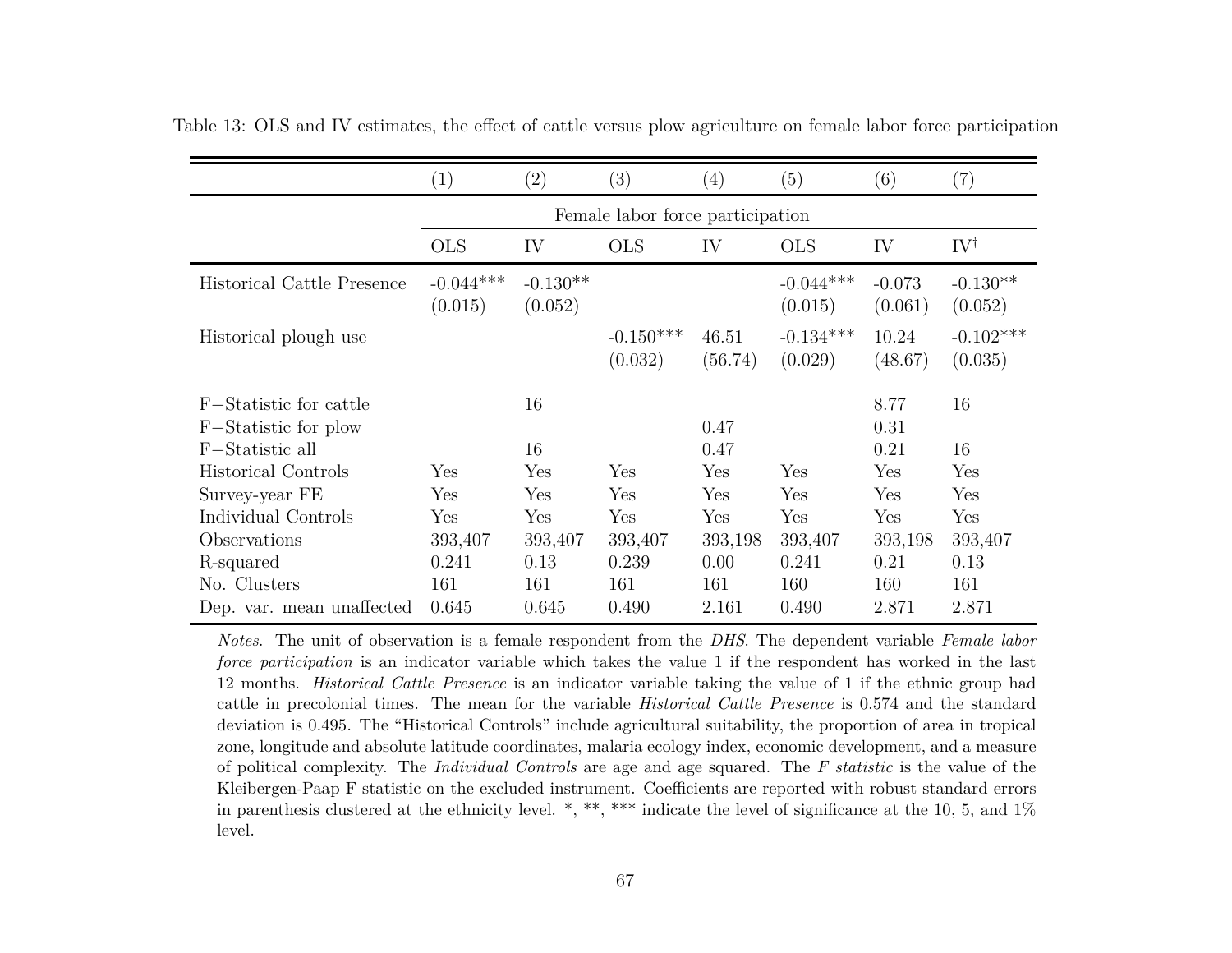Table 13: OLS and IV estimates, the effect of cattle versus plow agriculture on female labor force participation

| | (1) | (2) | (3) | (4) | (5) | (6) | (7) |
|---|---|---|---|---|---|---|---|
| | Female labor force participation | | | | | | |
| | OLS | IV | OLS | IV | OLS | IV | IV$^{\dagger}$ |
| Historical Cattle Presence | -0.044*** | -0.130** | | | -0.044*** | -0.073 | -0.130** |
| | (0.015) | (0.052) | | | (0.015) | (0.061) | (0.052) |
| Historical plough use | | | -0.150*** | 46.51 | -0.134*** | 10.24 | -0.102*** |
| | | | (0.032) | (56.74) | (0.029) | (48.67) | (0.035) |
| F−Statistic for cattle | | 16 | | | | 8.77 | 16 |
| F−Statistic for plow | | | | 0.47 | | 0.31 | |
| F−Statistic all | | 16 | | 0.47 | | 0.21 | 16 |
| Historical Controls | Yes | Yes | Yes | Yes | Yes | Yes | Yes |
| Survey-year FE | Yes | Yes | Yes | Yes | Yes | Yes | Yes |
| Individual Controls | Yes | Yes | Yes | Yes | Yes | Yes | Yes |
| Observations | 393,407 | 393,407 | 393,407 | 393,198 | 393,407 | 393,198 | 393,407 |
| R-squared | 0.241 | 0.13 | 0.239 | 0.00 | 0.241 | 0.21 | 0.13 |
| No. Clusters | 161 | 161 | 161 | 161 | 160 | 160 | 161 |
| Dep. var. mean unaffected | 0.645 | 0.645 | 0.490 | 2.161 | 0.490 | 2.871 | 2.871 |

*Notes*. The unit of observation is a female respondent from the *DHS*. The dependent variable *Female labor force participation* is an indicator variable which takes the value 1 if the respondent has worked in the last 12 months. *Historical Cattle Presence* is an indicator variable taking the value of 1 if the ethnic group had cattle in precolonial times. The mean for the variable *Historical Cattle Presence* is 0.574 and the standard deviation is 0.495. The "Historical Controls" include agricultural suitability, the proportion of area in tropical zone, longitude and absolute latitude coordinates, malaria ecology index, economic development, and a measure of political complexity. The *Individual Controls* are age and age squared. The *F statistic* is the value of the Kleibergen-Paap F statistic on the excluded instrument. Coefficients are reported with robust standard errors in parenthesis clustered at the ethnicity level. *, **, *** indicate the level of significance at the 10, 5, and 1% level.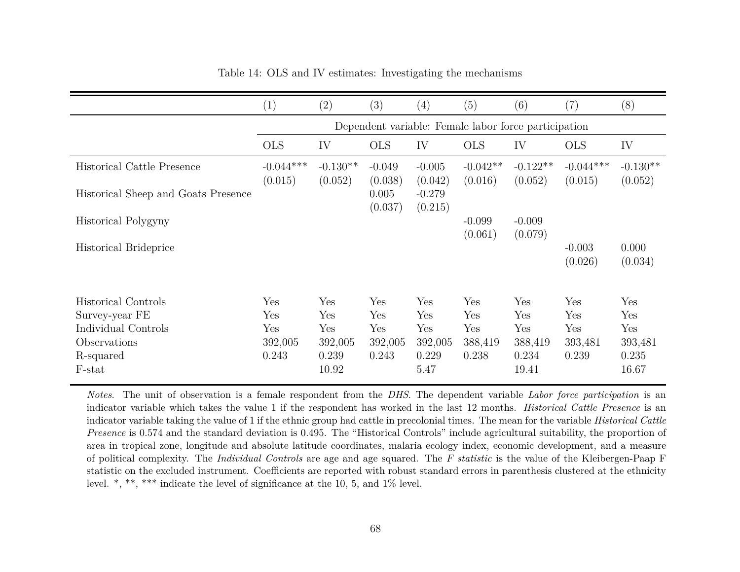Table 14: OLS and IV estimates: Investigating the mechanisms

| | (1) | (2) | (3) | (4) | (5) | (6) | (7) | (8) |
|---|---|---|---|---|---|---|---|---|
| | Dependent variable: Female labor force participation | | | | | | | |
| | OLS | IV | OLS | IV | OLS | IV | OLS | IV |
| Historical Cattle Presence | -0.044*** | -0.130** | -0.049 | -0.005 | -0.042** | -0.122** | -0.044*** | -0.130** |
| | (0.015) | (0.052) | (0.038) | (0.042) | (0.016) | (0.052) | (0.015) | (0.052) |
| Historical Sheep and Goats Presence | | | 0.005 | -0.279 | | | | |
| | | | (0.037) | (0.215) | | | | |
| Historical Polygyny | | | | | -0.099 | -0.009 | | |
| | | | | | (0.061) | (0.079) | | |
| Historical Brideprice | | | | | | | -0.003 | 0.000 |
| | | | | | | | (0.026) | (0.034) |
| Historical Controls | Yes | Yes | Yes | Yes | Yes | Yes | Yes | Yes |
| Survey-year FE | Yes | Yes | Yes | Yes | Yes | Yes | Yes | Yes |
| Individual Controls | Yes | Yes | Yes | Yes | Yes | Yes | Yes | Yes |
| Observations | 392,005 | 392,005 | 392,005 | 392,005 | 388,419 | 388,419 | 393,481 | 393,481 |
| R-squared | 0.243 | 0.239 | 0.243 | 0.229 | 0.238 | 0.234 | 0.239 | 0.235 |
| F-stat | | 10.92 | | 5.47 | | 19.41 | | 16.67 |

*Notes*. The unit of observation is a female respondent from the *DHS*. The dependent variable *Labor force participation* is an indicator variable which takes the value 1 if the respondent has worked in the last 12 months. *Historical Cattle Presence* is an indicator variable taking the value of 1 if the ethnic group had cattle in precolonial times. The mean for the variable *Historical Cattle Presence* is 0.574 and the standard deviation is 0.495. The "Historical Controls" include agricultural suitability, the proportion of area in tropical zone, longitude and absolute latitude coordinates, malaria ecology index, economic development, and a measure of political complexity. The *Individual Controls* are age and age squared. The *F statistic* is the value of the Kleibergen-Paap F statistic on the excluded instrument. Coefficients are reported with robust standard errors in parenthesis clustered at the ethnicity level. *, **, *** indicate the level of significance at the 10, 5, and 1% level.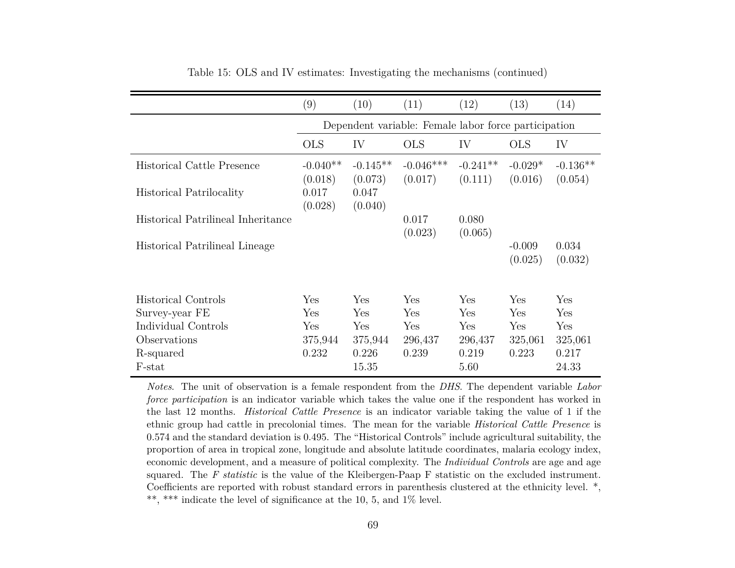Table 15: OLS and IV estimates: Investigating the mechanisms (continued)

| | (9) | (10) | (11) | (12) | (13) | (14) |
|---|---|---|---|---|---|---|
| | Dependent variable: Female labor force participation | | | | | |
| | OLS | IV | OLS | IV | OLS | IV |
| Historical Cattle Presence | -0.040** | -0.145** | -0.046*** | -0.241** | -0.029* | -0.136** |
| | (0.018) | (0.073) | (0.017) | (0.111) | (0.016) | (0.054) |
| Historical Patrilocality | 0.017 | 0.047 | | | | |
| | (0.028) | (0.040) | | | | |
| Historical Patrilineal Inheritance | | | 0.017 | 0.080 | | |
| | | | (0.023) | (0.065) | | |
| Historical Patrilineal Lineage | | | | | -0.009 | 0.034 |
| | | | | | (0.025) | (0.032) |
| Historical Controls | Yes | Yes | Yes | Yes | Yes | Yes |
| Survey-year FE | Yes | Yes | Yes | Yes | Yes | Yes |
| Individual Controls | Yes | Yes | Yes | Yes | Yes | Yes |
| Observations | 375,944 | 375,944 | 296,437 | 296,437 | 325,061 | 325,061 |
| R-squared | 0.232 | 0.226 | 0.239 | 0.219 | 0.223 | 0.217 |
| F-stat | | 15.35 | | 5.60 | | 24.33 |

*Notes*. The unit of observation is a female respondent from the *DHS*. The dependent variable *Labor force participation* is an indicator variable which takes the value one if the respondent has worked in the last 12 months. *Historical Cattle Presence* is an indicator variable taking the value of 1 if the ethnic group had cattle in precolonial times. The mean for the variable *Historical Cattle Presence* is 0.574 and the standard deviation is 0.495. The "Historical Controls" include agricultural suitability, the proportion of area in tropical zone, longitude and absolute latitude coordinates, malaria ecology index, economic development, and a measure of political complexity. The *Individual Controls* are age and age squared. The *F statistic* is the value of the Kleibergen-Paap F statistic on the excluded instrument. Coefficients are reported with robust standard errors in parenthesis clustered at the ethnicity level. *, **, *** indicate the level of significance at the 10, 5, and 1% level.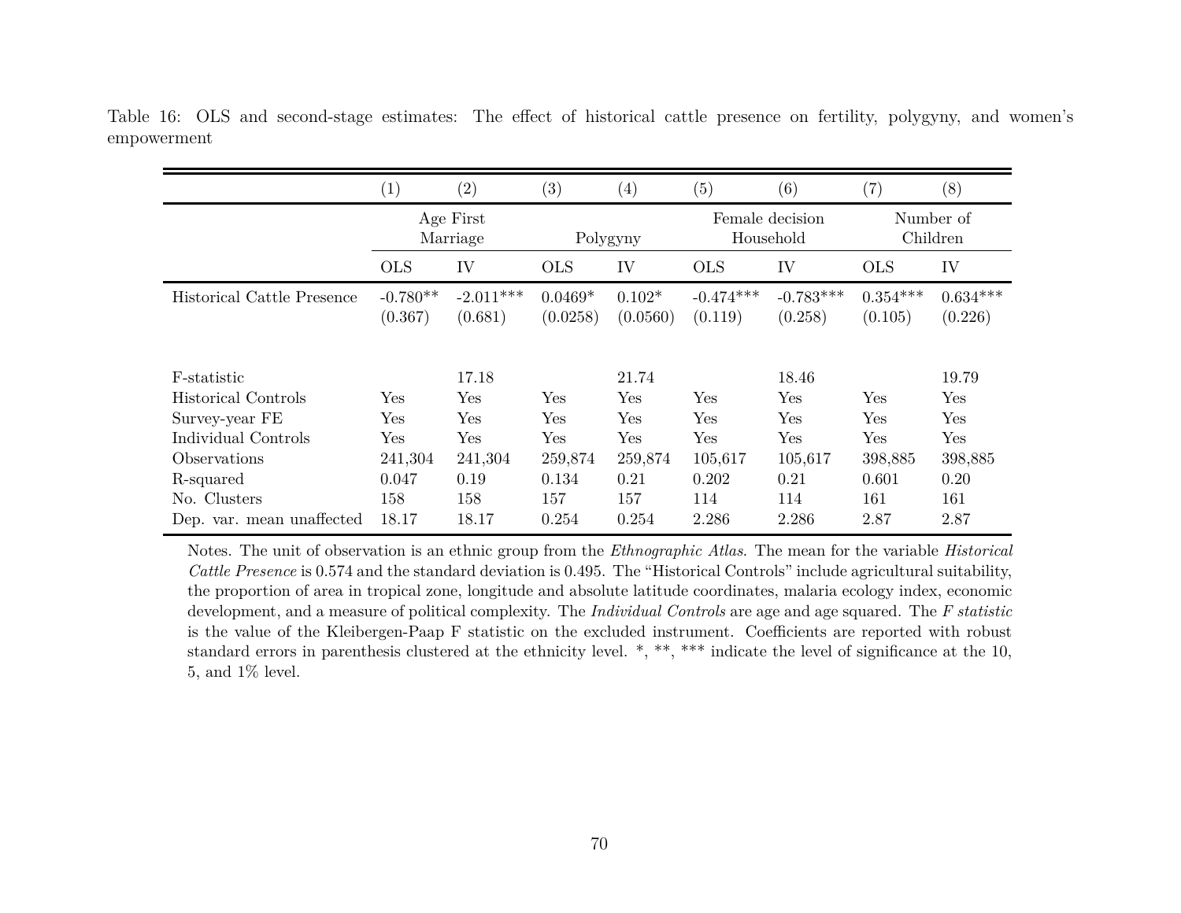Table 16: OLS and second-stage estimates: The effect of historical cattle presence on fertility, polygyny, and women's empowerment

| | (1) | (2) | (3) | (4) | (5) | (6) | (7) | (8) |
|---|---|---|---|---|---|---|---|---|
| | Age First Marriage | | Polygyny | | Female decision Household | | Number of Children | |
| | OLS | IV | OLS | IV | OLS | IV | OLS | IV |
| Historical Cattle Presence | -0.780** | -2.011*** | 0.0469* | 0.102* | -0.474*** | -0.783*** | 0.354*** | 0.634*** |
| | (0.367) | (0.681) | (0.0258) | (0.0560) | (0.119) | (0.258) | (0.105) | (0.226) |
| F-statistic | | 17.18 | | 21.74 | | 18.46 | | 19.79 |
| Historical Controls | Yes | Yes | Yes | Yes | Yes | Yes | Yes | Yes |
| Survey-year FE | Yes | Yes | Yes | Yes | Yes | Yes | Yes | Yes |
| Individual Controls | Yes | Yes | Yes | Yes | Yes | Yes | Yes | Yes |
| Observations | 241,304 | 241,304 | 259,874 | 259,874 | 105,617 | 105,617 | 398,885 | 398,885 |
| R-squared | 0.047 | 0.19 | 0.134 | 0.21 | 0.202 | 0.21 | 0.601 | 0.20 |
| No. Clusters | 158 | 158 | 157 | 157 | 114 | 114 | 161 | 161 |
| Dep. var. mean unaffected | 18.17 | 18.17 | 0.254 | 0.254 | 2.286 | 2.286 | 2.87 | 2.87 |

Notes. The unit of observation is an ethnic group from the *Ethnographic Atlas*. The mean for the variable *Historical Cattle Presence* is 0.574 and the standard deviation is 0.495. The "Historical Controls" include agricultural suitability, the proportion of area in tropical zone, longitude and absolute latitude coordinates, malaria ecology index, economic development, and a measure of political complexity. The *Individual Controls* are age and age squared. The *F statistic* is the value of the Kleibergen-Paap F statistic on the excluded instrument. Coefficients are reported with robust standard errors in parenthesis clustered at the ethnicity level. *, **, *** indicate the level of significance at the 10, 5, and 1% level.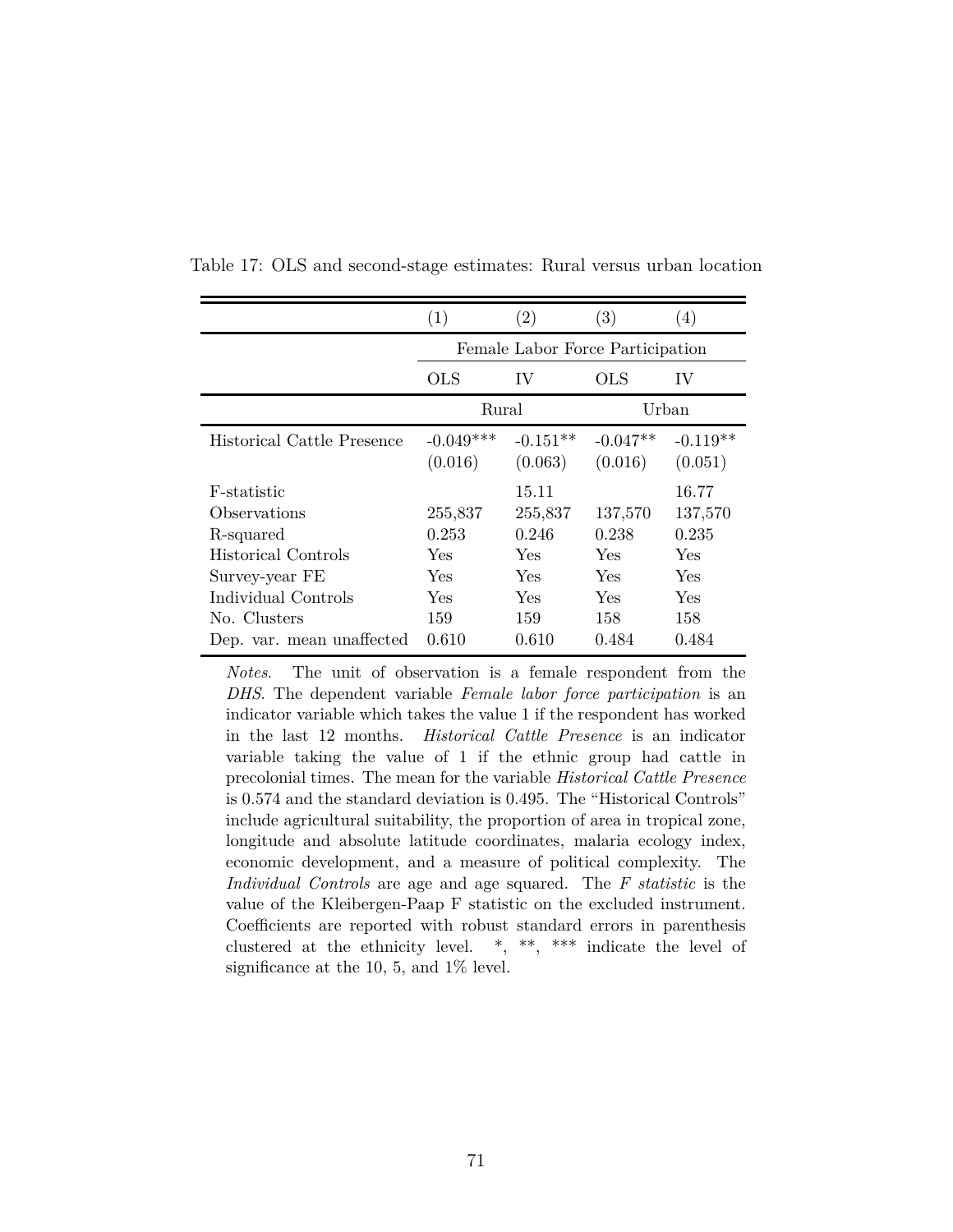Table 17: OLS and second-stage estimates: Rural versus urban location

| | (1) | (2) | (3) | (4) |
|---|---|---|---|---|
| | Female Labor Force Participation | | | |
| | OLS | IV | OLS | IV |
| | Rural | | Urban | |
| Historical Cattle Presence | -0.049*** | -0.151** | -0.047** | -0.119** |
| | (0.016) | (0.063) | (0.016) | (0.051) |
| F-statistic | | 15.11 | | 16.77 |
| Observations | 255,837 | 255,837 | 137,570 | 137,570 |
| R-squared | 0.253 | 0.246 | 0.238 | 0.235 |
| Historical Controls | Yes | Yes | Yes | Yes |
| Survey-year FE | Yes | Yes | Yes | Yes |
| Individual Controls | Yes | Yes | Yes | Yes |
| No. Clusters | 159 | 159 | 158 | 158 |
| Dep. var. mean unaffected | 0.610 | 0.610 | 0.484 | 0.484 |

*Notes*. The unit of observation is a female respondent from the *DHS*. The dependent variable *Female labor force participation* is an indicator variable which takes the value 1 if the respondent has worked in the last 12 months. *Historical Cattle Presence* is an indicator variable taking the value of 1 if the ethnic group had cattle in precolonial times. The mean for the variable *Historical Cattle Presence* is 0.574 and the standard deviation is 0.495. The "Historical Controls" include agricultural suitability, the proportion of area in tropical zone, longitude and absolute latitude coordinates, malaria ecology index, economic development, and a measure of political complexity. The *Individual Controls* are age and age squared. The *F statistic* is the value of the Kleibergen-Paap F statistic on the excluded instrument. Coefficients are reported with robust standard errors in parenthesis clustered at the ethnicity level. *, **, *** indicate the level of significance at the 10, 5, and 1% level.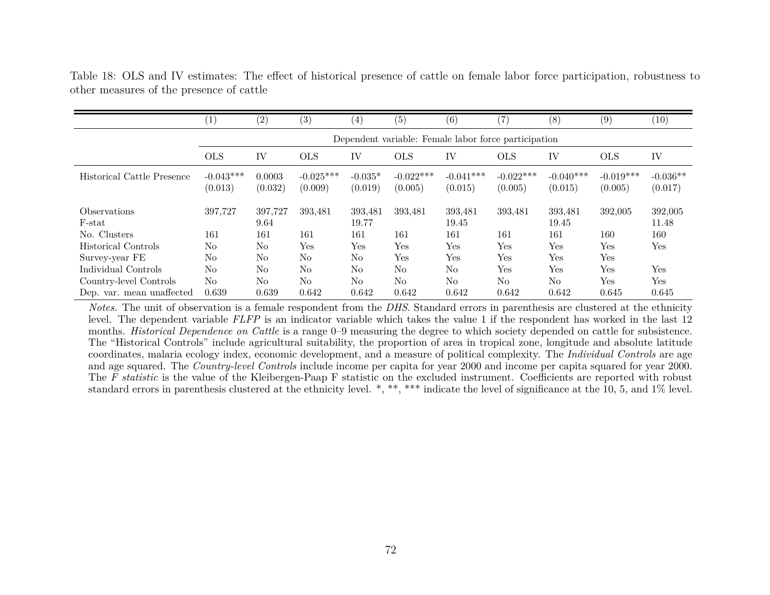Table 18: OLS and IV estimates: The effect of historical presence of cattle on female labor force participation, robustness to other measures of the presence of cattle

| | (1) | (2) | (3) | (4) | (5) | (6) | (7) | (8) | (9) | (10) |
|---|---|---|---|---|---|---|---|---|---|---|
| | Dependent variable: Female labor force participation | | | | | | | | | |
| | OLS | IV | OLS | IV | OLS | IV | OLS | IV | OLS | IV |
| Historical Cattle Presence | -0.043*** | 0.0003 | -0.025*** | -0.035* | -0.022*** | -0.041*** | -0.022*** | -0.040*** | -0.019*** | -0.036** |
| | (0.013) | (0.032) | (0.009) | (0.019) | (0.005) | (0.015) | (0.005) | (0.015) | (0.005) | (0.017) |
| Observations | 397,727 | 397,727 | 393,481 | 393,481 | 393,481 | 393,481 | 393,481 | 393,481 | 392,005 | 392,005 |
| F-stat | | 9.64 | | 19.77 | | 19.45 | | 19.45 | | 11.48 |
| No. Clusters | 161 | 161 | 161 | 161 | 161 | 161 | 161 | 161 | 160 | 160 |
| Historical Controls | No | No | Yes | Yes | Yes | Yes | Yes | Yes | Yes | Yes |
| Survey-year FE | No | No | No | No | Yes | Yes | Yes | Yes | Yes | |
| Individual Controls | No | No | No | No | No | No | Yes | Yes | Yes | Yes |
| Country-level Controls | No | No | No | No | No | No | No | No | Yes | Yes |
| Dep. var. mean unaffected | 0.639 | 0.639 | 0.642 | 0.642 | 0.642 | 0.642 | 0.642 | 0.642 | 0.645 | 0.645 |

*Notes*. The unit of observation is a female respondent from the *DHS*. Standard errors in parenthesis are clustered at the ethnicity level. The dependent variable *FLFP* is an indicator variable which takes the value 1 if the respondent has worked in the last 12 months. *Historical Dependence on Cattle* is a range 0–9 measuring the degree to which society depended on cattle for subsistence. The "Historical Controls" include agricultural suitability, the proportion of area in tropical zone, longitude and absolute latitude coordinates, malaria ecology index, economic development, and a measure of political complexity. The *Individual Controls* are age and age squared. The *Country-level Controls* include income per capita for year 2000 and income per capita squared for year 2000. The *F statistic* is the value of the Kleibergen-Paap F statistic on the excluded instrument. Coefficients are reported with robust standard errors in parenthesis clustered at the ethnicity level. *, **, *** indicate the level of significance at the 10, 5, and 1% level.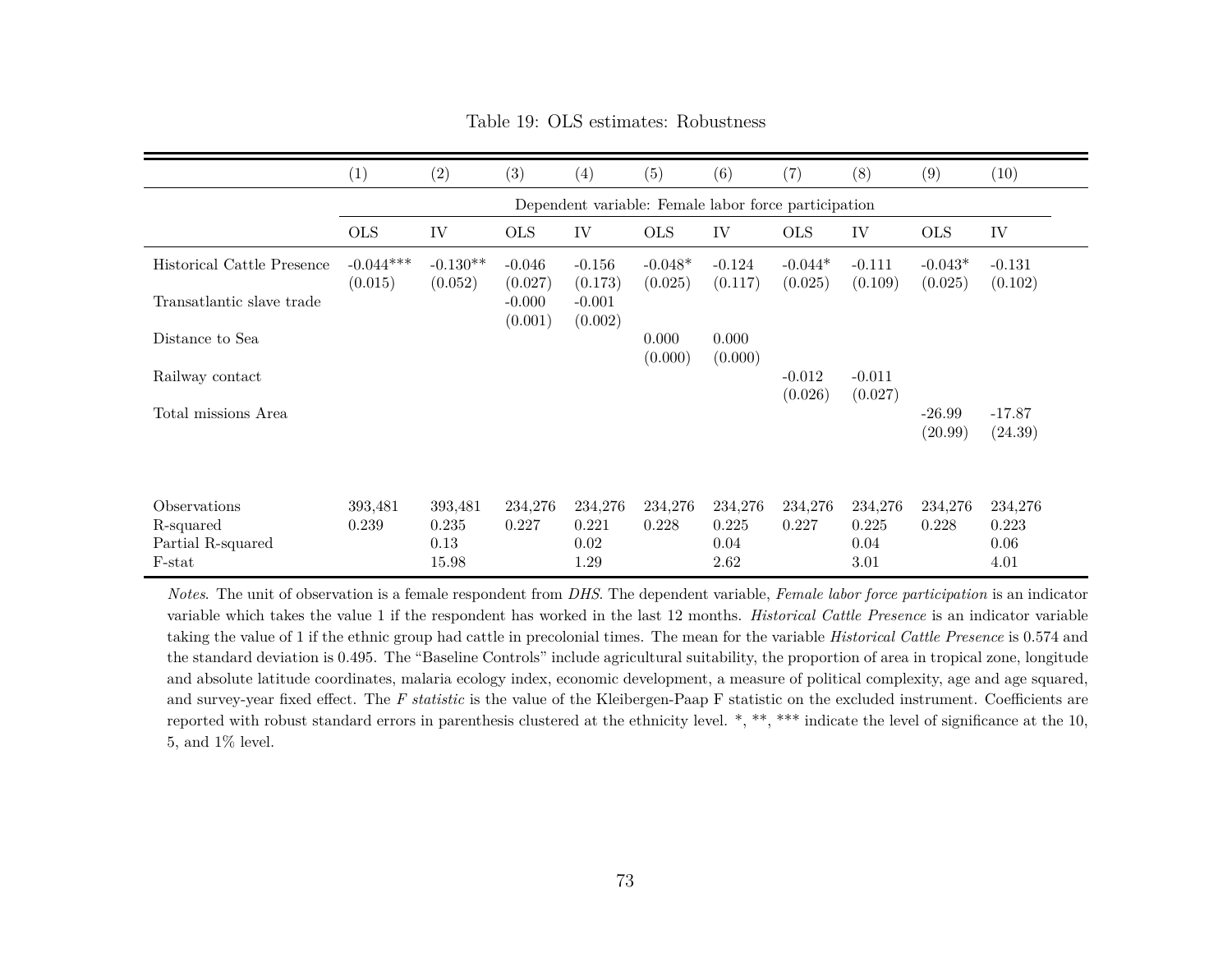Table 19: OLS estimates: Robustness

| | (1) | (2) | (3) | (4) | (5) | (6) | (7) | (8) | (9) | (10) |
|---|---|---|---|---|---|---|---|---|---|---|
| | Dependent variable: Female labor force participation | | | | | | | | | |
| | OLS | IV | OLS | IV | OLS | IV | OLS | IV | OLS | IV |
| Historical Cattle Presence | -0.044*** | -0.130** | -0.046 | -0.156 | -0.048* | -0.124 | -0.044* | -0.111 | -0.043* | -0.131 |
| | (0.015) | (0.052) | (0.027) | (0.173) | (0.025) | (0.117) | (0.025) | (0.109) | (0.025) | (0.102) |
| Transatlantic slave trade | | | -0.000 | -0.001 | | | | | | |
| | | | (0.001) | (0.002) | | | | | | |
| Distance to Sea | | | | | 0.000 | 0.000 | | | | |
| | | | | | (0.000) | (0.000) | | | | |
| Railway contact | | | | | | | -0.012 | -0.011 | | |
| | | | | | | | (0.026) | (0.027) | | |
| Total missions Area | | | | | | | | | -26.99 | -17.87 |
| | | | | | | | | | (20.99) | (24.39) |
| Observations | 393,481 | 393,481 | 234,276 | 234,276 | 234,276 | 234,276 | 234,276 | 234,276 | 234,276 | 234,276 |
| R-squared | 0.239 | 0.235 | 0.227 | 0.221 | 0.228 | 0.225 | 0.227 | 0.225 | 0.228 | 0.223 |
| Partial R-squared | | 0.13 | | 0.02 | | 0.04 | | 0.04 | | 0.06 |
| F-stat | | 15.98 | | 1.29 | | 2.62 | | 3.01 | | 4.01 |

*Notes*. The unit of observation is a female respondent from *DHS*. The dependent variable, *Female labor force participation* is an indicator variable which takes the value 1 if the respondent has worked in the last 12 months. *Historical Cattle Presence* is an indicator variable taking the value of 1 if the ethnic group had cattle in precolonial times. The mean for the variable *Historical Cattle Presence* is 0.574 and the standard deviation is 0.495. The "Baseline Controls" include agricultural suitability, the proportion of area in tropical zone, longitude and absolute latitude coordinates, malaria ecology index, economic development, a measure of political complexity, age and age squared, and survey-year fixed effect. The *F statistic* is the value of the Kleibergen-Paap F statistic on the excluded instrument. Coefficients are reported with robust standard errors in parenthesis clustered at the ethnicity level. *, **, *** indicate the level of significance at the 10, 5, and 1% level.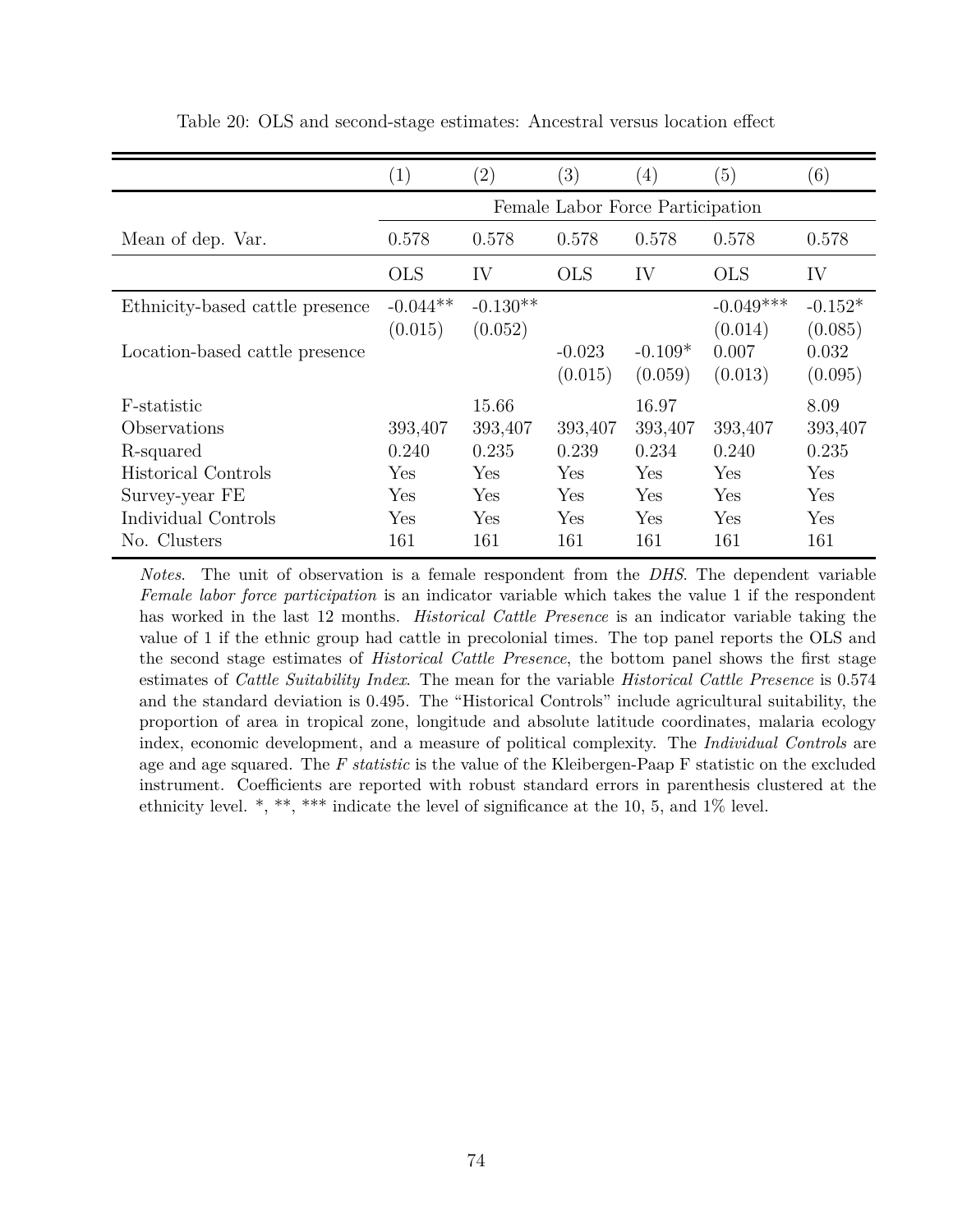Table 20: OLS and second-stage estimates: Ancestral versus location effect

| | (1) | (2) | (3) | (4) | (5) | (6) |
|---|---|---|---|---|---|---|
| | Female Labor Force Participation | | | | | |
| Mean of dep. Var. | 0.578 | 0.578 | 0.578 | 0.578 | 0.578 | 0.578 |
| | OLS | IV | OLS | IV | OLS | IV |
| Ethnicity-based cattle presence | -0.044** | -0.130** | | | -0.049*** | -0.152* |
| | (0.015) | (0.052) | | | (0.014) | (0.085) |
| Location-based cattle presence | | | -0.023 | -0.109* | 0.007 | 0.032 |
| | | | (0.015) | (0.059) | (0.013) | (0.095) |
| F-statistic | | 15.66 | | 16.97 | | 8.09 |
| Observations | 393,407 | 393,407 | 393,407 | 393,407 | 393,407 | 393,407 |
| R-squared | 0.240 | 0.235 | 0.239 | 0.234 | 0.240 | 0.235 |
| Historical Controls | Yes | Yes | Yes | Yes | Yes | Yes |
| Survey-year FE | Yes | Yes | Yes | Yes | Yes | Yes |
| Individual Controls | Yes | Yes | Yes | Yes | Yes | Yes |
| No. Clusters | 161 | 161 | 161 | 161 | 161 | 161 |

*Notes*. The unit of observation is a female respondent from the *DHS*. The dependent variable *Female labor force participation* is an indicator variable which takes the value 1 if the respondent has worked in the last 12 months. *Historical Cattle Presence* is an indicator variable taking the value of 1 if the ethnic group had cattle in precolonial times. The top panel reports the OLS and the second stage estimates of *Historical Cattle Presence*, the bottom panel shows the first stage estimates of *Cattle Suitability Index*. The mean for the variable *Historical Cattle Presence* is 0.574 and the standard deviation is 0.495. The "Historical Controls" include agricultural suitability, the proportion of area in tropical zone, longitude and absolute latitude coordinates, malaria ecology index, economic development, and a measure of political complexity. The *Individual Controls* are age and age squared. The *F statistic* is the value of the Kleibergen-Paap F statistic on the excluded instrument. Coefficients are reported with robust standard errors in parenthesis clustered at the ethnicity level. *, **, *** indicate the level of significance at the 10, 5, and 1% level.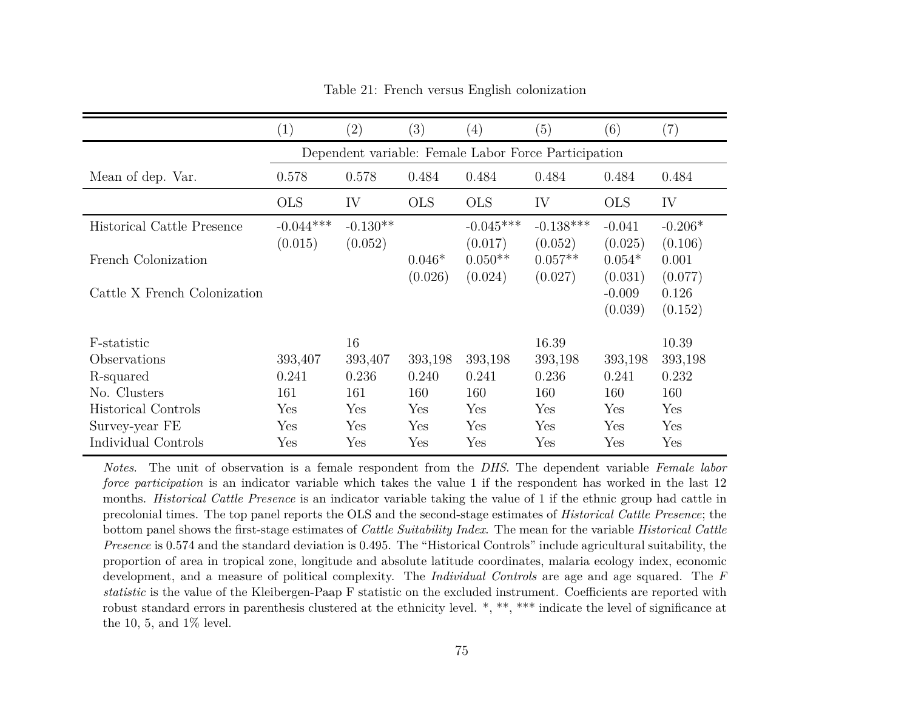Table 21: French versus English colonization

| | (1) | (2) | (3) | (4) | (5) | (6) | (7) |
|---|---|---|---|---|---|---|---|
| | Dependent variable: Female Labor Force Participation | | | | | | |
| Mean of dep. Var. | 0.578 | 0.578 | 0.484 | 0.484 | 0.484 | 0.484 | 0.484 |
| | OLS | IV | OLS | OLS | IV | OLS | IV |
| Historical Cattle Presence | -0.044*** | -0.130** | | -0.045*** | -0.138*** | -0.041 | -0.206* |
| | (0.015) | (0.052) | | (0.017) | (0.052) | (0.025) | (0.106) |
| French Colonization | | | 0.046* | 0.050** | 0.057** | 0.054* | 0.001 |
| | | | (0.026) | (0.024) | (0.027) | (0.031) | (0.077) |
| Cattle X French Colonization | | | | | | -0.009 | 0.126 |
| | | | | | | (0.039) | (0.152) |
| F-statistic | | 16 | | | 16.39 | | 10.39 |
| Observations | 393,407 | 393,407 | 393,198 | 393,198 | 393,198 | 393,198 | 393,198 |
| R-squared | 0.241 | 0.236 | 0.240 | 0.241 | 0.236 | 0.241 | 0.232 |
| No. Clusters | 161 | 161 | 160 | 160 | 160 | 160 | 160 |
| Historical Controls | Yes | Yes | Yes | Yes | Yes | Yes | Yes |
| Survey-year FE | Yes | Yes | Yes | Yes | Yes | Yes | Yes |
| Individual Controls | Yes | Yes | Yes | Yes | Yes | Yes | Yes |

*Notes*. The unit of observation is a female respondent from the *DHS*. The dependent variable *Female labor force participation* is an indicator variable which takes the value 1 if the respondent has worked in the last 12 months. *Historical Cattle Presence* is an indicator variable taking the value of 1 if the ethnic group had cattle in precolonial times. The top panel reports the OLS and the second-stage estimates of *Historical Cattle Presence*; the bottom panel shows the first-stage estimates of *Cattle Suitability Index*. The mean for the variable *Historical Cattle Presence* is 0.574 and the standard deviation is 0.495. The "Historical Controls" include agricultural suitability, the proportion of area in tropical zone, longitude and absolute latitude coordinates, malaria ecology index, economic development, and a measure of political complexity. The *Individual Controls* are age and age squared. The *F statistic* is the value of the Kleibergen-Paap F statistic on the excluded instrument. Coefficients are reported with robust standard errors in parenthesis clustered at the ethnicity level. *, **, *** indicate the level of significance at the 10, 5, and 1% level.